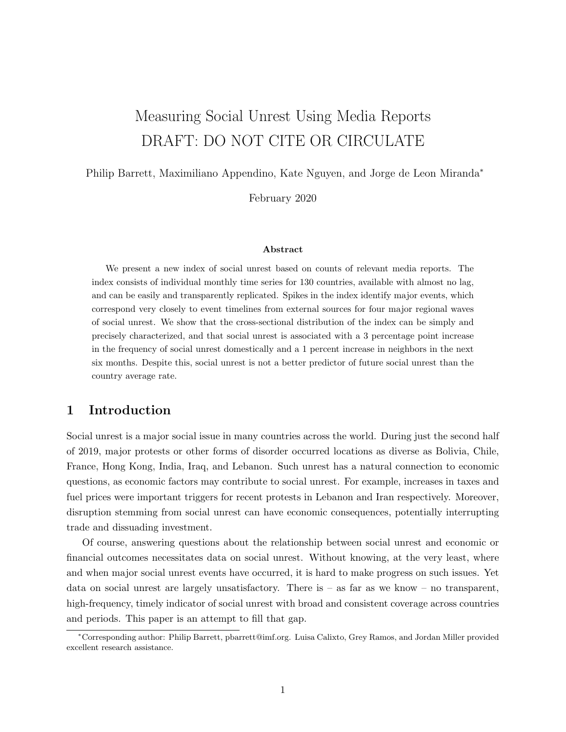# Measuring Social Unrest Using Media Reports
DRAFT: DO NOT CITE OR CIRCULATE

Philip Barrett, Maximiliano Appendino, Kate Nguyen, and Jorge de Leon Miranda*

February 2020

**Abstract**

We present a new index of social unrest based on counts of relevant media reports. The index consists of individual monthly time series for 130 countries, available with almost no lag, and can be easily and transparently replicated. Spikes in the index identify major events, which correspond very closely to event timelines from external sources for four major regional waves of social unrest. We show that the cross-sectional distribution of the index can be simply and precisely characterized, and that social unrest is associated with a 3 percentage point increase in the frequency of social unrest domestically and a 1 percent increase in neighbors in the next six months. Despite this, social unrest is not a better predictor of future social unrest than the country average rate.

## 1 Introduction

Social unrest is a major social issue in many countries across the world. During just the second half of 2019, major protests or other forms of disorder occurred locations as diverse as Bolivia, Chile, France, Hong Kong, India, Iraq, and Lebanon. Such unrest has a natural connection to economic questions, as economic factors may contribute to social unrest. For example, increases in taxes and fuel prices were important triggers for recent protests in Lebanon and Iran respectively. Moreover, disruption stemming from social unrest can have economic consequences, potentially interrupting trade and dissuading investment.

Of course, answering questions about the relationship between social unrest and economic or financial outcomes necessitates data on social unrest. Without knowing, at the very least, where and when major social unrest events have occurred, it is hard to make progress on such issues. Yet data on social unrest are largely unsatisfactory. There is – as far as we know – no transparent, high-frequency, timely indicator of social unrest with broad and consistent coverage across countries and periods. This paper is an attempt to fill that gap.

*Corresponding author: Philip Barrett, pbarrett@imf.org. Luisa Calixto, Grey Ramos, and Jordan Miller provided excellent research assistance.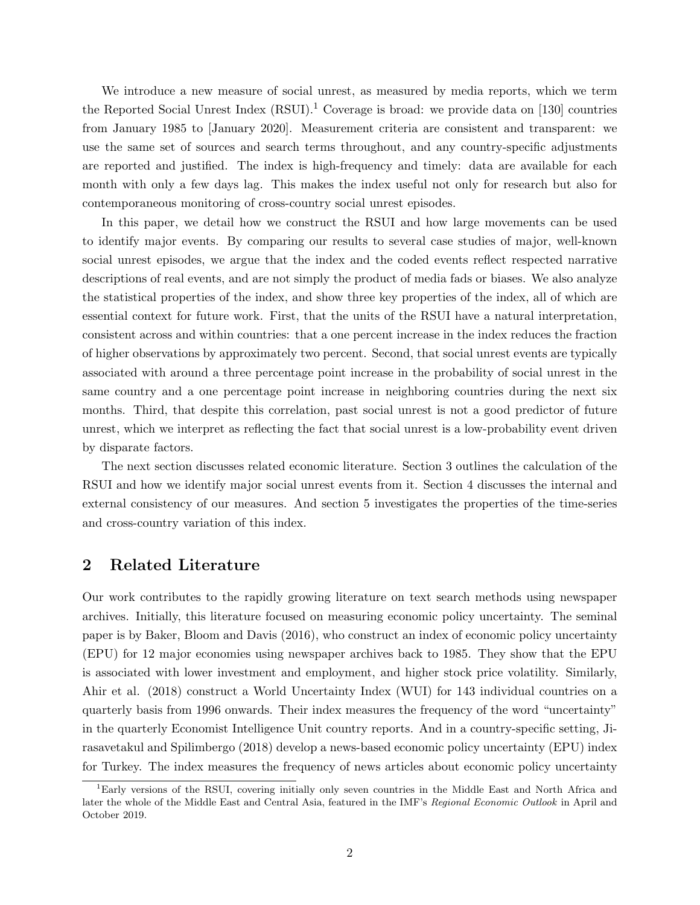We introduce a new measure of social unrest, as measured by media reports, which we term the Reported Social Unrest Index (RSUI).[1] Coverage is broad: we provide data on [130] countries from January 1985 to [January 2020]. Measurement criteria are consistent and transparent: we use the same set of sources and search terms throughout, and any country-specific adjustments are reported and justified. The index is high-frequency and timely: data are available for each month with only a few days lag. This makes the index useful not only for research but also for contemporaneous monitoring of cross-country social unrest episodes.

In this paper, we detail how we construct the RSUI and how large movements can be used to identify major events. By comparing our results to several case studies of major, well-known social unrest episodes, we argue that the index and the coded events reflect respected narrative descriptions of real events, and are not simply the product of media fads or biases. We also analyze the statistical properties of the index, and show three key properties of the index, all of which are essential context for future work. First, that the units of the RSUI have a natural interpretation, consistent across and within countries: that a one percent increase in the index reduces the fraction of higher observations by approximately two percent. Second, that social unrest events are typically associated with around a three percentage point increase in the probability of social unrest in the same country and a one percentage point increase in neighboring countries during the next six months. Third, that despite this correlation, past social unrest is not a good predictor of future unrest, which we interpret as reflecting the fact that social unrest is a low-probability event driven by disparate factors.

The next section discusses related economic literature. Section 3 outlines the calculation of the RSUI and how we identify major social unrest events from it. Section 4 discusses the internal and external consistency of our measures. And section 5 investigates the properties of the time-series and cross-country variation of this index.

## 2 Related Literature

Our work contributes to the rapidly growing literature on text search methods using newspaper archives. Initially, this literature focused on measuring economic policy uncertainty. The seminal paper is by Baker, Bloom and Davis (2016), who construct an index of economic policy uncertainty (EPU) for 12 major economies using newspaper archives back to 1985. They show that the EPU is associated with lower investment and employment, and higher stock price volatility. Similarly, Ahir et al. (2018) construct a World Uncertainty Index (WUI) for 143 individual countries on a quarterly basis from 1996 onwards. Their index measures the frequency of the word "uncertainty" in the quarterly Economist Intelligence Unit country reports. And in a country-specific setting, Jirasavetakul and Spilimbergo (2018) develop a news-based economic policy uncertainty (EPU) index for Turkey. The index measures the frequency of news articles about economic policy uncertainty

[1] Early versions of the RSUI, covering initially only seven countries in the Middle East and North Africa and later the whole of the Middle East and Central Asia, featured in the IMF's *Regional Economic Outlook* in April and October 2019.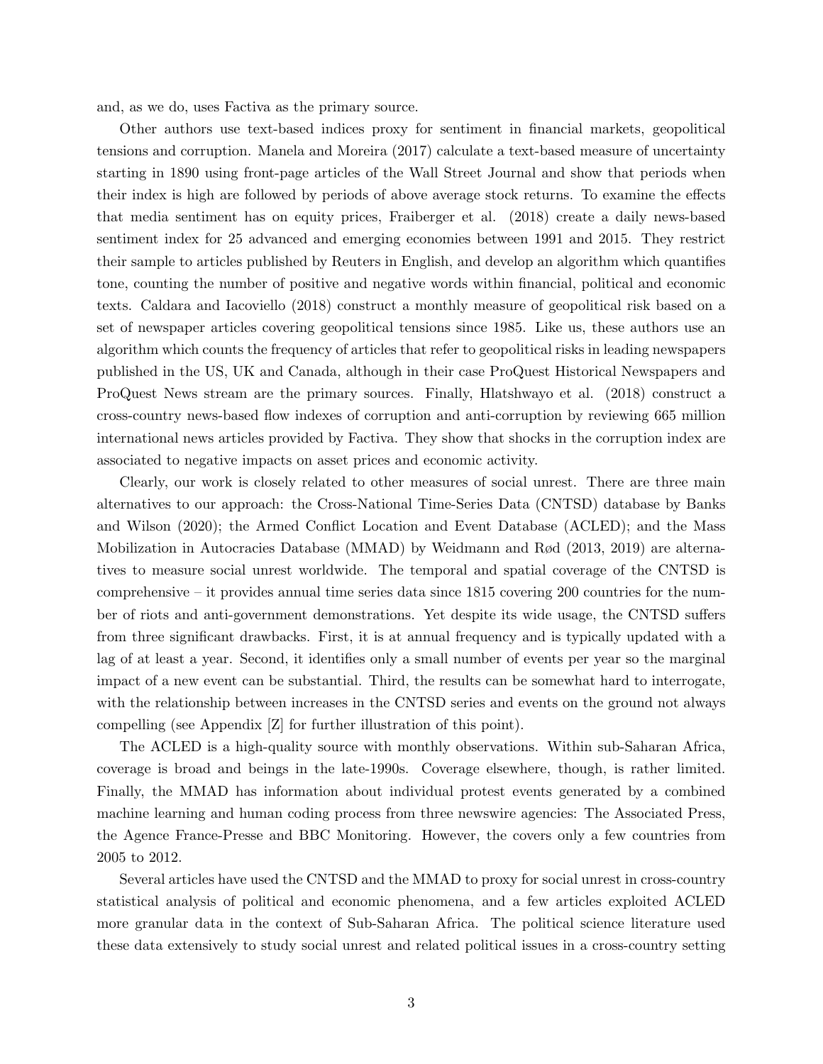and, as we do, uses Factiva as the primary source.

Other authors use text-based indices proxy for sentiment in financial markets, geopolitical tensions and corruption. Manela and Moreira (2017) calculate a text-based measure of uncertainty starting in 1890 using front-page articles of the Wall Street Journal and show that periods when their index is high are followed by periods of above average stock returns. To examine the effects that media sentiment has on equity prices, Fraiberger et al. (2018) create a daily news-based sentiment index for 25 advanced and emerging economies between 1991 and 2015. They restrict their sample to articles published by Reuters in English, and develop an algorithm which quantifies tone, counting the number of positive and negative words within financial, political and economic texts. Caldara and Iacoviello (2018) construct a monthly measure of geopolitical risk based on a set of newspaper articles covering geopolitical tensions since 1985. Like us, these authors use an algorithm which counts the frequency of articles that refer to geopolitical risks in leading newspapers published in the US, UK and Canada, although in their case ProQuest Historical Newspapers and ProQuest News stream are the primary sources. Finally, Hlatshwayo et al. (2018) construct a cross-country news-based flow indexes of corruption and anti-corruption by reviewing 665 million international news articles provided by Factiva. They show that shocks in the corruption index are associated to negative impacts on asset prices and economic activity.

Clearly, our work is closely related to other measures of social unrest. There are three main alternatives to our approach: the Cross-National Time-Series Data (CNTSD) database by Banks and Wilson (2020); the Armed Conflict Location and Event Database (ACLED); and the Mass Mobilization in Autocracies Database (MMAD) by Weidmann and Rød (2013, 2019) are alternatives to measure social unrest worldwide. The temporal and spatial coverage of the CNTSD is comprehensive – it provides annual time series data since 1815 covering 200 countries for the number of riots and anti-government demonstrations. Yet despite its wide usage, the CNTSD suffers from three significant drawbacks. First, it is at annual frequency and is typically updated with a lag of at least a year. Second, it identifies only a small number of events per year so the marginal impact of a new event can be substantial. Third, the results can be somewhat hard to interrogate, with the relationship between increases in the CNTSD series and events on the ground not always compelling (see Appendix [Z] for further illustration of this point).

The ACLED is a high-quality source with monthly observations. Within sub-Saharan Africa, coverage is broad and beings in the late-1990s. Coverage elsewhere, though, is rather limited. Finally, the MMAD has information about individual protest events generated by a combined machine learning and human coding process from three newswire agencies: The Associated Press, the Agence France-Presse and BBC Monitoring. However, the covers only a few countries from 2005 to 2012.

Several articles have used the CNTSD and the MMAD to proxy for social unrest in cross-country statistical analysis of political and economic phenomena, and a few articles exploited ACLED more granular data in the context of Sub-Saharan Africa. The political science literature used these data extensively to study social unrest and related political issues in a cross-country setting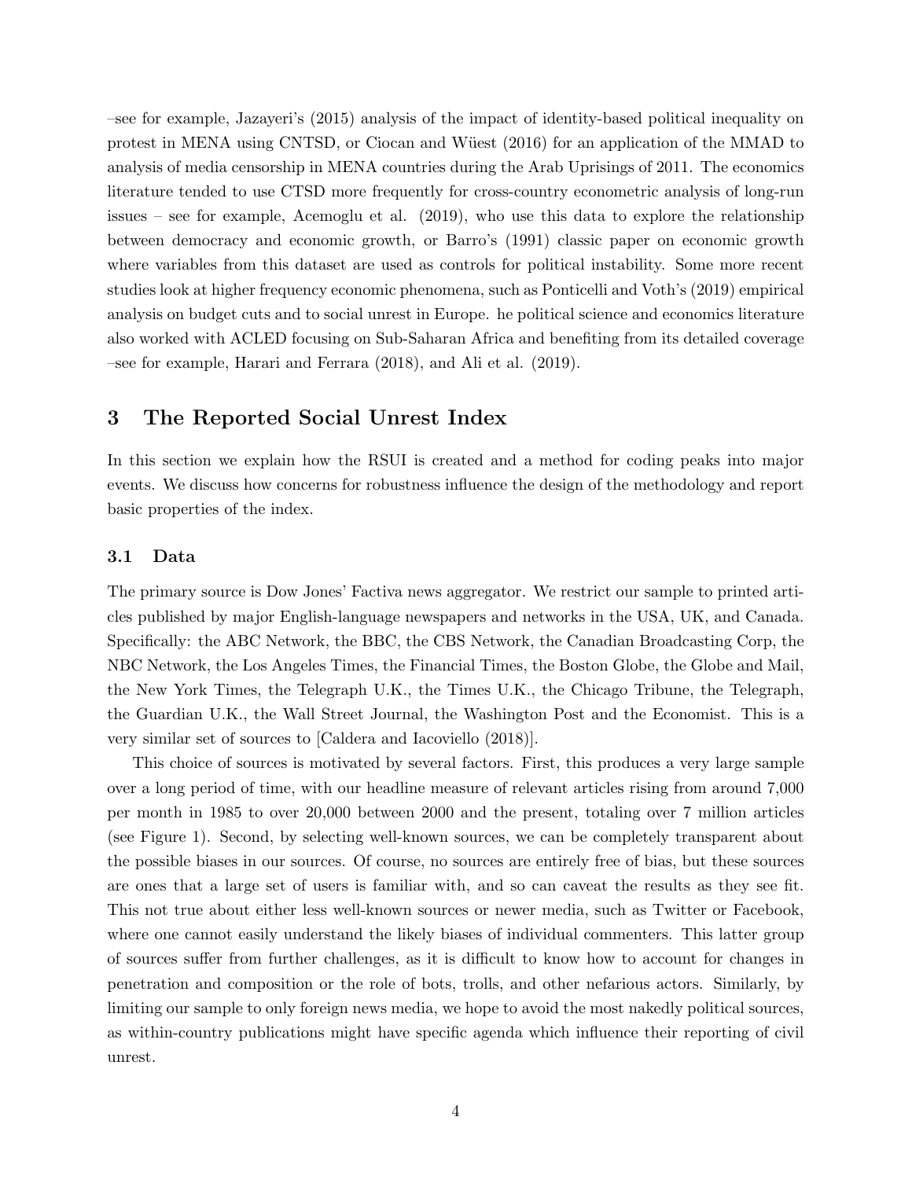–see for example, Jazayeri's (2015) analysis of the impact of identity-based political inequality on protest in MENA using CNTSD, or Ciocan and Wüest (2016) for an application of the MMAD to analysis of media censorship in MENA countries during the Arab Uprisings of 2011. The economics literature tended to use CTSD more frequently for cross-country econometric analysis of long-run issues – see for example, Acemoglu et al. (2019), who use this data to explore the relationship between democracy and economic growth, or Barro's (1991) classic paper on economic growth where variables from this dataset are used as controls for political instability. Some more recent studies look at higher frequency economic phenomena, such as Ponticelli and Voth's (2019) empirical analysis on budget cuts and to social unrest in Europe. he political science and economics literature also worked with ACLED focusing on Sub-Saharan Africa and benefiting from its detailed coverage –see for example, Harari and Ferrara (2018), and Ali et al. (2019).

# 3 The Reported Social Unrest Index

In this section we explain how the RSUI is created and a method for coding peaks into major events. We discuss how concerns for robustness influence the design of the methodology and report basic properties of the index.

## 3.1 Data

The primary source is Dow Jones' Factiva news aggregator. We restrict our sample to printed articles published by major English-language newspapers and networks in the USA, UK, and Canada. Specifically: the ABC Network, the BBC, the CBS Network, the Canadian Broadcasting Corp, the NBC Network, the Los Angeles Times, the Financial Times, the Boston Globe, the Globe and Mail, the New York Times, the Telegraph U.K., the Times U.K., the Chicago Tribune, the Telegraph, the Guardian U.K., the Wall Street Journal, the Washington Post and the Economist. This is a very similar set of sources to [Caldera and Iacoviello (2018)].

This choice of sources is motivated by several factors. First, this produces a very large sample over a long period of time, with our headline measure of relevant articles rising from around 7,000 per month in 1985 to over 20,000 between 2000 and the present, totaling over 7 million articles (see Figure 1). Second, by selecting well-known sources, we can be completely transparent about the possible biases in our sources. Of course, no sources are entirely free of bias, but these sources are ones that a large set of users is familiar with, and so can caveat the results as they see fit. This not true about either less well-known sources or newer media, such as Twitter or Facebook, where one cannot easily understand the likely biases of individual commenters. This latter group of sources suffer from further challenges, as it is difficult to know how to account for changes in penetration and composition or the role of bots, trolls, and other nefarious actors. Similarly, by limiting our sample to only foreign news media, we hope to avoid the most nakedly political sources, as within-country publications might have specific agenda which influence their reporting of civil unrest.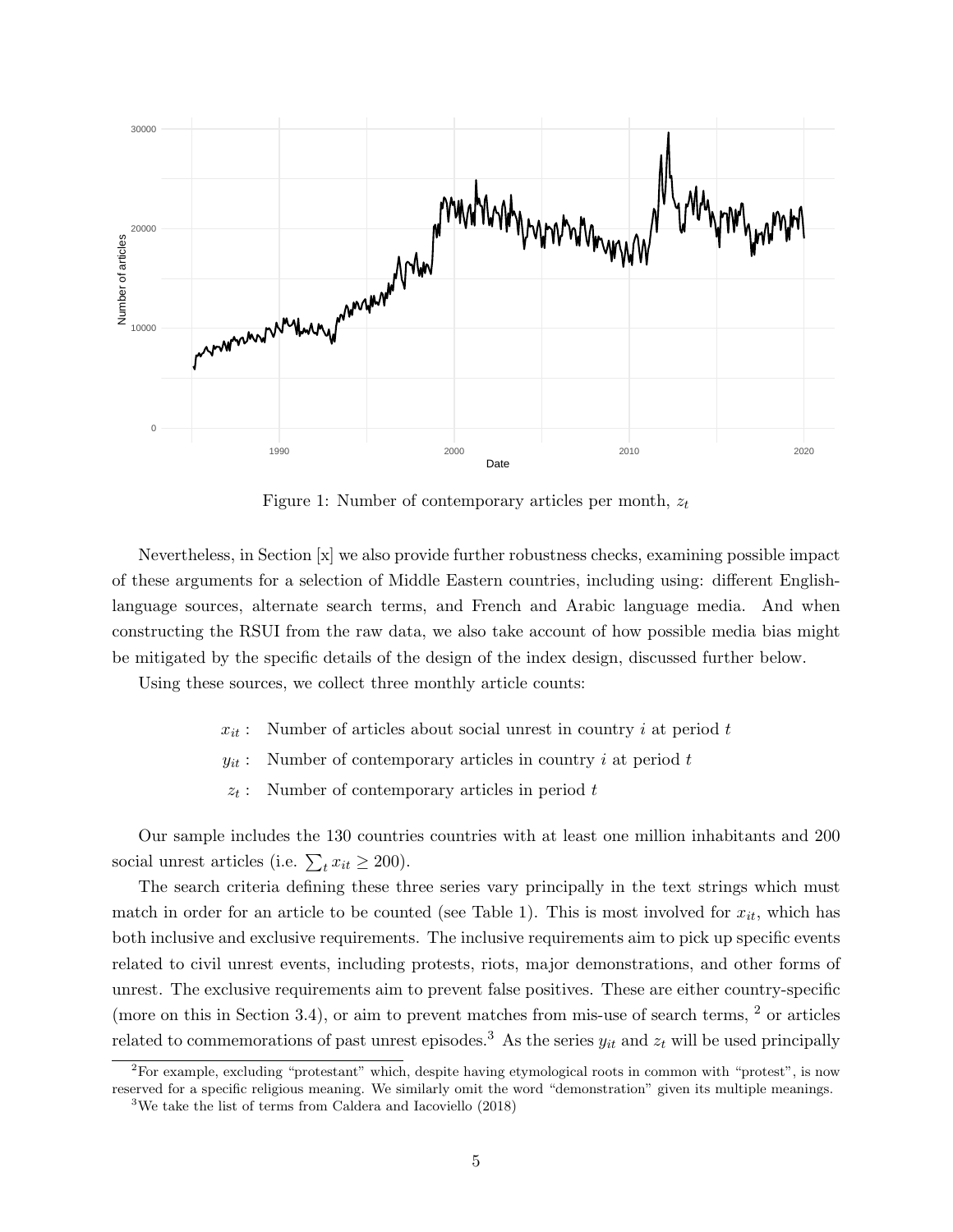Figure 1: Number of contemporary articles per month, $z_t$

Nevertheless, in Section [x] we also provide further robustness checks, examining possible impact of these arguments for a selection of Middle Eastern countries, including using: different English-language sources, alternate search terms, and French and Arabic language media. And when constructing the RSUI from the raw data, we also take account of how possible media bias might be mitigated by the specific details of the design of the index design, discussed further below.

Using these sources, we collect three monthly article counts:

$$
\begin{aligned}
x_{it} &: \quad \text{Number of articles about social unrest in country } i \text{ at period } t \\
y_{it} &: \quad \text{Number of contemporary articles in country } i \text{ at period } t \\
z_t &: \quad \text{Number of contemporary articles in period } t
\end{aligned}
$$

Our sample includes the 130 countries countries with at least one million inhabitants and 200 social unrest articles (i.e. $\sum_t x_{it} \geq 200$).

The search criteria defining these three series vary principally in the text strings which must match in order for an article to be counted (see Table 1). This is most involved for $x_{it}$, which has both inclusive and exclusive requirements. The inclusive requirements aim to pick up specific events related to civil unrest events, including protests, riots, major demonstrations, and other forms of unrest. The exclusive requirements aim to prevent false positives. These are either country-specific (more on this in Section 3.4), or aim to prevent matches from mis-use of search terms, [2] or articles related to commemorations of past unrest episodes.[3] As the series $y_{it}$ and $z_t$ will be used principally

[2] For example, excluding "protestant" which, despite having etymological roots in common with "protest", is now reserved for a specific religious meaning. We similarly omit the word "demonstration" given its multiple meanings.

[3] We take the list of terms from Caldera and Iacoviello (2018)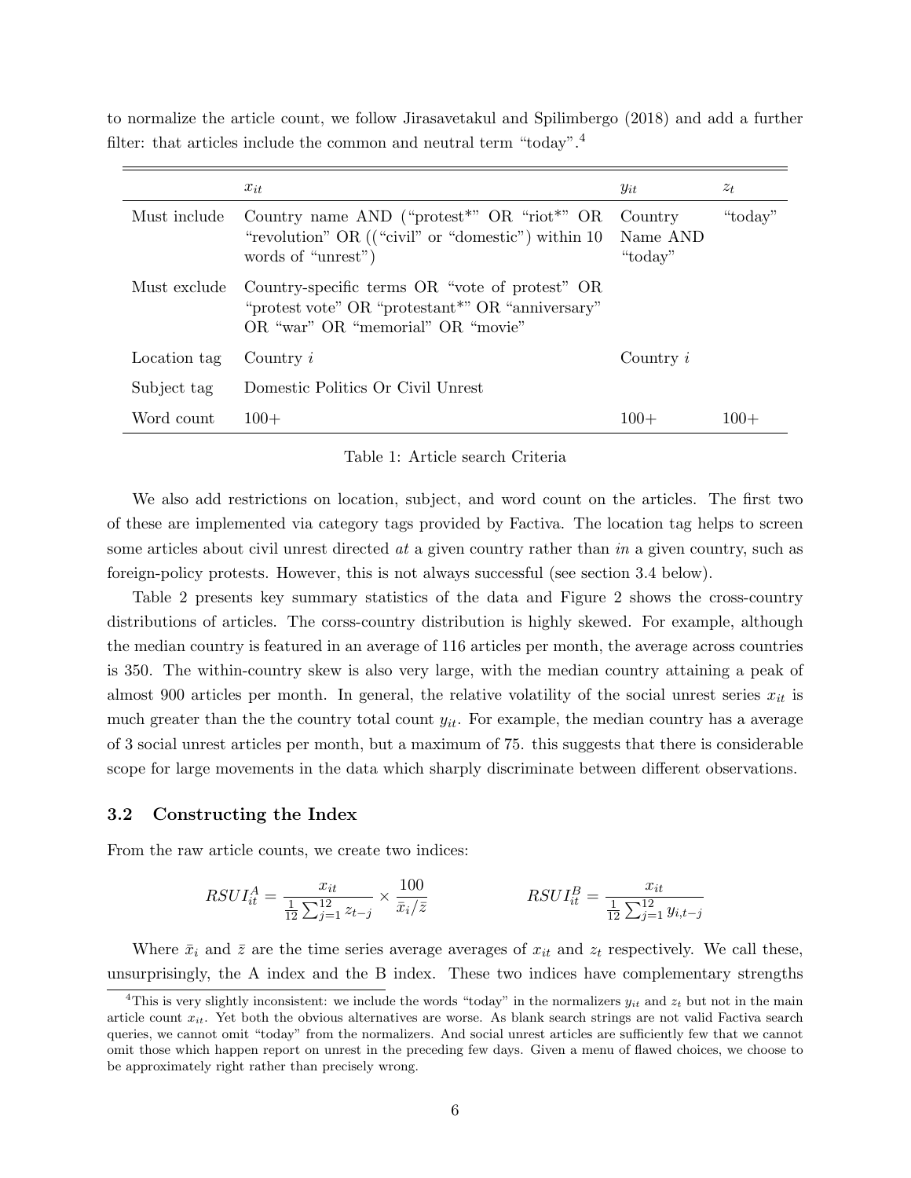to normalize the article count, we follow Jirasavetakul and Spilimbergo (2018) and add a further filter: that articles include the common and neutral term "today".[4]

| | $x_{it}$ | $y_{it}$ | $z_t$ |
|---|---|---|---|
| Must include | Country name AND ("protest*" OR "riot*" OR "revolution" OR (("civil" or "domestic") within 10 words of "unrest") | Country Name AND "today" | "today" |
| Must exclude | Country-specific terms OR "vote of protest" OR "protest vote" OR "protestant*" OR "anniversary" OR "war" OR "memorial" OR "movie" | | |
| Location tag | Country $i$ | Country $i$ | |
| Subject tag | Domestic Politics Or Civil Unrest | | |
| Word count | 100+ | 100+ | 100+ |

Table 1: Article search Criteria

We also add restrictions on location, subject, and word count on the articles. The first two of these are implemented via category tags provided by Factiva. The location tag helps to screen some articles about civil unrest directed *at* a given country rather than *in* a given country, such as foreign-policy protests. However, this is not always successful (see section 3.4 below).

Table 2 presents key summary statistics of the data and Figure 2 shows the cross-country distributions of articles. The corss-country distribution is highly skewed. For example, although the median country is featured in an average of 116 articles per month, the average across countries is 350. The within-country skew is also very large, with the median country attaining a peak of almost 900 articles per month. In general, the relative volatility of the social unrest series $x_{it}$ is much greater than the the country total count $y_{it}$. For example, the median country has a average of 3 social unrest articles per month, but a maximum of 75. this suggests that there is considerable scope for large movements in the data which sharply discriminate between different observations.

### 3.2 Constructing the Index

From the raw article counts, we create two indices:

$$RSUI_{it}^{A} = \frac{x_{it}}{\frac{1}{12}\sum_{j=1}^{12} z_{t-j}} \times \frac{100}{\bar{x}_i/\bar{z}} \qquad\qquad RSUI_{it}^{B} = \frac{x_{it}}{\frac{1}{12}\sum_{j=1}^{12} y_{i,t-j}}$$

Where $\bar{x}_i$ and $\bar{z}$ are the time series average averages of $x_{it}$ and $z_t$ respectively. We call these, unsurprisingly, the A index and the B index. These two indices have complementary strengths

[4] This is very slightly inconsistent: we include the words "today" in the normalizers $y_{it}$ and $z_t$ but not in the main article count $x_{it}$. Yet both the obvious alternatives are worse. As blank search strings are not valid Factiva search queries, we cannot omit "today" from the normalizers. And social unrest articles are sufficiently few that we cannot omit those which happen report on unrest in the preceding few days. Given a menu of flawed choices, we choose to be approximately right rather than precisely wrong.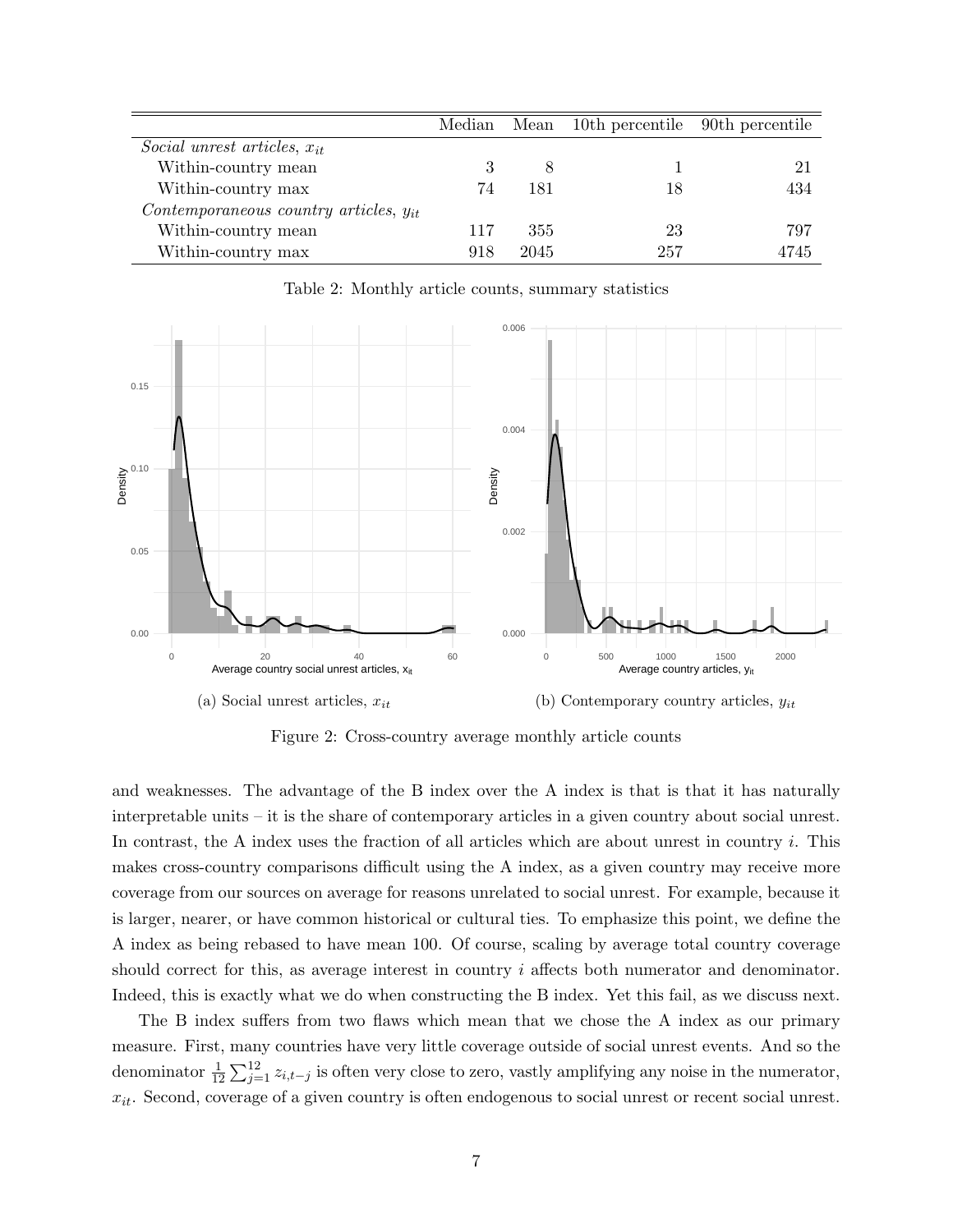|  | Median | Mean | 10th percentile | 90th percentile |
|---|---|---|---|---|
| *Social unrest articles, $x_{it}$* |  |  |  |  |
| Within-country mean | 3 | 8 | 1 | 21 |
| Within-country max | 74 | 181 | 18 | 434 |
| *Contemporaneous country articles, $y_{it}$* |  |  |  |  |
| Within-country mean | 117 | 355 | 23 | 797 |
| Within-country max | 918 | 2045 | 257 | 4745 |

Table 2: Monthly article counts, summary statistics

(a) Social unrest articles, $x_{it}$

(b) Contemporary country articles, $y_{it}$

Figure 2: Cross-country average monthly article counts

and weaknesses. The advantage of the B index over the A index is that is that it has naturally interpretable units – it is the share of contemporary articles in a given country about social unrest. In contrast, the A index uses the fraction of all articles which are about unrest in country $i$. This makes cross-country comparisons difficult using the A index, as a given country may receive more coverage from our sources on average for reasons unrelated to social unrest. For example, because it is larger, nearer, or have common historical or cultural ties. To emphasize this point, we define the A index as being rebased to have mean 100. Of course, scaling by average total country coverage should correct for this, as average interest in country $i$ affects both numerator and denominator. Indeed, this is exactly what we do when constructing the B index. Yet this fail, as we discuss next.

The B index suffers from two flaws which mean that we chose the A index as our primary measure. First, many countries have very little coverage outside of social unrest events. And so the denominator $\frac{1}{12}\sum_{j=1}^{12} z_{i,t-j}$ is often very close to zero, vastly amplifying any noise in the numerator, $x_{it}$. Second, coverage of a given country is often endogenous to social unrest or recent social unrest.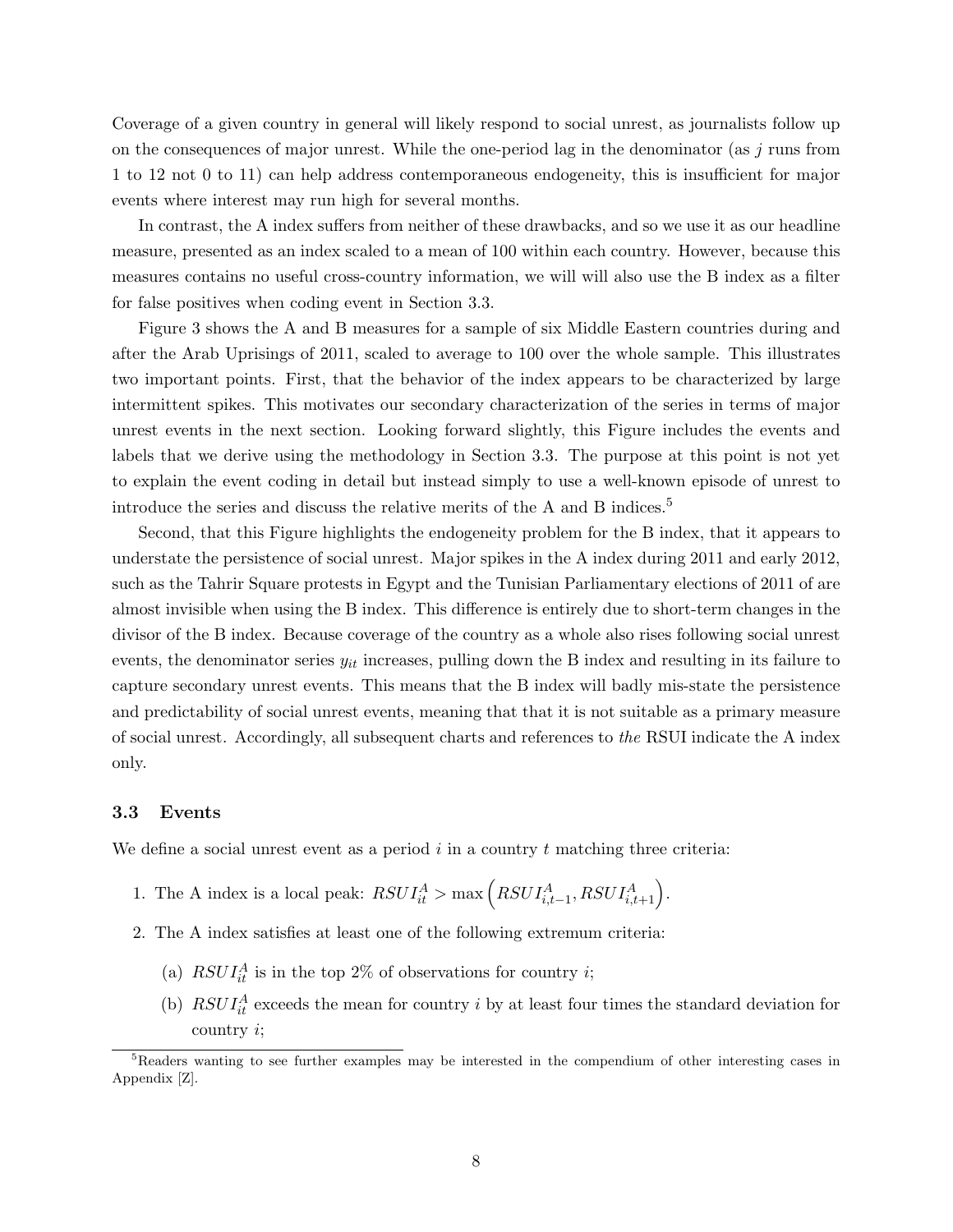Coverage of a given country in general will likely respond to social unrest, as journalists follow up on the consequences of major unrest. While the one-period lag in the denominator (as $j$ runs from 1 to 12 not 0 to 11) can help address contemporaneous endogeneity, this is insufficient for major events where interest may run high for several months.

In contrast, the A index suffers from neither of these drawbacks, and so we use it as our headline measure, presented as an index scaled to a mean of 100 within each country. However, because this measures contains no useful cross-country information, we will will also use the B index as a filter for false positives when coding event in Section 3.3.

Figure 3 shows the A and B measures for a sample of six Middle Eastern countries during and after the Arab Uprisings of 2011, scaled to average to 100 over the whole sample. This illustrates two important points. First, that the behavior of the index appears to be characterized by large intermittent spikes. This motivates our secondary characterization of the series in terms of major unrest events in the next section. Looking forward slightly, this Figure includes the events and labels that we derive using the methodology in Section 3.3. The purpose at this point is not yet to explain the event coding in detail but instead simply to use a well-known episode of unrest to introduce the series and discuss the relative merits of the A and B indices.[5]

Second, that this Figure highlights the endogeneity problem for the B index, that it appears to understate the persistence of social unrest. Major spikes in the A index during 2011 and early 2012, such as the Tahrir Square protests in Egypt and the Tunisian Parliamentary elections of 2011 of are almost invisible when using the B index. This difference is entirely due to short-term changes in the divisor of the B index. Because coverage of the country as a whole also rises following social unrest events, the denominator series $y_{it}$ increases, pulling down the B index and resulting in its failure to capture secondary unrest events. This means that the B index will badly mis-state the persistence and predictability of social unrest events, meaning that that it is not suitable as a primary measure of social unrest. Accordingly, all subsequent charts and references to *the* RSUI indicate the A index only.

### 3.3 Events

We define a social unrest event as a period $i$ in a country $t$ matching three criteria:

1. The A index is a local peak: $RSUI^A_{it} > \max\left(RSUI^A_{i,t-1}, RSUI^A_{i,t+1}\right)$.
2. The A index satisfies at least one of the following extremum criteria:
   (a) $RSUI^A_{it}$ is in the top 2% of observations for country $i$;
   (b) $RSUI^A_{it}$ exceeds the mean for country $i$ by at least four times the standard deviation for country $i$;

[5] Readers wanting to see further examples may be interested in the compendium of other interesting cases in Appendix [Z].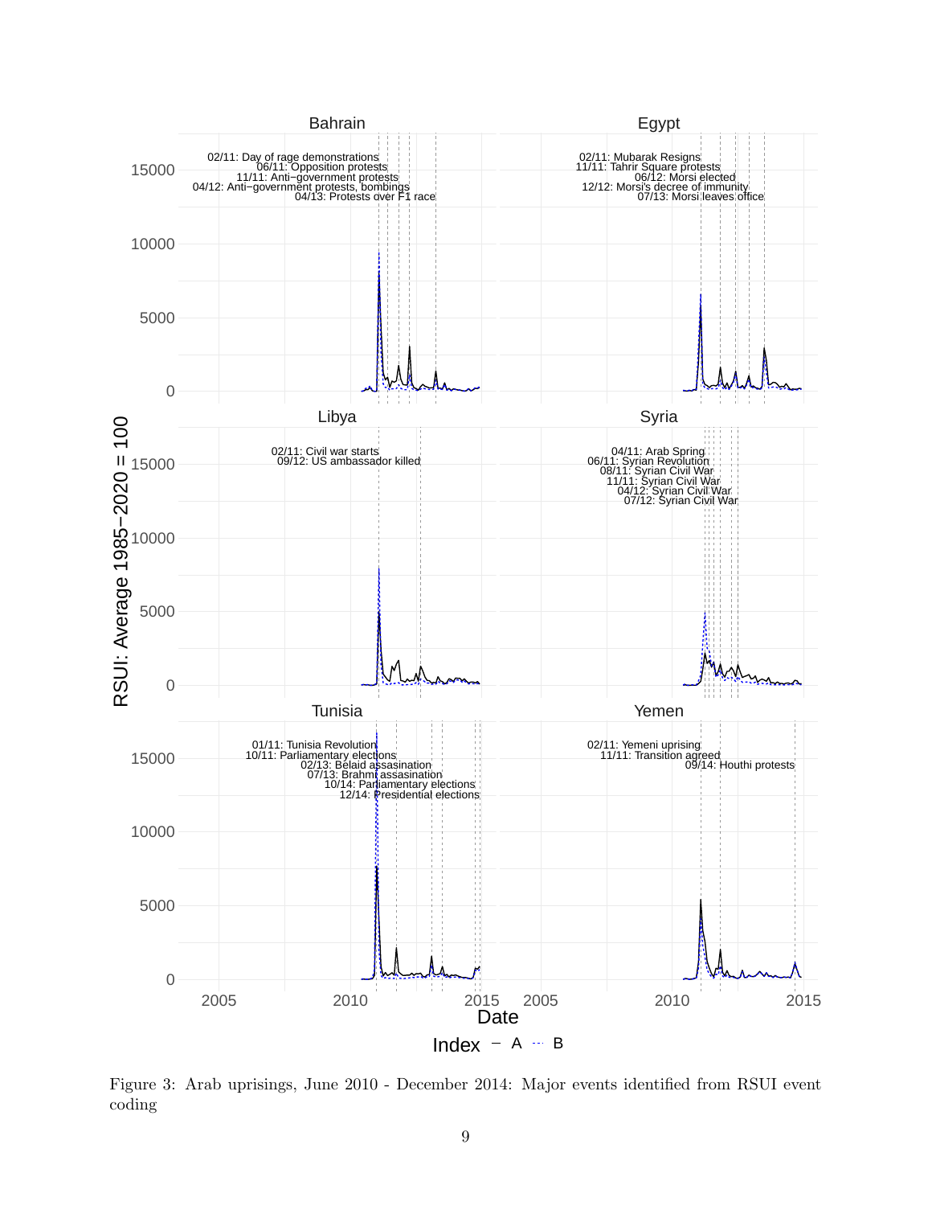Figure 3: Arab uprisings, June 2010 - December 2014: Major events identified from RSUI event coding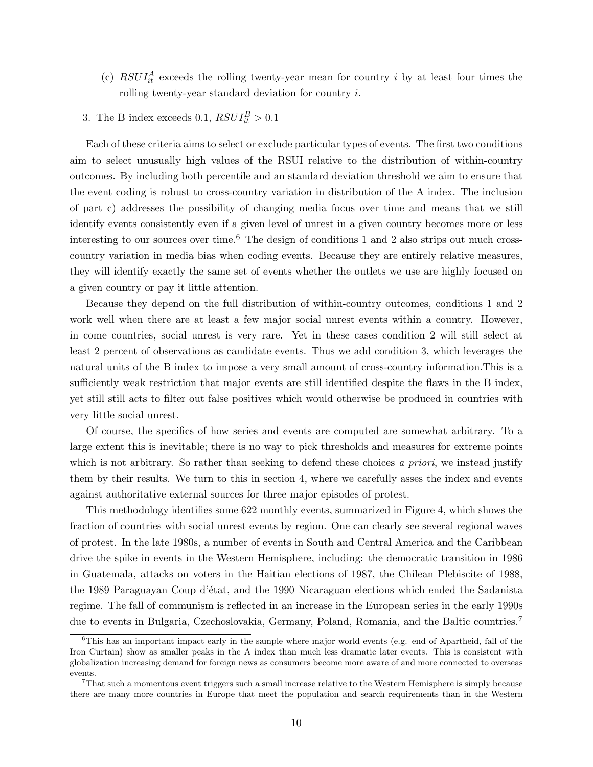(c) $RSUI_{it}^{A}$ exceeds the rolling twenty-year mean for country $i$ by at least four times the rolling twenty-year standard deviation for country $i$.

3. The B index exceeds 0.1, $RSUI_{it}^{B} > 0.1$

Each of these criteria aims to select or exclude particular types of events. The first two conditions aim to select unusually high values of the RSUI relative to the distribution of within-country outcomes. By including both percentile and an standard deviation threshold we aim to ensure that the event coding is robust to cross-country variation in distribution of the A index. The inclusion of part c) addresses the possibility of changing media focus over time and means that we still identify events consistently even if a given level of unrest in a given country becomes more or less interesting to our sources over time.[6] The design of conditions 1 and 2 also strips out much cross-country variation in media bias when coding events. Because they are entirely relative measures, they will identify exactly the same set of events whether the outlets we use are highly focused on a given country or pay it little attention.

Because they depend on the full distribution of within-country outcomes, conditions 1 and 2 work well when there are at least a few major social unrest events within a country. However, in come countries, social unrest is very rare. Yet in these cases condition 2 will still select at least 2 percent of observations as candidate events. Thus we add condition 3, which leverages the natural units of the B index to impose a very small amount of cross-country information.This is a sufficiently weak restriction that major events are still identified despite the flaws in the B index, yet still still acts to filter out false positives which would otherwise be produced in countries with very little social unrest.

Of course, the specifics of how series and events are computed are somewhat arbitrary. To a large extent this is inevitable; there is no way to pick thresholds and measures for extreme points which is not arbitrary. So rather than seeking to defend these choices *a priori*, we instead justify them by their results. We turn to this in section 4, where we carefully asses the index and events against authoritative external sources for three major episodes of protest.

This methodology identifies some 622 monthly events, summarized in Figure 4, which shows the fraction of countries with social unrest events by region. One can clearly see several regional waves of protest. In the late 1980s, a number of events in South and Central America and the Caribbean drive the spike in events in the Western Hemisphere, including: the democratic transition in 1986 in Guatemala, attacks on voters in the Haitian elections of 1987, the Chilean Plebiscite of 1988, the 1989 Paraguayan Coup d'état, and the 1990 Nicaraguan elections which ended the Sadanista regime. The fall of communism is reflected in an increase in the European series in the early 1990s due to events in Bulgaria, Czechoslovakia, Germany, Poland, Romania, and the Baltic countries.[7]

[6] This has an important impact early in the sample where major world events (e.g. end of Apartheid, fall of the Iron Curtain) show as smaller peaks in the A index than much less dramatic later events. This is consistent with globalization increasing demand for foreign news as consumers become more aware of and more connected to overseas events.

[7] That such a momentous event triggers such a small increase relative to the Western Hemisphere is simply because there are many more countries in Europe that meet the population and search requirements than in the Western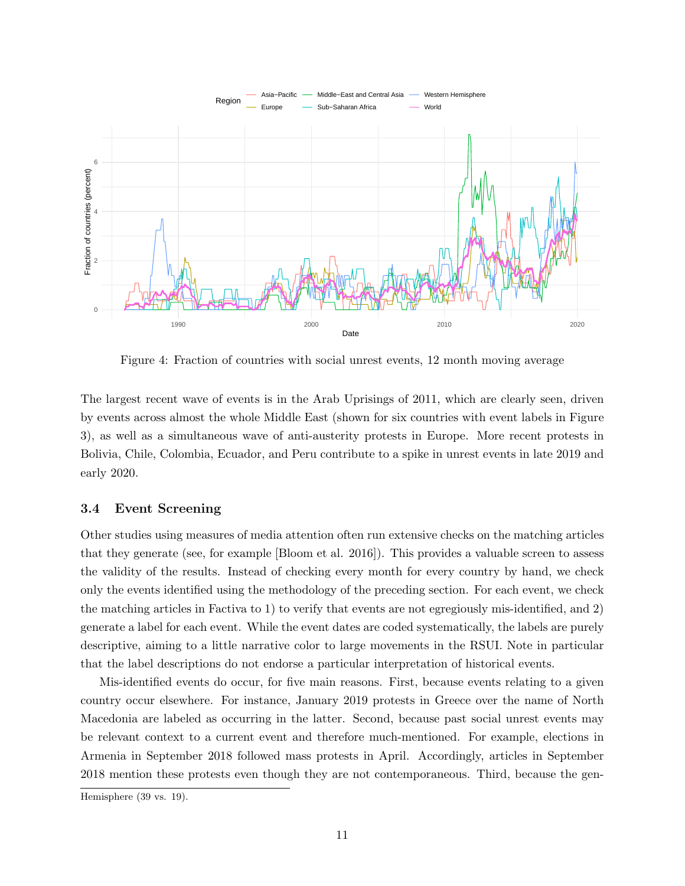Figure 4: Fraction of countries with social unrest events, 12 month moving average

The largest recent wave of events is in the Arab Uprisings of 2011, which are clearly seen, driven by events across almost the whole Middle East (shown for six countries with event labels in Figure 3), as well as a simultaneous wave of anti-austerity protests in Europe. More recent protests in Bolivia, Chile, Colombia, Ecuador, and Peru contribute to a spike in unrest events in late 2019 and early 2020.

### 3.4 Event Screening

Other studies using measures of media attention often run extensive checks on the matching articles that they generate (see, for example [Bloom et al. 2016]). This provides a valuable screen to assess the validity of the results. Instead of checking every month for every country by hand, we check only the events identified using the methodology of the preceding section. For each event, we check the matching articles in Factiva to 1) to verify that events are not egregiously mis-identified, and 2) generate a label for each event. While the event dates are coded systematically, the labels are purely descriptive, aiming to a little narrative color to large movements in the RSUI. Note in particular that the label descriptions do not endorse a particular interpretation of historical events.

Mis-identified events do occur, for five main reasons. First, because events relating to a given country occur elsewhere. For instance, January 2019 protests in Greece over the name of North Macedonia are labeled as occurring in the latter. Second, because past social unrest events may be relevant context to a current event and therefore much-mentioned. For example, elections in Armenia in September 2018 followed mass protests in April. Accordingly, articles in September 2018 mention these protests even though they are not contemporaneous. Third, because the gen-

Hemisphere (39 vs. 19).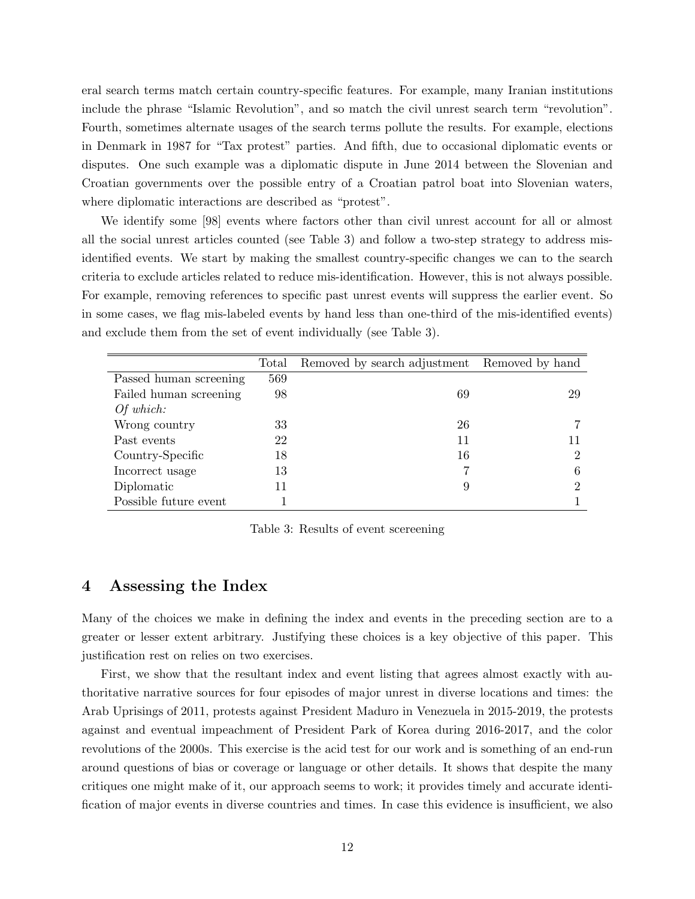eral search terms match certain country-specific features. For example, many Iranian institutions include the phrase "Islamic Revolution", and so match the civil unrest search term "revolution". Fourth, sometimes alternate usages of the search terms pollute the results. For example, elections in Denmark in 1987 for "Tax protest" parties. And fifth, due to occasional diplomatic events or disputes. One such example was a diplomatic dispute in June 2014 between the Slovenian and Croatian governments over the possible entry of a Croatian patrol boat into Slovenian waters, where diplomatic interactions are described as "protest".

We identify some [98] events where factors other than civil unrest account for all or almost all the social unrest articles counted (see Table 3) and follow a two-step strategy to address mis-identified events. We start by making the smallest country-specific changes we can to the search criteria to exclude articles related to reduce mis-identification. However, this is not always possible. For example, removing references to specific past unrest events will suppress the earlier event. So in some cases, we flag mis-labeled events by hand less than one-third of the mis-identified events) and exclude them from the set of event individually (see Table 3).

| | Total | Removed by search adjustment | Removed by hand |
|---|---|---|---|
| Passed human screening | 569 | | |
| Failed human screening | 98 | 69 | 29 |
| *Of which:* | | | |
| Wrong country | 33 | 26 | 7 |
| Past events | 22 | 11 | 11 |
| Country-Specific | 18 | 16 | 2 |
| Incorrect usage | 13 | 7 | 6 |
| Diplomatic | 11 | 9 | 2 |
| Possible future event | 1 | | 1 |

Table 3: Results of event scereening

## 4 Assessing the Index

Many of the choices we make in defining the index and events in the preceding section are to a greater or lesser extent arbitrary. Justifying these choices is a key objective of this paper. This justification rest on relies on two exercises.

First, we show that the resultant index and event listing that agrees almost exactly with authoritative narrative sources for four episodes of major unrest in diverse locations and times: the Arab Uprisings of 2011, protests against President Maduro in Venezuela in 2015-2019, the protests against and eventual impeachment of President Park of Korea during 2016-2017, and the color revolutions of the 2000s. This exercise is the acid test for our work and is something of an end-run around questions of bias or coverage or language or other details. It shows that despite the many critiques one might make of it, our approach seems to work; it provides timely and accurate identification of major events in diverse countries and times. In case this evidence is insufficient, we also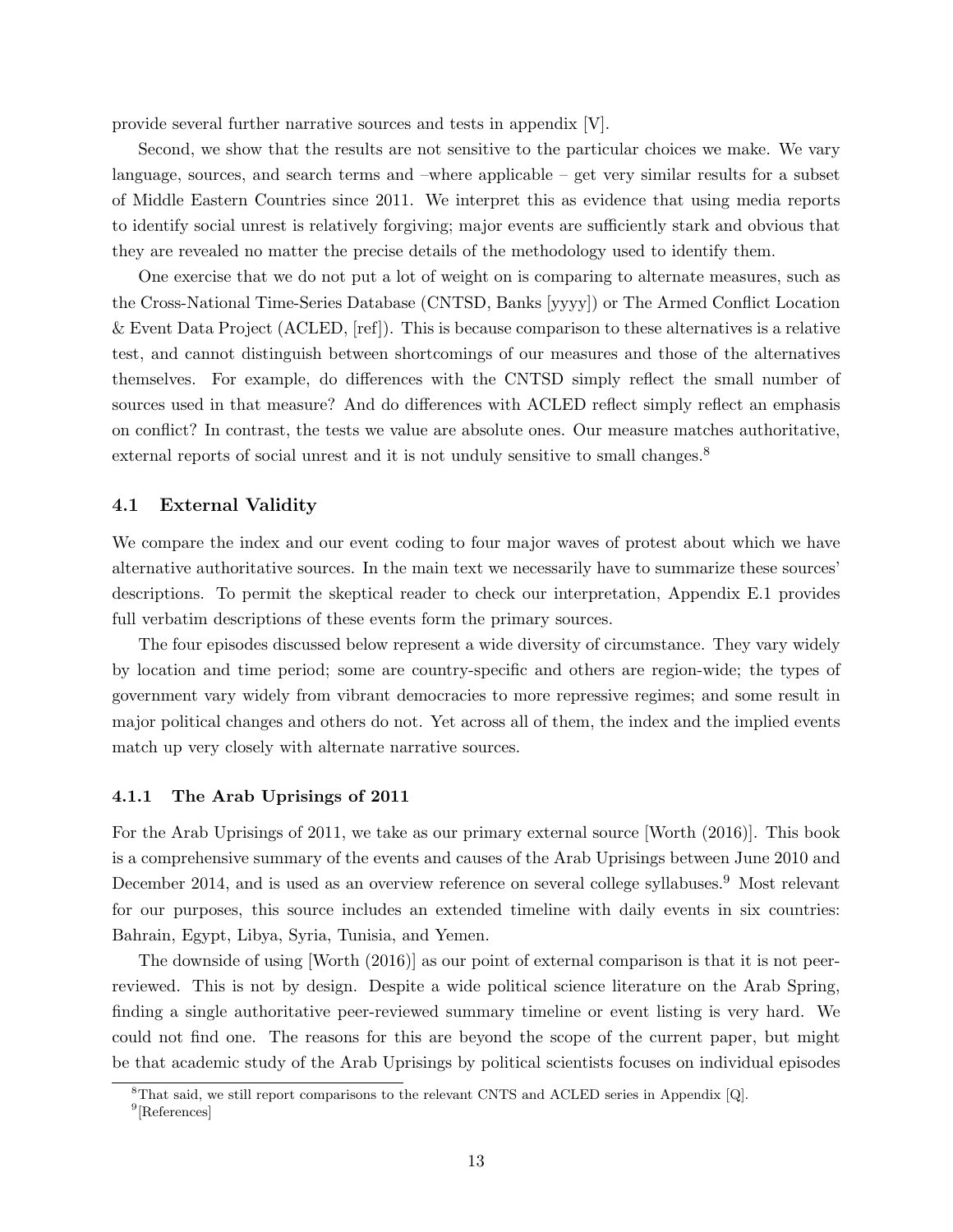provide several further narrative sources and tests in appendix [V].

Second, we show that the results are not sensitive to the particular choices we make. We vary language, sources, and search terms and –where applicable – get very similar results for a subset of Middle Eastern Countries since 2011. We interpret this as evidence that using media reports to identify social unrest is relatively forgiving; major events are sufficiently stark and obvious that they are revealed no matter the precise details of the methodology used to identify them.

One exercise that we do not put a lot of weight on is comparing to alternate measures, such as the Cross-National Time-Series Database (CNTSD, Banks [yyyy]) or The Armed Conflict Location & Event Data Project (ACLED, [ref]). This is because comparison to these alternatives is a relative test, and cannot distinguish between shortcomings of our measures and those of the alternatives themselves. For example, do differences with the CNTSD simply reflect the small number of sources used in that measure? And do differences with ACLED reflect simply reflect an emphasis on conflict? In contrast, the tests we value are absolute ones. Our measure matches authoritative, external reports of social unrest and it is not unduly sensitive to small changes.[8]

### 4.1 External Validity

We compare the index and our event coding to four major waves of protest about which we have alternative authoritative sources. In the main text we necessarily have to summarize these sources' descriptions. To permit the skeptical reader to check our interpretation, Appendix E.1 provides full verbatim descriptions of these events form the primary sources.

The four episodes discussed below represent a wide diversity of circumstance. They vary widely by location and time period; some are country-specific and others are region-wide; the types of government vary widely from vibrant democracies to more repressive regimes; and some result in major political changes and others do not. Yet across all of them, the index and the implied events match up very closely with alternate narrative sources.

#### 4.1.1 The Arab Uprisings of 2011

For the Arab Uprisings of 2011, we take as our primary external source [Worth (2016)]. This book is a comprehensive summary of the events and causes of the Arab Uprisings between June 2010 and December 2014, and is used as an overview reference on several college syllabuses.[9] Most relevant for our purposes, this source includes an extended timeline with daily events in six countries: Bahrain, Egypt, Libya, Syria, Tunisia, and Yemen.

The downside of using [Worth (2016)] as our point of external comparison is that it is not peer-reviewed. This is not by design. Despite a wide political science literature on the Arab Spring, finding a single authoritative peer-reviewed summary timeline or event listing is very hard. We could not find one. The reasons for this are beyond the scope of the current paper, but might be that academic study of the Arab Uprisings by political scientists focuses on individual episodes

[8] That said, we still report comparisons to the relevant CNTS and ACLED series in Appendix [Q].

[9] [References]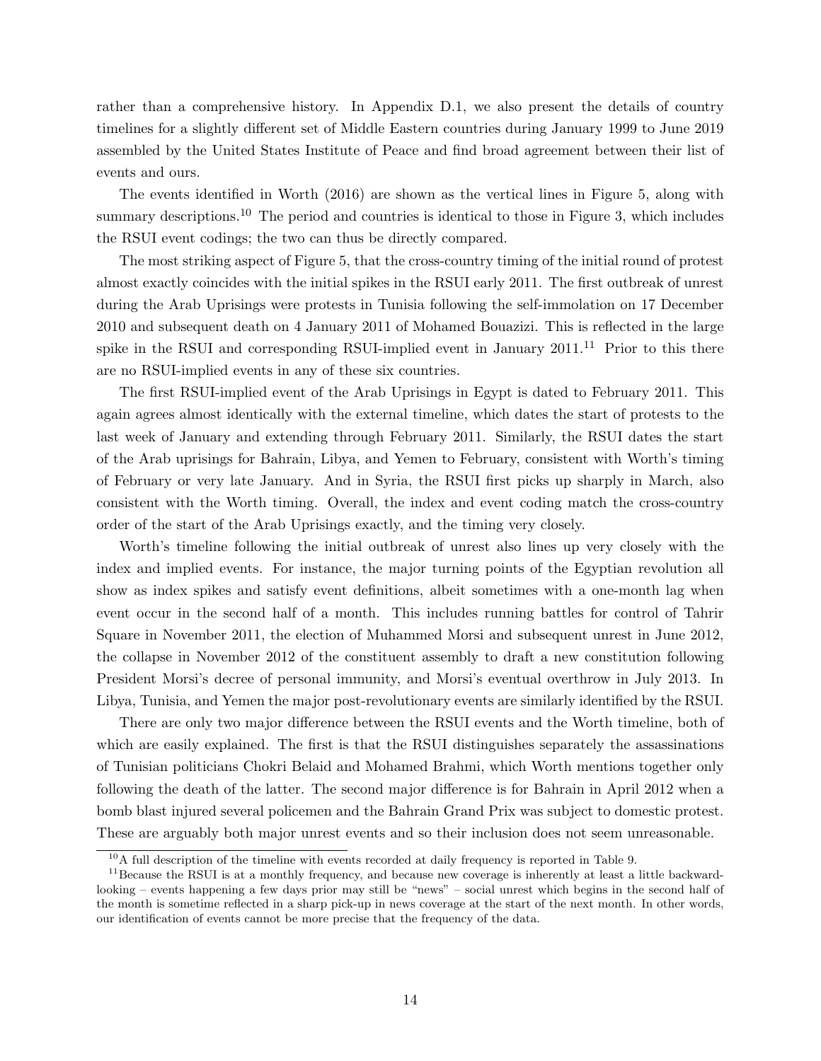rather than a comprehensive history. In Appendix D.1, we also present the details of country timelines for a slightly different set of Middle Eastern countries during January 1999 to June 2019 assembled by the United States Institute of Peace and find broad agreement between their list of events and ours.

The events identified in Worth (2016) are shown as the vertical lines in Figure 5, along with summary descriptions.[10] The period and countries is identical to those in Figure 3, which includes the RSUI event codings; the two can thus be directly compared.

The most striking aspect of Figure 5, that the cross-country timing of the initial round of protest almost exactly coincides with the initial spikes in the RSUI early 2011. The first outbreak of unrest during the Arab Uprisings were protests in Tunisia following the self-immolation on 17 December 2010 and subsequent death on 4 January 2011 of Mohamed Bouazizi. This is reflected in the large spike in the RSUI and corresponding RSUI-implied event in January 2011.[11] Prior to this there are no RSUI-implied events in any of these six countries.

The first RSUI-implied event of the Arab Uprisings in Egypt is dated to February 2011. This again agrees almost identically with the external timeline, which dates the start of protests to the last week of January and extending through February 2011. Similarly, the RSUI dates the start of the Arab uprisings for Bahrain, Libya, and Yemen to February, consistent with Worth's timing of February or very late January. And in Syria, the RSUI first picks up sharply in March, also consistent with the Worth timing. Overall, the index and event coding match the cross-country order of the start of the Arab Uprisings exactly, and the timing very closely.

Worth's timeline following the initial outbreak of unrest also lines up very closely with the index and implied events. For instance, the major turning points of the Egyptian revolution all show as index spikes and satisfy event definitions, albeit sometimes with a one-month lag when event occur in the second half of a month. This includes running battles for control of Tahrir Square in November 2011, the election of Muhammed Morsi and subsequent unrest in June 2012, the collapse in November 2012 of the constituent assembly to draft a new constitution following President Morsi's decree of personal immunity, and Morsi's eventual overthrow in July 2013. In Libya, Tunisia, and Yemen the major post-revolutionary events are similarly identified by the RSUI.

There are only two major difference between the RSUI events and the Worth timeline, both of which are easily explained. The first is that the RSUI distinguishes separately the assassinations of Tunisian politicians Chokri Belaid and Mohamed Brahmi, which Worth mentions together only following the death of the latter. The second major difference is for Bahrain in April 2012 when a bomb blast injured several policemen and the Bahrain Grand Prix was subject to domestic protest. These are arguably both major unrest events and so their inclusion does not seem unreasonable.

---

[10] A full description of the timeline with events recorded at daily frequency is reported in Table 9.

[11] Because the RSUI is at a monthly frequency, and because new coverage is inherently at least a little backward-looking – events happening a few days prior may still be "news" – social unrest which begins in the second half of the month is sometime reflected in a sharp pick-up in news coverage at the start of the next month. In other words, our identification of events cannot be more precise that the frequency of the data.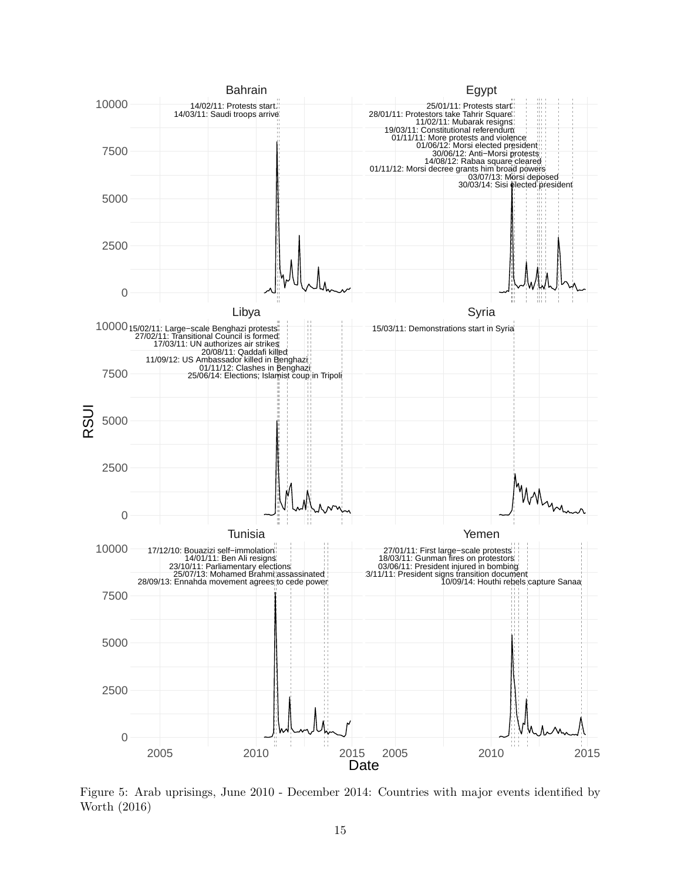Figure 5: Arab uprisings, June 2010 - December 2014: Countries with major events identified by Worth (2016)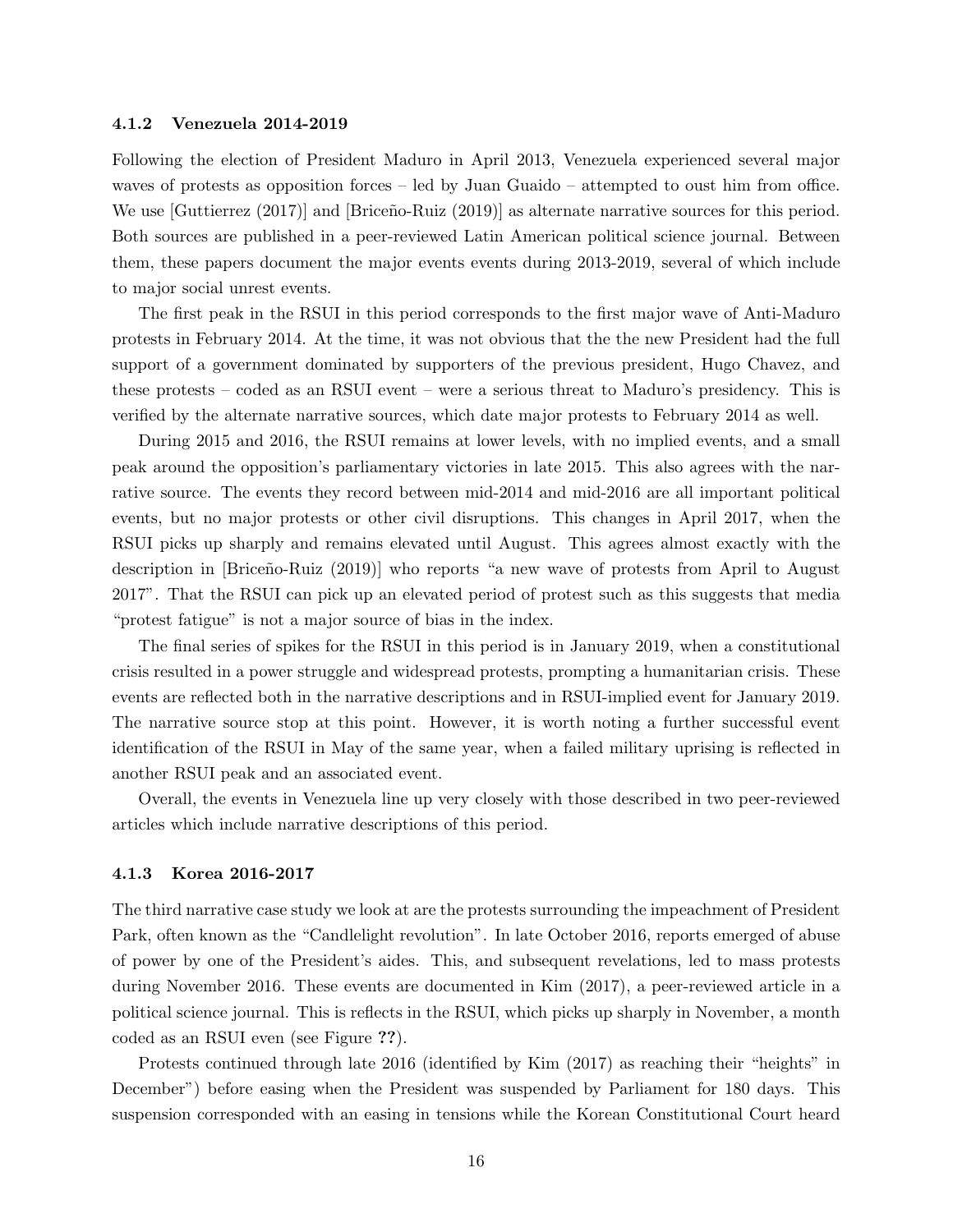#### 4.1.2 Venezuela 2014-2019

Following the election of President Maduro in April 2013, Venezuela experienced several major waves of protests as opposition forces – led by Juan Guaido – attempted to oust him from office. We use [Guttierrez (2017)] and [Briceño-Ruiz (2019)] as alternate narrative sources for this period. Both sources are published in a peer-reviewed Latin American political science journal. Between them, these papers document the major events events during 2013-2019, several of which include to major social unrest events.

The first peak in the RSUI in this period corresponds to the first major wave of Anti-Maduro protests in February 2014. At the time, it was not obvious that the the new President had the full support of a government dominated by supporters of the previous president, Hugo Chavez, and these protests – coded as an RSUI event – were a serious threat to Maduro's presidency. This is verified by the alternate narrative sources, which date major protests to February 2014 as well.

During 2015 and 2016, the RSUI remains at lower levels, with no implied events, and a small peak around the opposition's parliamentary victories in late 2015. This also agrees with the narrative source. The events they record between mid-2014 and mid-2016 are all important political events, but no major protests or other civil disruptions. This changes in April 2017, when the RSUI picks up sharply and remains elevated until August. This agrees almost exactly with the description in [Briceño-Ruiz (2019)] who reports "a new wave of protests from April to August 2017". That the RSUI can pick up an elevated period of protest such as this suggests that media "protest fatigue" is not a major source of bias in the index.

The final series of spikes for the RSUI in this period is in January 2019, when a constitutional crisis resulted in a power struggle and widespread protests, prompting a humanitarian crisis. These events are reflected both in the narrative descriptions and in RSUI-implied event for January 2019. The narrative source stop at this point. However, it is worth noting a further successful event identification of the RSUI in May of the same year, when a failed military uprising is reflected in another RSUI peak and an associated event.

Overall, the events in Venezuela line up very closely with those described in two peer-reviewed articles which include narrative descriptions of this period.

#### 4.1.3 Korea 2016-2017

The third narrative case study we look at are the protests surrounding the impeachment of President Park, often known as the "Candlelight revolution". In late October 2016, reports emerged of abuse of power by one of the President's aides. This, and subsequent revelations, led to mass protests during November 2016. These events are documented in Kim (2017), a peer-reviewed article in a political science journal. This is reflects in the RSUI, which picks up sharply in November, a month coded as an RSUI even (see Figure **??**).

Protests continued through late 2016 (identified by Kim (2017) as reaching their "heights" in December") before easing when the President was suspended by Parliament for 180 days. This suspension corresponded with an easing in tensions while the Korean Constitutional Court heard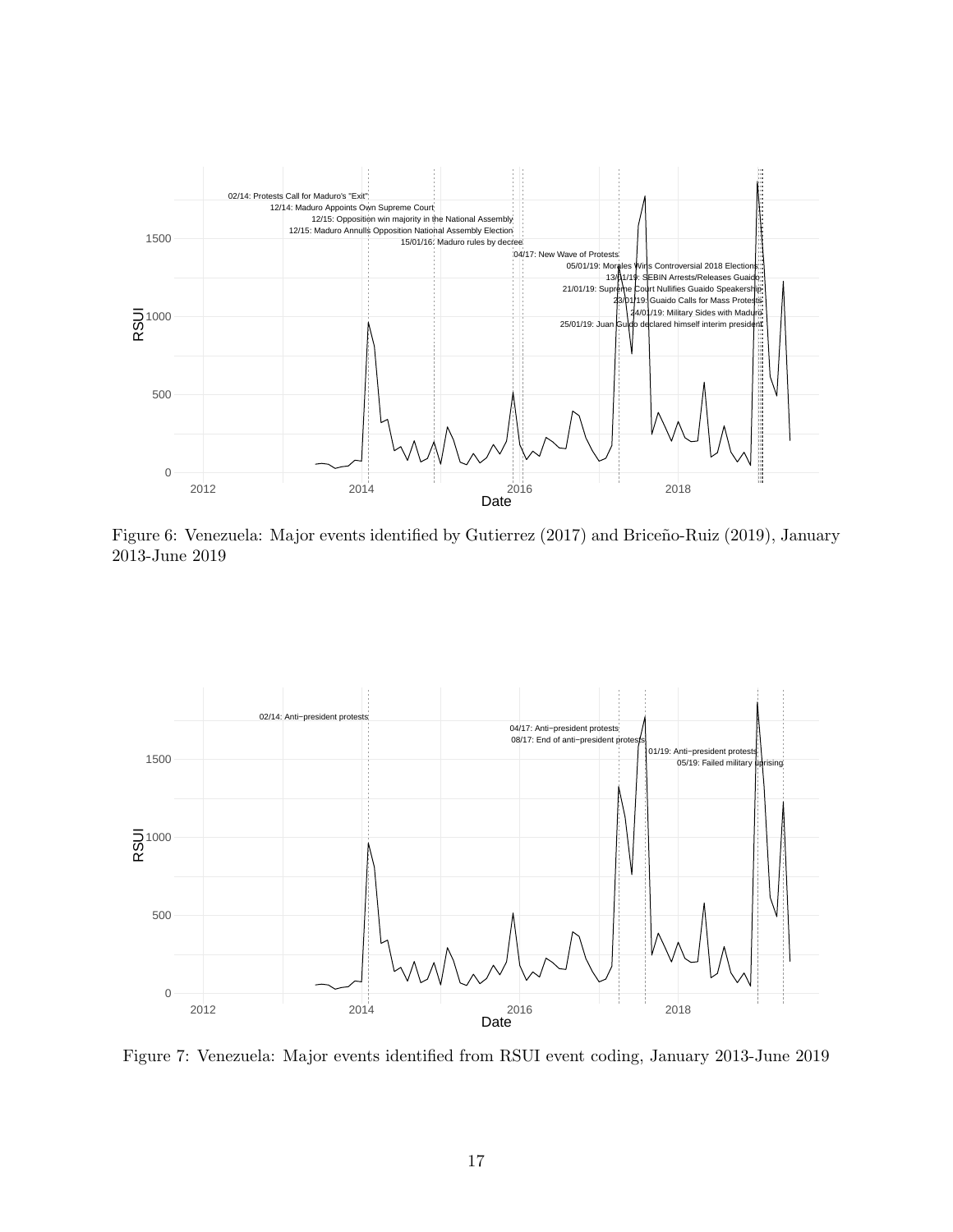Figure 6: Venezuela: Major events identified by Gutierrez (2017) and Briceño-Ruiz (2019), January 2013-June 2019

Figure 7: Venezuela: Major events identified from RSUI event coding, January 2013-June 2019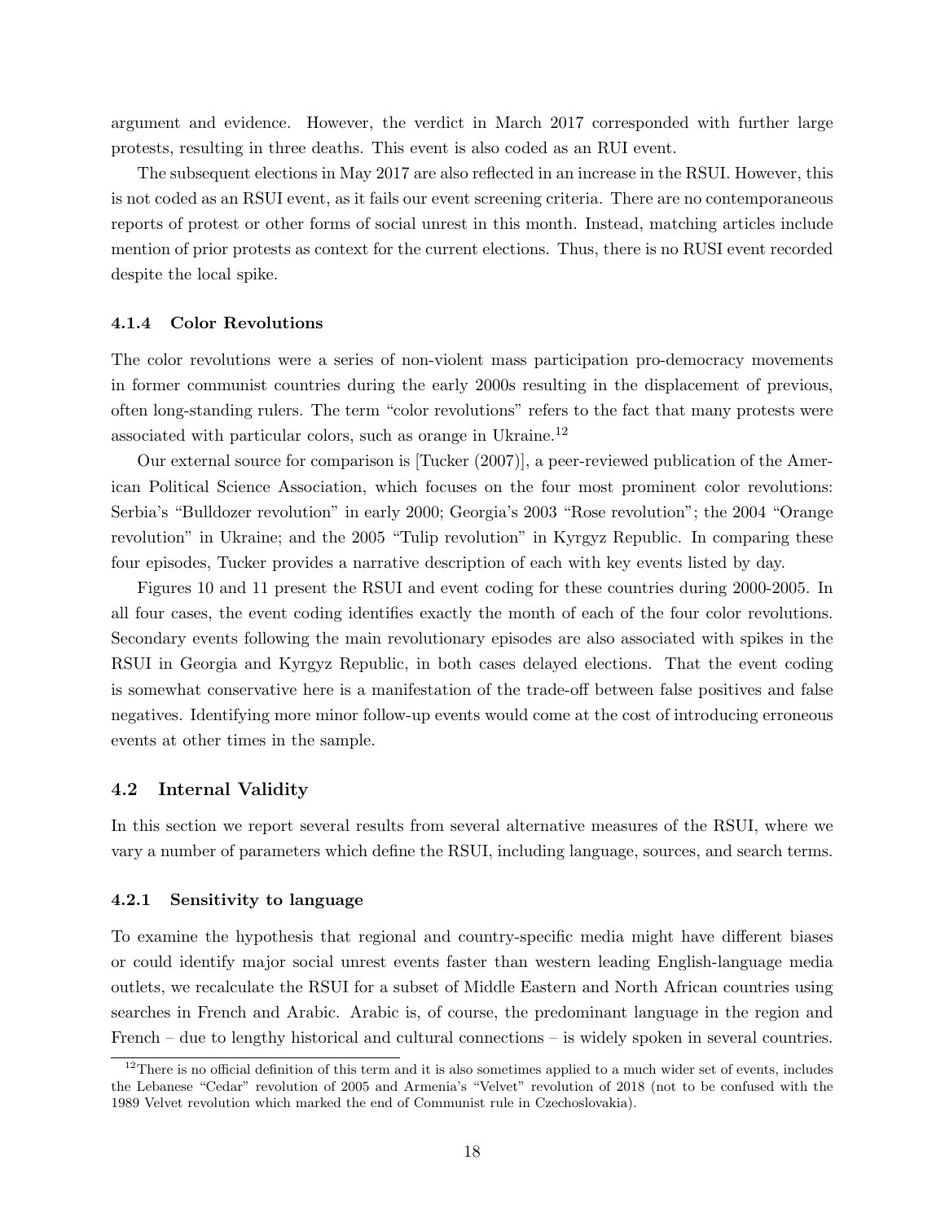argument and evidence. However, the verdict in March 2017 corresponded with further large protests, resulting in three deaths. This event is also coded as an RUI event.

The subsequent elections in May 2017 are also reflected in an increase in the RSUI. However, this is not coded as an RSUI event, as it fails our event screening criteria. There are no contemporaneous reports of protest or other forms of social unrest in this month. Instead, matching articles include mention of prior protests as context for the current elections. Thus, there is no RUSI event recorded despite the local spike.

#### 4.1.4 Color Revolutions

The color revolutions were a series of non-violent mass participation pro-democracy movements in former communist countries during the early 2000s resulting in the displacement of previous, often long-standing rulers. The term "color revolutions" refers to the fact that many protests were associated with particular colors, such as orange in Ukraine.[12]

Our external source for comparison is [Tucker (2007)], a peer-reviewed publication of the American Political Science Association, which focuses on the four most prominent color revolutions: Serbia's "Bulldozer revolution" in early 2000; Georgia's 2003 "Rose revolution"; the 2004 "Orange revolution" in Ukraine; and the 2005 "Tulip revolution" in Kyrgyz Republic. In comparing these four episodes, Tucker provides a narrative description of each with key events listed by day.

Figures 10 and 11 present the RSUI and event coding for these countries during 2000-2005. In all four cases, the event coding identifies exactly the month of each of the four color revolutions. Secondary events following the main revolutionary episodes are also associated with spikes in the RSUI in Georgia and Kyrgyz Republic, in both cases delayed elections. That the event coding is somewhat conservative here is a manifestation of the trade-off between false positives and false negatives. Identifying more minor follow-up events would come at the cost of introducing erroneous events at other times in the sample.

### 4.2 Internal Validity

In this section we report several results from several alternative measures of the RSUI, where we vary a number of parameters which define the RSUI, including language, sources, and search terms.

#### 4.2.1 Sensitivity to language

To examine the hypothesis that regional and country-specific media might have different biases or could identify major social unrest events faster than western leading English-language media outlets, we recalculate the RSUI for a subset of Middle Eastern and North African countries using searches in French and Arabic. Arabic is, of course, the predominant language in the region and French – due to lengthy historical and cultural connections – is widely spoken in several countries.

[12] There is no official definition of this term and it is also sometimes applied to a much wider set of events, includes the Lebanese "Cedar" revolution of 2005 and Armenia's "Velvet" revolution of 2018 (not to be confused with the 1989 Velvet revolution which marked the end of Communist rule in Czechoslovakia).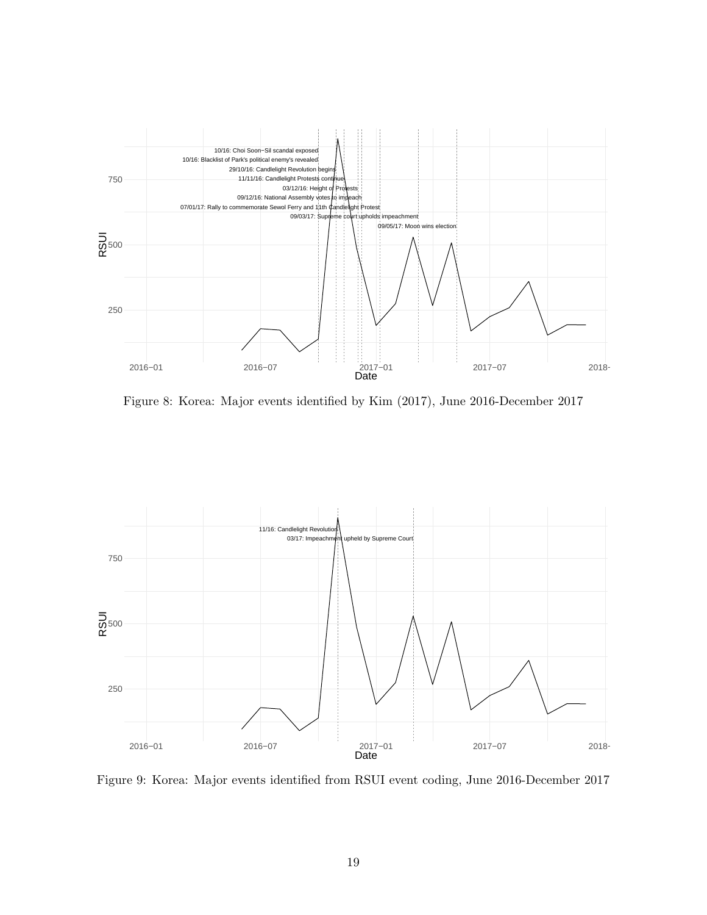Figure 8: Korea: Major events identified by Kim (2017), June 2016-December 2017

Figure 9: Korea: Major events identified from RSUI event coding, June 2016-December 2017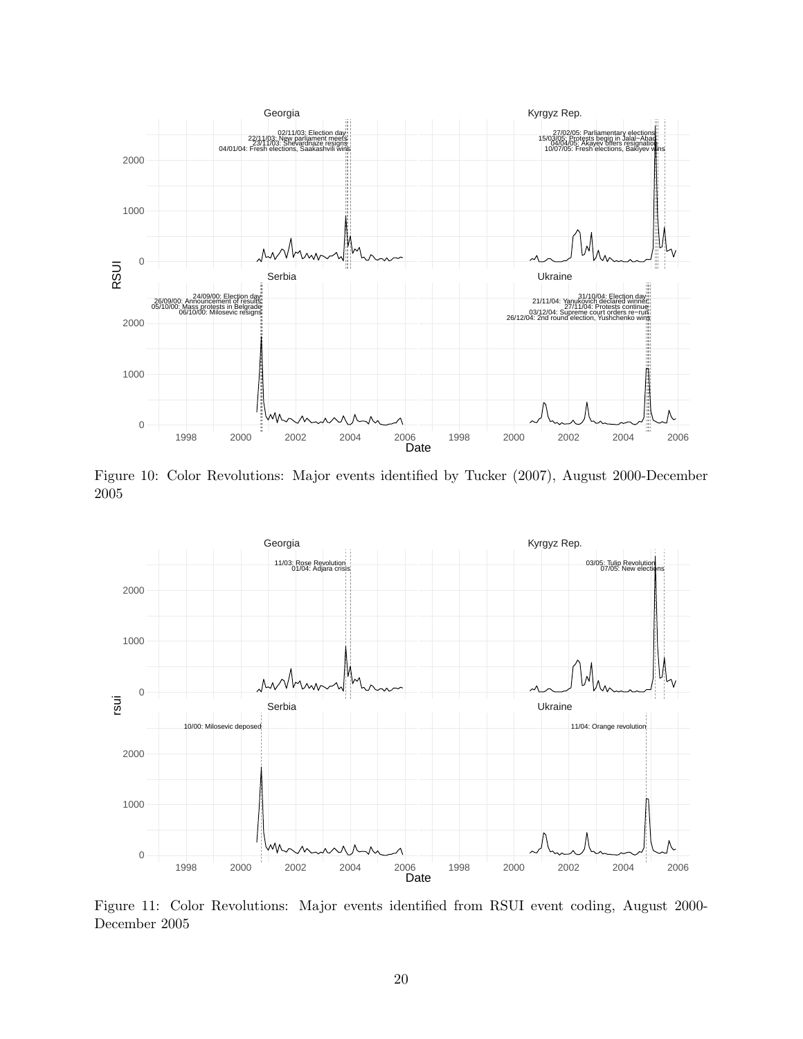Figure 10: Color Revolutions: Major events identified by Tucker (2007), August 2000-December 2005

Figure 11: Color Revolutions: Major events identified from RSUI event coding, August 2000-December 2005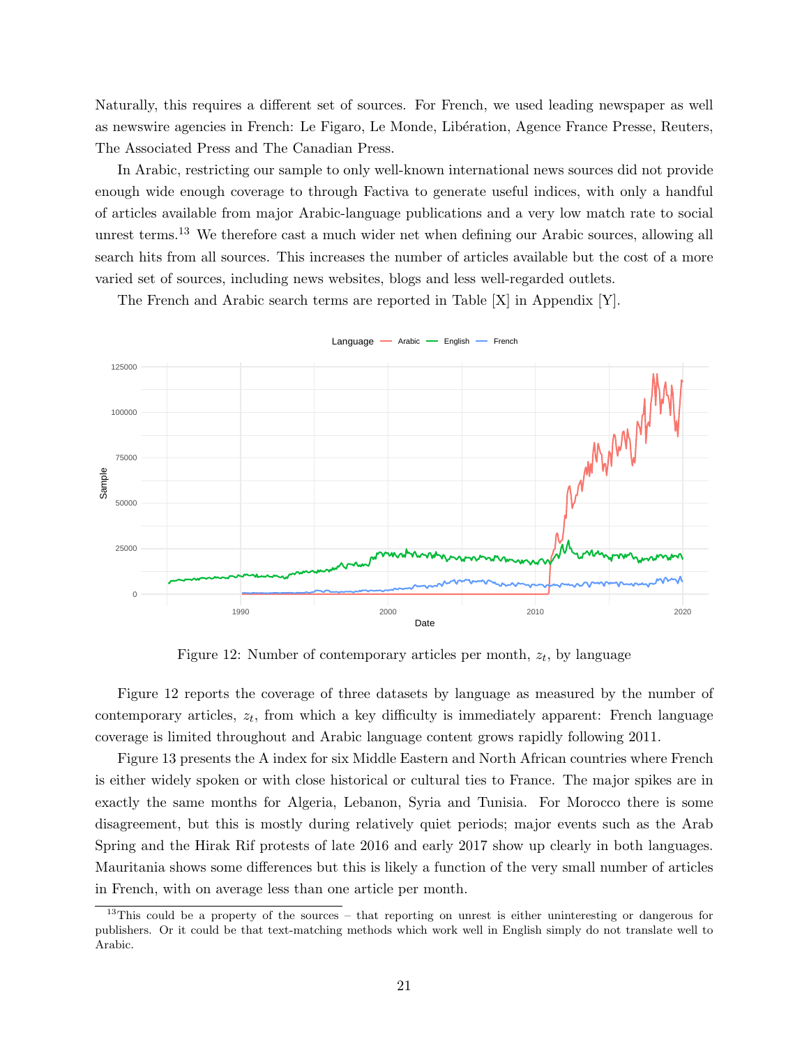Naturally, this requires a different set of sources. For French, we used leading newspaper as well as newswire agencies in French: Le Figaro, Le Monde, Libération, Agence France Presse, Reuters, The Associated Press and The Canadian Press.

In Arabic, restricting our sample to only well-known international news sources did not provide enough wide enough coverage to through Factiva to generate useful indices, with only a handful of articles available from major Arabic-language publications and a very low match rate to social unrest terms.[13] We therefore cast a much wider net when defining our Arabic sources, allowing all search hits from all sources. This increases the number of articles available but the cost of a more varied set of sources, including news websites, blogs and less well-regarded outlets.

The French and Arabic search terms are reported in Table [X] in Appendix [Y].

Figure 12: Number of contemporary articles per month, $z_t$, by language

Figure 12 reports the coverage of three datasets by language as measured by the number of contemporary articles, $z_t$, from which a key difficulty is immediately apparent: French language coverage is limited throughout and Arabic language content grows rapidly following 2011.

Figure 13 presents the A index for six Middle Eastern and North African countries where French is either widely spoken or with close historical or cultural ties to France. The major spikes are in exactly the same months for Algeria, Lebanon, Syria and Tunisia. For Morocco there is some disagreement, but this is mostly during relatively quiet periods; major events such as the Arab Spring and the Hirak Rif protests of late 2016 and early 2017 show up clearly in both languages. Mauritania shows some differences but this is likely a function of the very small number of articles in French, with on average less than one article per month.

[13] This could be a property of the sources – that reporting on unrest is either uninteresting or dangerous for publishers. Or it could be that text-matching methods which work well in English simply do not translate well to Arabic.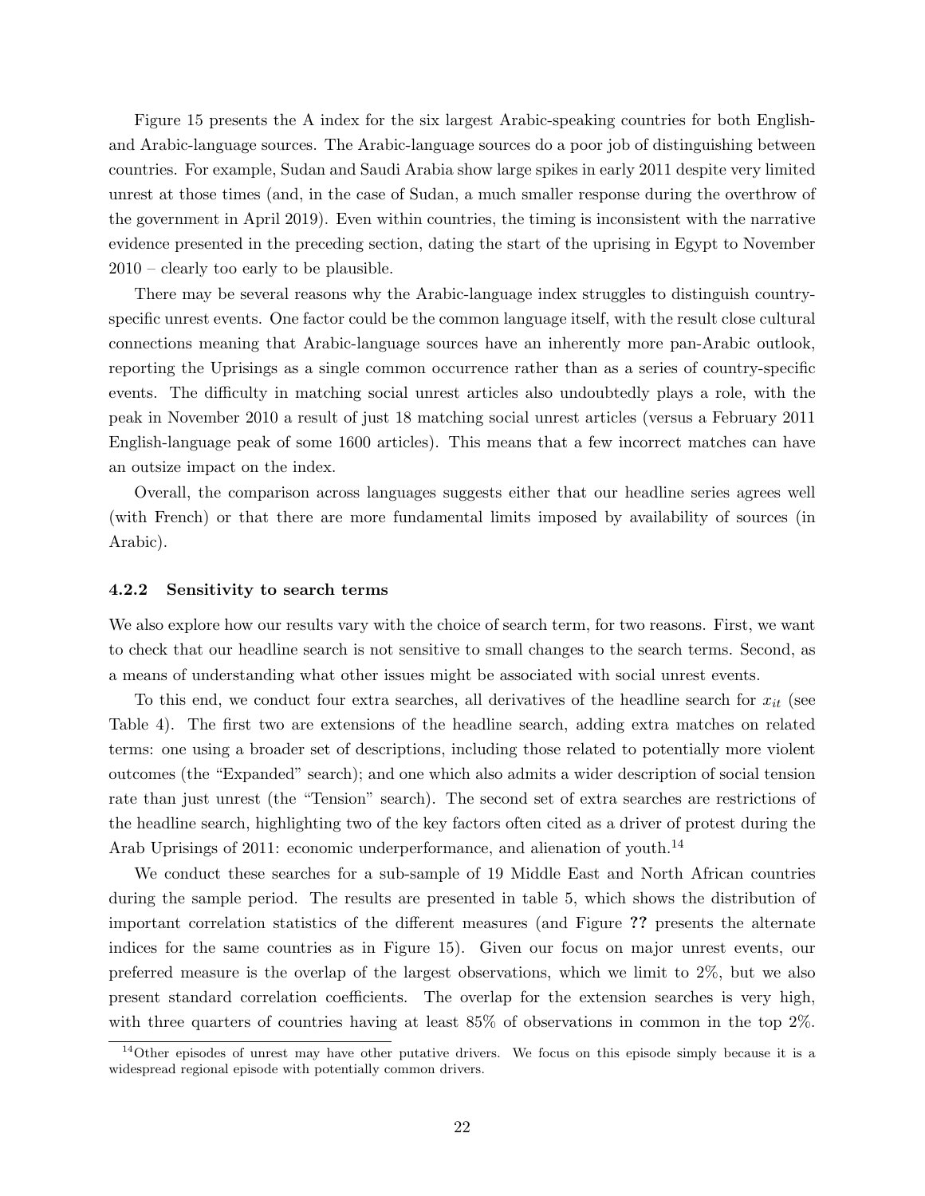Figure 15 presents the A index for the six largest Arabic-speaking countries for both English- and Arabic-language sources. The Arabic-language sources do a poor job of distinguishing between countries. For example, Sudan and Saudi Arabia show large spikes in early 2011 despite very limited unrest at those times (and, in the case of Sudan, a much smaller response during the overthrow of the government in April 2019). Even within countries, the timing is inconsistent with the narrative evidence presented in the preceding section, dating the start of the uprising in Egypt to November 2010 – clearly too early to be plausible.

There may be several reasons why the Arabic-language index struggles to distinguish country-specific unrest events. One factor could be the common language itself, with the result close cultural connections meaning that Arabic-language sources have an inherently more pan-Arabic outlook, reporting the Uprisings as a single common occurrence rather than as a series of country-specific events. The difficulty in matching social unrest articles also undoubtedly plays a role, with the peak in November 2010 a result of just 18 matching social unrest articles (versus a February 2011 English-language peak of some 1600 articles). This means that a few incorrect matches can have an outsize impact on the index.

Overall, the comparison across languages suggests either that our headline series agrees well (with French) or that there are more fundamental limits imposed by availability of sources (in Arabic).

### 4.2.2 Sensitivity to search terms

We also explore how our results vary with the choice of search term, for two reasons. First, we want to check that our headline search is not sensitive to small changes to the search terms. Second, as a means of understanding what other issues might be associated with social unrest events.

To this end, we conduct four extra searches, all derivatives of the headline search for $x_{it}$ (see Table 4). The first two are extensions of the headline search, adding extra matches on related terms: one using a broader set of descriptions, including those related to potentially more violent outcomes (the "Expanded" search); and one which also admits a wider description of social tension rate than just unrest (the "Tension" search). The second set of extra searches are restrictions of the headline search, highlighting two of the key factors often cited as a driver of protest during the Arab Uprisings of 2011: economic underperformance, and alienation of youth.[14]

We conduct these searches for a sub-sample of 19 Middle East and North African countries during the sample period. The results are presented in table 5, which shows the distribution of important correlation statistics of the different measures (and Figure **??** presents the alternate indices for the same countries as in Figure 15). Given our focus on major unrest events, our preferred measure is the overlap of the largest observations, which we limit to 2%, but we also present standard correlation coefficients. The overlap for the extension searches is very high, with three quarters of countries having at least 85% of observations in common in the top 2%.

[14] Other episodes of unrest may have other putative drivers. We focus on this episode simply because it is a widespread regional episode with potentially common drivers.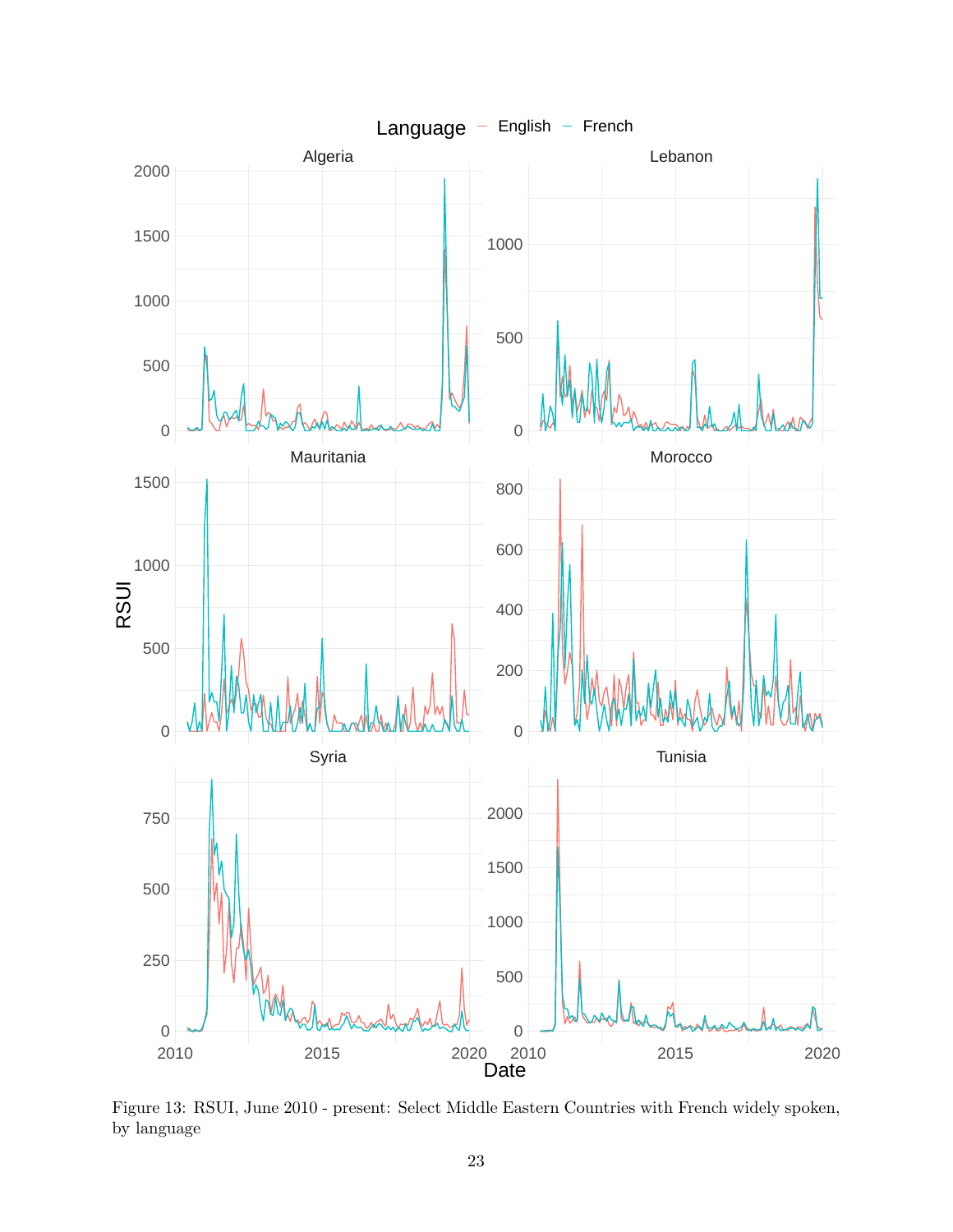Figure 13: RSUI, June 2010 - present: Select Middle Eastern Countries with French widely spoken, by language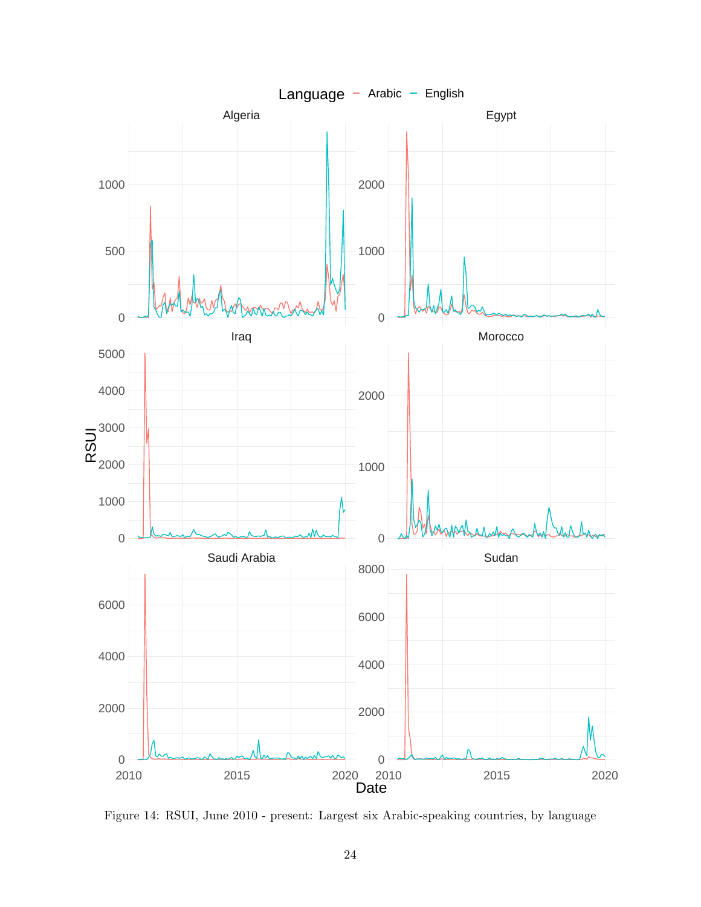Figure 14: RSUI, June 2010 - present: Largest six Arabic-speaking countries, by language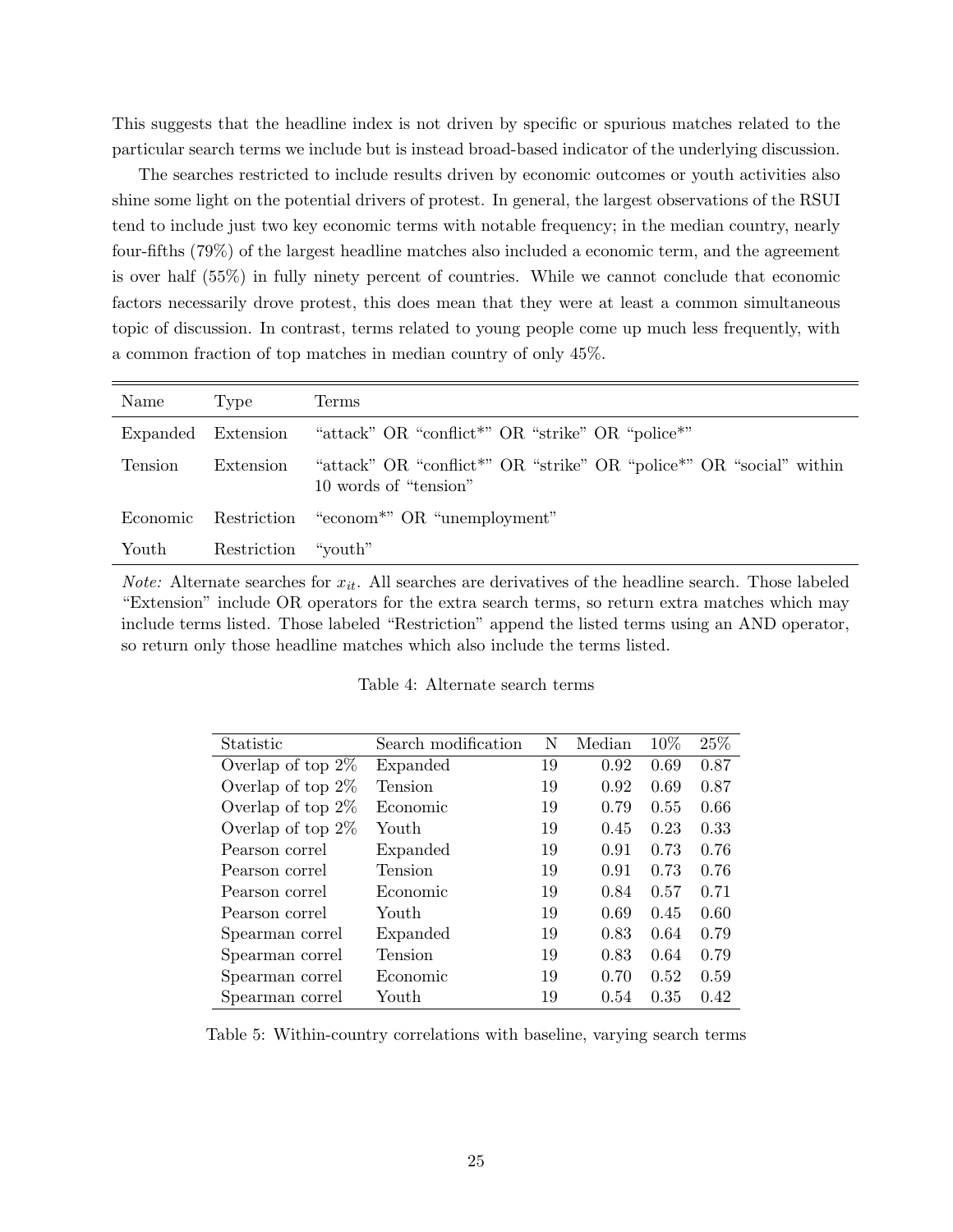This suggests that the headline index is not driven by specific or spurious matches related to the particular search terms we include but is instead broad-based indicator of the underlying discussion.

The searches restricted to include results driven by economic outcomes or youth activities also shine some light on the potential drivers of protest. In general, the largest observations of the RSUI tend to include just two key economic terms with notable frequency; in the median country, nearly four-fifths (79%) of the largest headline matches also included a economic term, and the agreement is over half (55%) in fully ninety percent of countries. While we cannot conclude that economic factors necessarily drove protest, this does mean that they were at least a common simultaneous topic of discussion. In contrast, terms related to young people come up much less frequently, with a common fraction of top matches in median country of only 45%.

| Name | Type | Terms |
|---|---|---|
| Expanded | Extension | "attack" OR "conflict*" OR "strike" OR "police*" |
| Tension | Extension | "attack" OR "conflict*" OR "strike" OR "police*" OR "social" within 10 words of "tension" |
| Economic | Restriction | "econom*" OR "unemployment" |
| Youth | Restriction | "youth" |

*Note:* Alternate searches for $x_{it}$. All searches are derivatives of the headline search. Those labeled "Extension" include OR operators for the extra search terms, so return extra matches which may include terms listed. Those labeled "Restriction" append the listed terms using an AND operator, so return only those headline matches which also include the terms listed.

Table 4: Alternate search terms

| Statistic | Search modification | N | Median | 10% | 25% |
|---|---|---|---|---|---|
| Overlap of top 2% | Expanded | 19 | 0.92 | 0.69 | 0.87 |
| Overlap of top 2% | Tension | 19 | 0.92 | 0.69 | 0.87 |
| Overlap of top 2% | Economic | 19 | 0.79 | 0.55 | 0.66 |
| Overlap of top 2% | Youth | 19 | 0.45 | 0.23 | 0.33 |
| Pearson correl | Expanded | 19 | 0.91 | 0.73 | 0.76 |
| Pearson correl | Tension | 19 | 0.91 | 0.73 | 0.76 |
| Pearson correl | Economic | 19 | 0.84 | 0.57 | 0.71 |
| Pearson correl | Youth | 19 | 0.69 | 0.45 | 0.60 |
| Spearman correl | Expanded | 19 | 0.83 | 0.64 | 0.79 |
| Spearman correl | Tension | 19 | 0.83 | 0.64 | 0.79 |
| Spearman correl | Economic | 19 | 0.70 | 0.52 | 0.59 |
| Spearman correl | Youth | 19 | 0.54 | 0.35 | 0.42 |

Table 5: Within-country correlations with baseline, varying search terms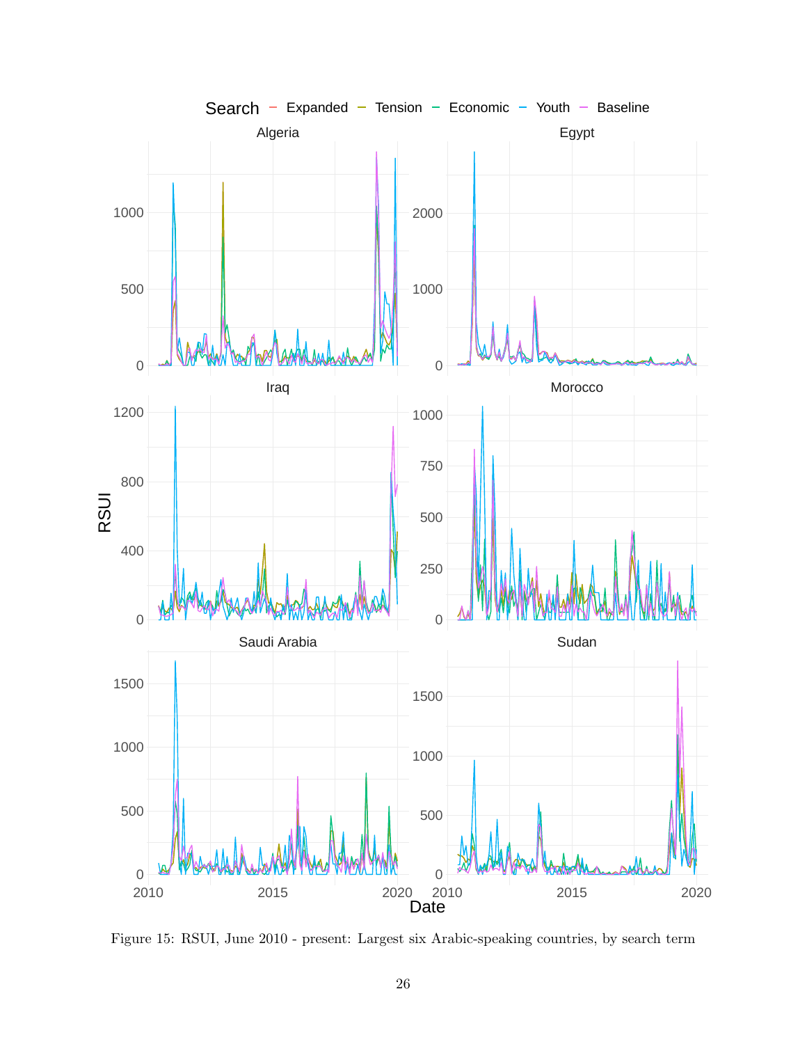Figure 15: RSUI, June 2010 - present: Largest six Arabic-speaking countries, by search term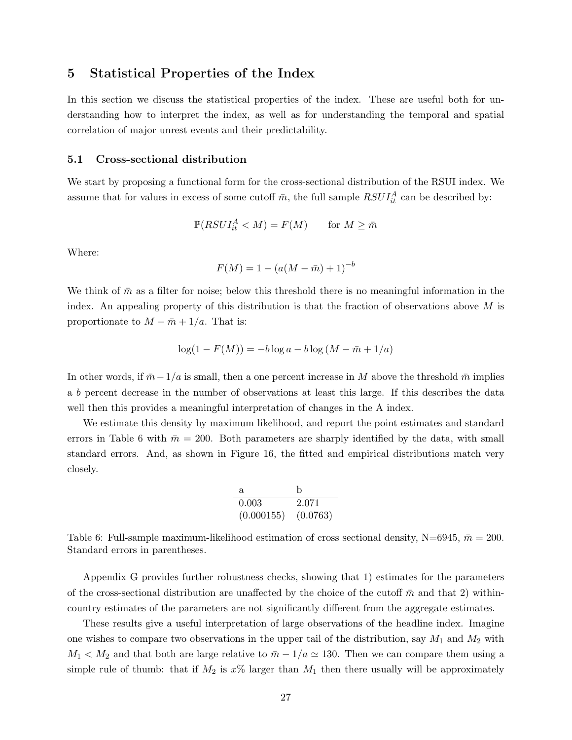## 5 Statistical Properties of the Index

In this section we discuss the statistical properties of the index. These are useful both for understanding how to interpret the index, as well as for understanding the temporal and spatial correlation of major unrest events and their predictability.

### 5.1 Cross-sectional distribution

We start by proposing a functional form for the cross-sectional distribution of the RSUI index. We assume that for values in excess of some cutoff $\bar{m}$, the full sample $RSUI^A_{it}$ can be described by:

$$\mathbb{P}(RSUI^A_{it} < M) = F(M) \qquad \text{for } M \geq \bar{m}$$

Where:

$$F(M) = 1 - (a(M - \bar{m}) + 1)^{-b}$$

We think of $\bar{m}$ as a filter for noise; below this threshold there is no meaningful information in the index. An appealing property of this distribution is that the fraction of observations above $M$ is proportionate to $M - \bar{m} + 1/a$. That is:

$$\log(1 - F(M)) = -b \log a - b \log (M - \bar{m} + 1/a)$$

In other words, if $\bar{m} - 1/a$ is small, then a one percent increase in $M$ above the threshold $\bar{m}$ implies a $b$ percent decrease in the number of observations at least this large. If this describes the data well then this provides a meaningful interpretation of changes in the A index.

We estimate this density by maximum likelihood, and report the point estimates and standard errors in Table 6 with $\bar{m} = 200$. Both parameters are sharply identified by the data, with small standard errors. And, as shown in Figure 16, the fitted and empirical distributions match very closely.

| a | b |
|---|---|
| 0.003 | 2.071 |
| (0.000155) | (0.0763) |

Table 6: Full-sample maximum-likelihood estimation of cross sectional density, N=6945, $\bar{m} = 200$. Standard errors in parentheses.

Appendix G provides further robustness checks, showing that 1) estimates for the parameters of the cross-sectional distribution are unaffected by the choice of the cutoff $\bar{m}$ and that 2) within-country estimates of the parameters are not significantly different from the aggregate estimates.

These results give a useful interpretation of large observations of the headline index. Imagine one wishes to compare two observations in the upper tail of the distribution, say $M_1$ and $M_2$ with $M_1 < M_2$ and that both are large relative to $\bar{m} - 1/a \simeq 130$. Then we can compare them using a simple rule of thumb: that if $M_2$ is $x\%$ larger than $M_1$ then there usually will be approximately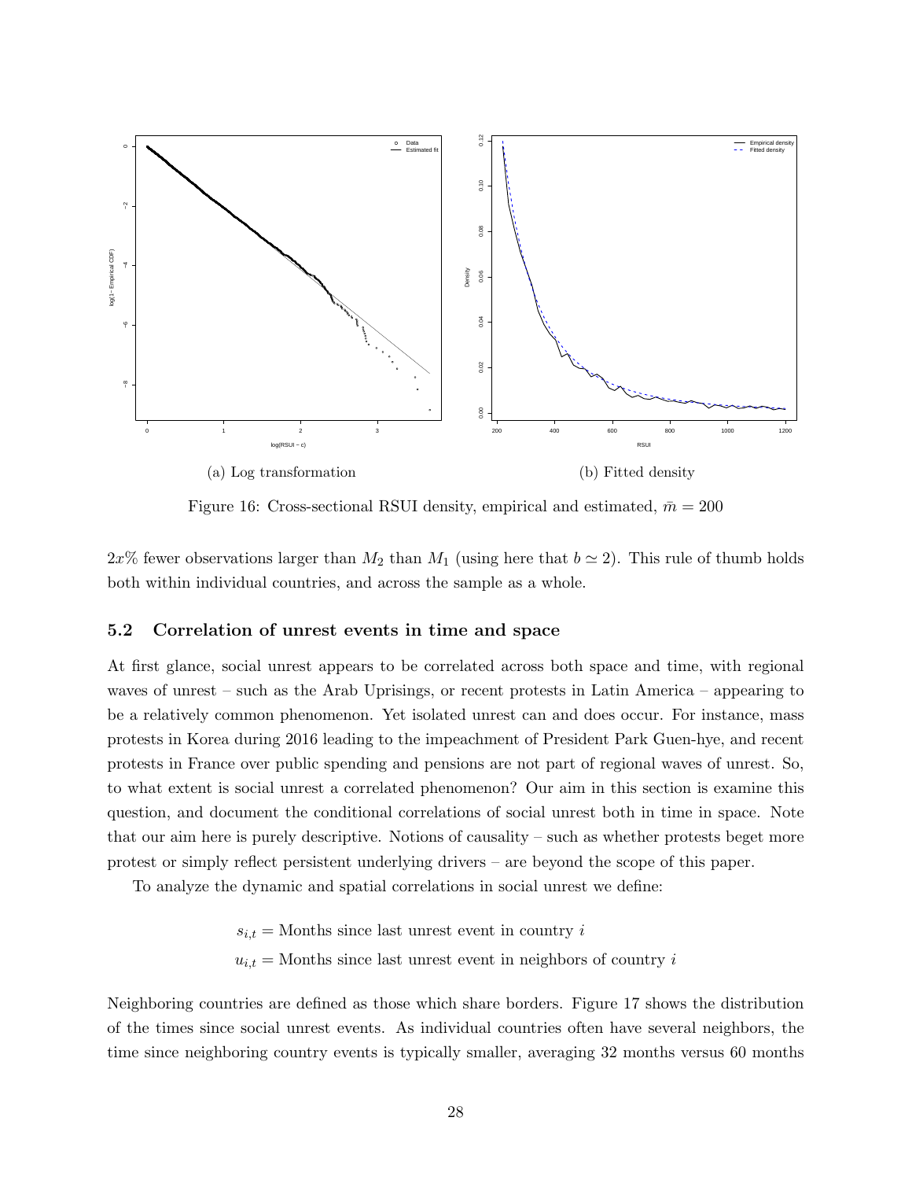(a) Log transformation

(b) Fitted density

Figure 16: Cross-sectional RSUI density, empirical and estimated, $\bar{m} = 200$

$2x\%$ fewer observations larger than $M_2$ than $M_1$ (using here that $b \simeq 2$). This rule of thumb holds both within individual countries, and across the sample as a whole.

### 5.2 Correlation of unrest events in time and space

At first glance, social unrest appears to be correlated across both space and time, with regional waves of unrest – such as the Arab Uprisings, or recent protests in Latin America – appearing to be a relatively common phenomenon. Yet isolated unrest can and does occur. For instance, mass protests in Korea during 2016 leading to the impeachment of President Park Guen-hye, and recent protests in France over public spending and pensions are not part of regional waves of unrest. So, to what extent is social unrest a correlated phenomenon? Our aim in this section is examine this question, and document the conditional correlations of social unrest both in time in space. Note that our aim here is purely descriptive. Notions of causality – such as whether protests beget more protest or simply reflect persistent underlying drivers – are beyond the scope of this paper.

To analyze the dynamic and spatial correlations in social unrest we define:

$$s_{i,t} = \text{Months since last unrest event in country } i$$

$$u_{i,t} = \text{Months since last unrest event in neighbors of country } i$$

Neighboring countries are defined as those which share borders. Figure 17 shows the distribution of the times since social unrest events. As individual countries often have several neighbors, the time since neighboring country events is typically smaller, averaging 32 months versus 60 months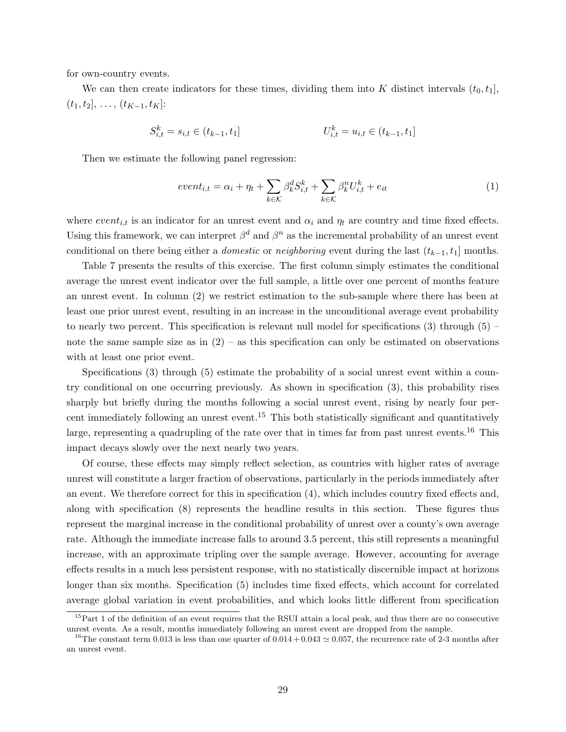for own-country events.

We can then create indicators for these times, dividing them into $K$ distinct intervals $(t_0, t_1]$, $(t_1, t_2]$, $\ldots$, $(t_{K-1}, t_K]$:

$$S^k_{i,t} = s_{i,t} \in (t_{k-1}, t_1] \qquad\qquad U^k_{i,t} = u_{i,t} \in (t_{k-1}, t_1]$$

Then we estimate the following panel regression:

$$event_{i,t} = \alpha_i + \eta_t + \sum_{k \in \mathcal{K}} \beta^d_k S^k_{i,t} + \sum_{k \in \mathcal{K}} \beta^n_k U^k_{i,t} + e_{it} \tag{1}$$

where $event_{i,t}$ is an indicator for an unrest event and $\alpha_i$ and $\eta_t$ are country and time fixed effects. Using this framework, we can interpret $\beta^d$ and $\beta^n$ as the incremental probability of an unrest event conditional on there being either a *domestic* or *neighboring* event during the last $(t_{k-1}, t_1]$ months.

Table 7 presents the results of this exercise. The first column simply estimates the conditional average the unrest event indicator over the full sample, a little over one percent of months feature an unrest event. In column (2) we restrict estimation to the sub-sample where there has been at least one prior unrest event, resulting in an increase in the unconditional average event probability to nearly two percent. This specification is relevant null model for specifications (3) through (5) – note the same sample size as in (2) – as this specification can only be estimated on observations with at least one prior event.

Specifications (3) through (5) estimate the probability of a social unrest event within a country conditional on one occurring previously. As shown in specification (3), this probability rises sharply but briefly during the months following a social unrest event, rising by nearly four percent immediately following an unrest event.[15] This both statistically significant and quantitatively large, representing a quadrupling of the rate over that in times far from past unrest events.[16] This impact decays slowly over the next nearly two years.

Of course, these effects may simply reflect selection, as countries with higher rates of average unrest will constitute a larger fraction of observations, particularly in the periods immediately after an event. We therefore correct for this in specification (4), which includes country fixed effects and, along with specification (8) represents the headline results in this section. These figures thus represent the marginal increase in the conditional probability of unrest over a county's own average rate. Although the immediate increase falls to around 3.5 percent, this still represents a meaningful increase, with an approximate tripling over the sample average. However, accounting for average effects results in a much less persistent response, with no statistically discernible impact at horizons longer than six months. Specification (5) includes time fixed effects, which account for correlated average global variation in event probabilities, and which looks little different from specification

[15] Part 1 of the definition of an event requires that the RSUI attain a local peak, and thus there are no consecutive unrest events. As a result, months immediately following an unrest event are dropped from the sample.

[16] The constant term 0.013 is less than one quarter of $0.014 + 0.043 \simeq 0.057$, the recurrence rate of 2-3 months after an unrest event.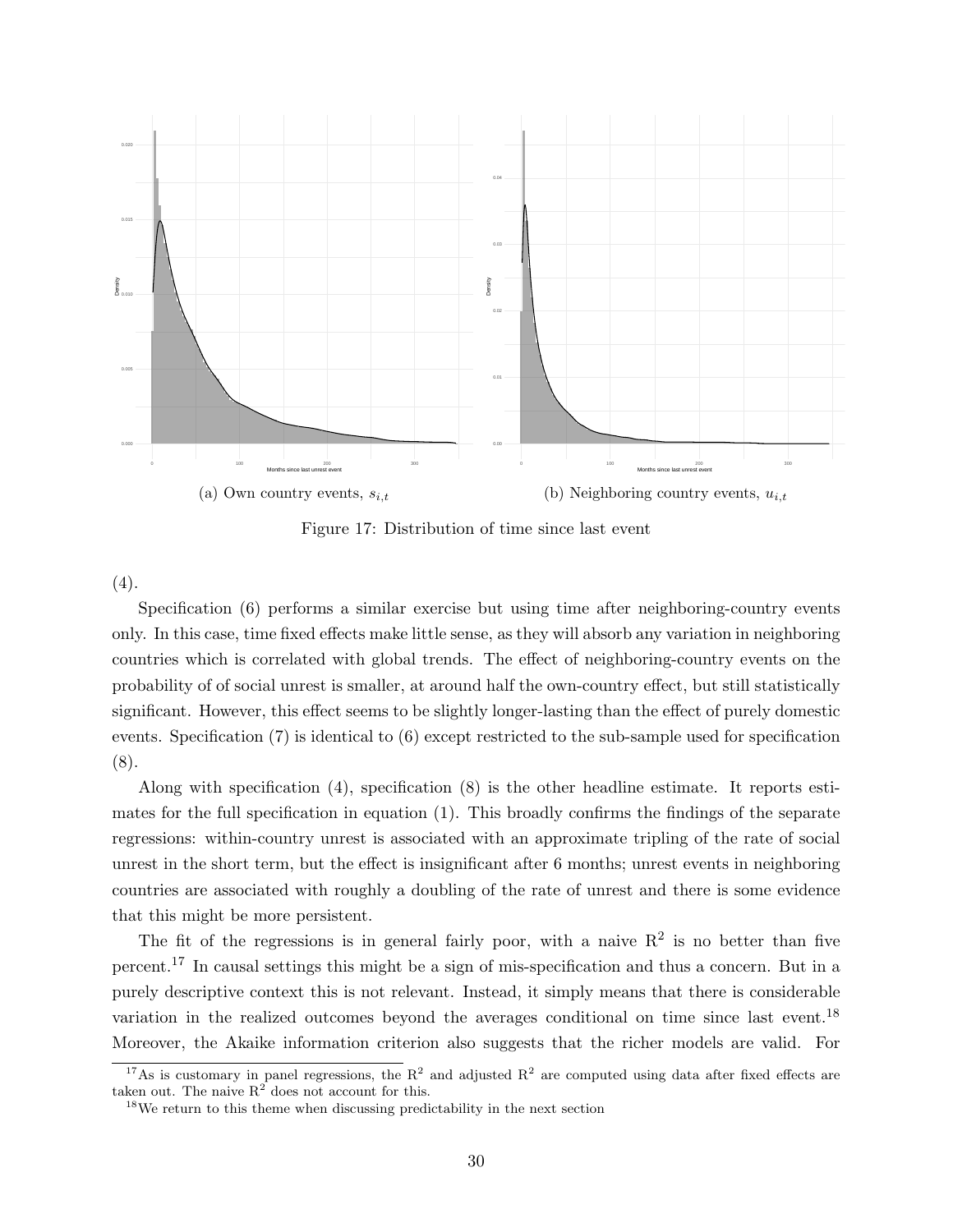(a) Own country events, $s_{i,t}$

(b) Neighboring country events, $u_{i,t}$

Figure 17: Distribution of time since last event

(4).

Specification (6) performs a similar exercise but using time after neighboring-country events only. In this case, time fixed effects make little sense, as they will absorb any variation in neighboring countries which is correlated with global trends. The effect of neighboring-country events on the probability of of social unrest is smaller, at around half the own-country effect, but still statistically significant. However, this effect seems to be slightly longer-lasting than the effect of purely domestic events. Specification (7) is identical to (6) except restricted to the sub-sample used for specification (8).

Along with specification (4), specification (8) is the other headline estimate. It reports estimates for the full specification in equation (1). This broadly confirms the findings of the separate regressions: within-country unrest is associated with an approximate tripling of the rate of social unrest in the short term, but the effect is insignificant after 6 months; unrest events in neighboring countries are associated with roughly a doubling of the rate of unrest and there is some evidence that this might be more persistent.

The fit of the regressions is in general fairly poor, with a naive $R^2$ is no better than five percent.[17] In causal settings this might be a sign of mis-specification and thus a concern. But in a purely descriptive context this is not relevant. Instead, it simply means that there is considerable variation in the realized outcomes beyond the averages conditional on time since last event.[18] Moreover, the Akaike information criterion also suggests that the richer models are valid. For

[17] As is customary in panel regressions, the $R^2$ and adjusted $R^2$ are computed using data after fixed effects are taken out. The naive $R^2$ does not account for this.

[18] We return to this theme when discussing predictability in the next section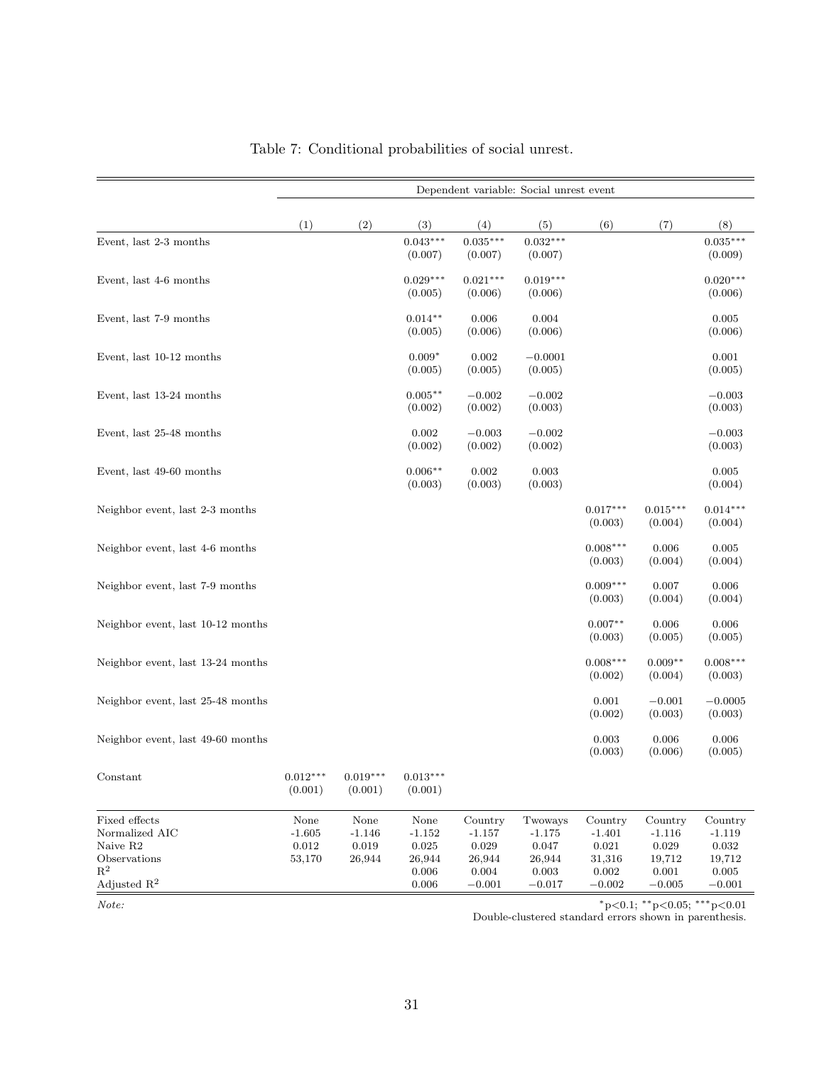Table 7: Conditional probabilities of social unrest.

| | Dependent variable: Social unrest event | | | | | | | |
|---|---|---|---|---|---|---|---|---|
| | (1) | (2) | (3) | (4) | (5) | (6) | (7) | (8) |
| Event, last 2-3 months | | | $0.043^{***}$ (0.007) | $0.035^{***}$ (0.007) | $0.032^{***}$ (0.007) | | | $0.035^{***}$ (0.009) |
| Event, last 4-6 months | | | $0.029^{***}$ (0.005) | $0.021^{***}$ (0.006) | $0.019^{***}$ (0.006) | | | $0.020^{***}$ (0.006) |
| Event, last 7-9 months | | | $0.014^{**}$ (0.005) | 0.006 (0.006) | 0.004 (0.006) | | | 0.005 (0.006) |
| Event, last 10-12 months | | | $0.009^{*}$ (0.005) | 0.002 (0.005) | $-0.0001$ (0.005) | | | 0.001 (0.005) |
| Event, last 13-24 months | | | $0.005^{**}$ (0.002) | $-0.002$ (0.002) | $-0.002$ (0.003) | | | $-0.003$ (0.003) |
| Event, last 25-48 months | | | 0.002 (0.002) | $-0.003$ (0.002) | $-0.002$ (0.002) | | | $-0.003$ (0.003) |
| Event, last 49-60 months | | | $0.006^{**}$ (0.003) | 0.002 (0.003) | 0.003 (0.003) | | | 0.005 (0.004) |
| Neighbor event, last 2-3 months | | | | | | $0.017^{***}$ (0.003) | $0.015^{***}$ (0.004) | $0.014^{***}$ (0.004) |
| Neighbor event, last 4-6 months | | | | | | $0.008^{***}$ (0.003) | 0.006 (0.004) | 0.005 (0.004) |
| Neighbor event, last 7-9 months | | | | | | $0.009^{***}$ (0.003) | 0.007 (0.004) | 0.006 (0.004) |
| Neighbor event, last 10-12 months | | | | | | $0.007^{**}$ (0.003) | 0.006 (0.005) | 0.006 (0.005) |
| Neighbor event, last 13-24 months | | | | | | $0.008^{***}$ (0.002) | $0.009^{**}$ (0.004) | $0.008^{***}$ (0.003) |
| Neighbor event, last 25-48 months | | | | | | 0.001 (0.002) | $-0.001$ (0.003) | $-0.0005$ (0.003) |
| Neighbor event, last 49-60 months | | | | | | 0.003 (0.003) | 0.006 (0.006) | 0.006 (0.005) |
| Constant | $0.012^{***}$ (0.001) | $0.019^{***}$ (0.001) | $0.013^{***}$ (0.001) | | | | | |
| Fixed effects | None | None | None | Country | Twoways | Country | Country | Country |
| Normalized AIC | -1.605 | -1.146 | -1.152 | -1.157 | -1.175 | -1.401 | -1.116 | -1.119 |
| Naive R2 | 0.012 | 0.019 | 0.025 | 0.029 | 0.047 | 0.021 | 0.029 | 0.032 |
| Observations | 53,170 | 26,944 | 26,944 | 26,944 | 26,944 | 31,316 | 19,712 | 19,712 |
| $R^2$ | | | 0.006 | 0.004 | 0.003 | 0.002 | 0.001 | 0.005 |
| Adjusted $R^2$ | | | 0.006 | $-0.001$ | $-0.017$ | $-0.002$ | $-0.005$ | $-0.001$ |

*Note:* $^{*}p<0.1$; $^{**}p<0.05$; $^{***}p<0.01$
Double-clustered standard errors shown in parenthesis.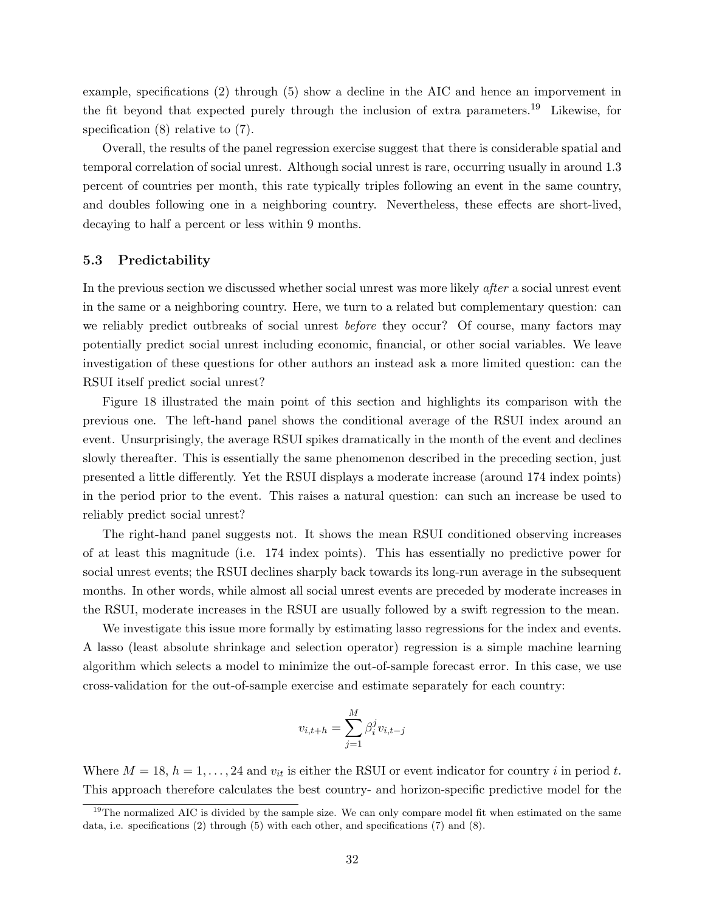example, specifications (2) through (5) show a decline in the AIC and hence an imporvement in the fit beyond that expected purely through the inclusion of extra parameters.[19] Likewise, for specification (8) relative to (7).

Overall, the results of the panel regression exercise suggest that there is considerable spatial and temporal correlation of social unrest. Although social unrest is rare, occurring usually in around 1.3 percent of countries per month, this rate typically triples following an event in the same country, and doubles following one in a neighboring country. Nevertheless, these effects are short-lived, decaying to half a percent or less within 9 months.

### 5.3 Predictability

In the previous section we discussed whether social unrest was more likely *after* a social unrest event in the same or a neighboring country. Here, we turn to a related but complementary question: can we reliably predict outbreaks of social unrest *before* they occur? Of course, many factors may potentially predict social unrest including economic, financial, or other social variables. We leave investigation of these questions for other authors an instead ask a more limited question: can the RSUI itself predict social unrest?

Figure 18 illustrated the main point of this section and highlights its comparison with the previous one. The left-hand panel shows the conditional average of the RSUI index around an event. Unsurprisingly, the average RSUI spikes dramatically in the month of the event and declines slowly thereafter. This is essentially the same phenomenon described in the preceding section, just presented a little differently. Yet the RSUI displays a moderate increase (around 174 index points) in the period prior to the event. This raises a natural question: can such an increase be used to reliably predict social unrest?

The right-hand panel suggests not. It shows the mean RSUI conditioned observing increases of at least this magnitude (i.e. 174 index points). This has essentially no predictive power for social unrest events; the RSUI declines sharply back towards its long-run average in the subsequent months. In other words, while almost all social unrest events are preceded by moderate increases in the RSUI, moderate increases in the RSUI are usually followed by a swift regression to the mean.

We investigate this issue more formally by estimating lasso regressions for the index and events. A lasso (least absolute shrinkage and selection operator) regression is a simple machine learning algorithm which selects a model to minimize the out-of-sample forecast error. In this case, we use cross-validation for the out-of-sample exercise and estimate separately for each country:

$$v_{i,t+h} = \sum_{j=1}^{M} \beta_i^j v_{i,t-j}$$

Where $M = 18$, $h = 1, \ldots, 24$ and $v_{it}$ is either the RSUI or event indicator for country $i$ in period $t$. This approach therefore calculates the best country- and horizon-specific predictive model for the

[19] The normalized AIC is divided by the sample size. We can only compare model fit when estimated on the same data, i.e. specifications (2) through (5) with each other, and specifications (7) and (8).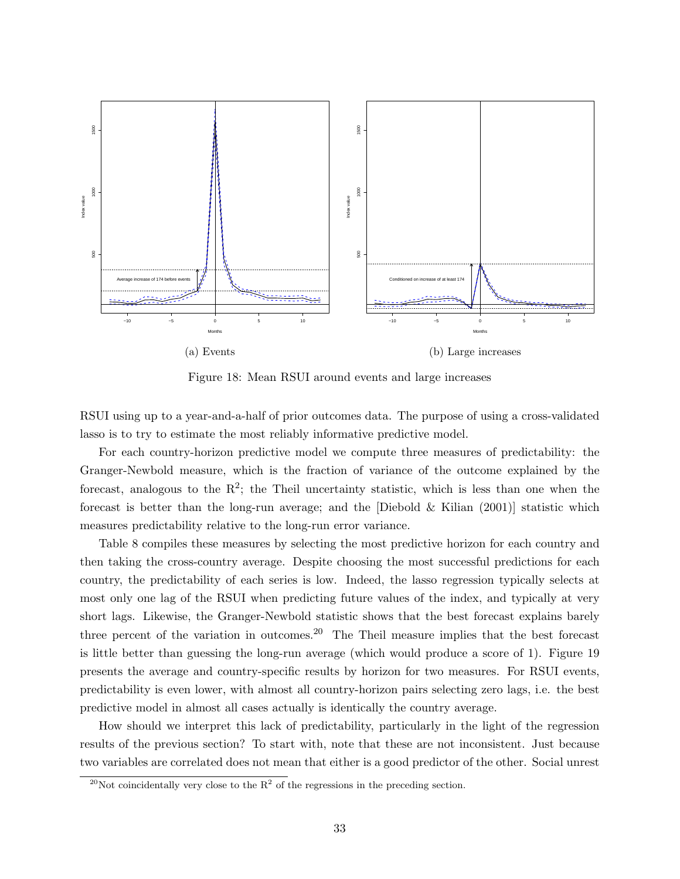(a) Events

(b) Large increases

Figure 18: Mean RSUI around events and large increases

RSUI using up to a year-and-a-half of prior outcomes data. The purpose of using a cross-validated lasso is to try to estimate the most reliably informative predictive model.

For each country-horizon predictive model we compute three measures of predictability: the Granger-Newbold measure, which is the fraction of variance of the outcome explained by the forecast, analogous to the $R^2$; the Theil uncertainty statistic, which is less than one when the forecast is better than the long-run average; and the [Diebold & Kilian (2001)] statistic which measures predictability relative to the long-run error variance.

Table 8 compiles these measures by selecting the most predictive horizon for each country and then taking the cross-country average. Despite choosing the most successful predictions for each country, the predictability of each series is low. Indeed, the lasso regression typically selects at most only one lag of the RSUI when predicting future values of the index, and typically at very short lags. Likewise, the Granger-Newbold statistic shows that the best forecast explains barely three percent of the variation in outcomes.[20] The Theil measure implies that the best forecast is little better than guessing the long-run average (which would produce a score of 1). Figure 19 presents the average and country-specific results by horizon for two measures. For RSUI events, predictability is even lower, with almost all country-horizon pairs selecting zero lags, i.e. the best predictive model in almost all cases actually is identically the country average.

How should we interpret this lack of predictability, particularly in the light of the regression results of the previous section? To start with, note that these are not inconsistent. Just because two variables are correlated does not mean that either is a good predictor of the other. Social unrest

[20] Not coincidentally very close to the $R^2$ of the regressions in the preceding section.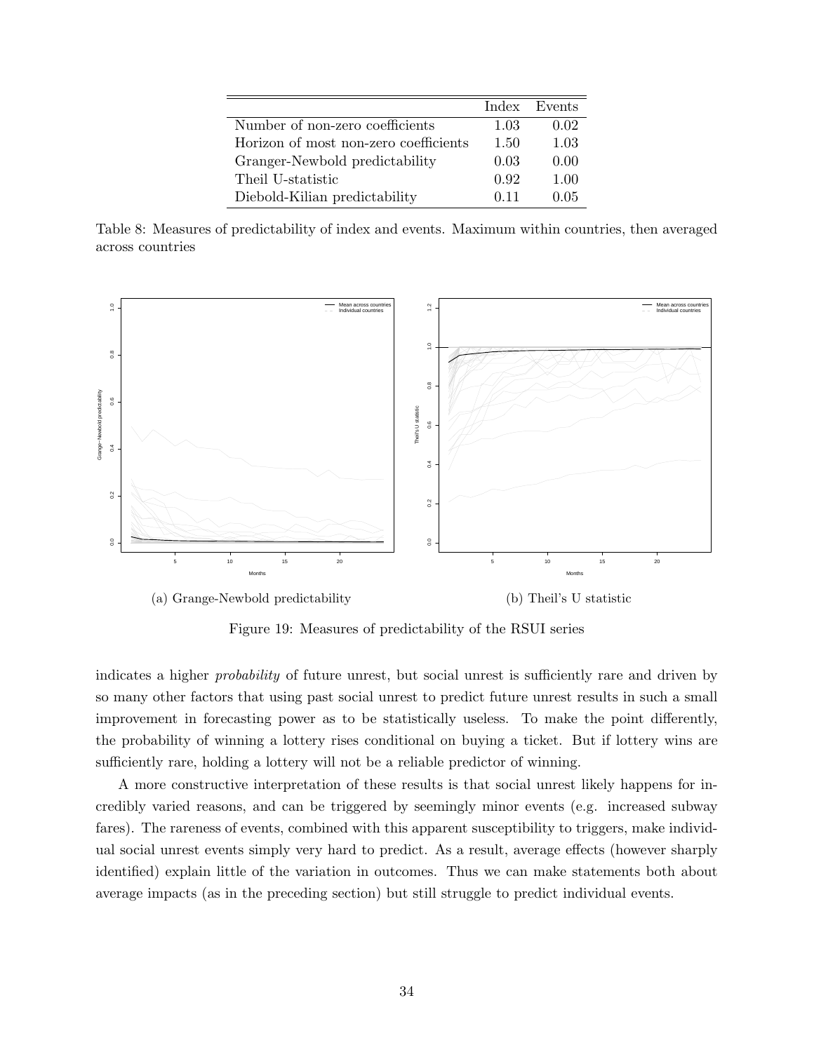| | Index | Events |
|---|---|---|
| Number of non-zero coefficients | 1.03 | 0.02 |
| Horizon of most non-zero coefficients | 1.50 | 1.03 |
| Granger-Newbold predictability | 0.03 | 0.00 |
| Theil U-statistic | 0.92 | 1.00 |
| Diebold-Kilian predictability | 0.11 | 0.05 |

Table 8: Measures of predictability of index and events. Maximum within countries, then averaged across countries

(a) Grange-Newbold predictability

(b) Theil's U statistic

Figure 19: Measures of predictability of the RSUI series

indicates a higher *probability* of future unrest, but social unrest is sufficiently rare and driven by so many other factors that using past social unrest to predict future unrest results in such a small improvement in forecasting power as to be statistically useless. To make the point differently, the probability of winning a lottery rises conditional on buying a ticket. But if lottery wins are sufficiently rare, holding a lottery will not be a reliable predictor of winning.

A more constructive interpretation of these results is that social unrest likely happens for incredibly varied reasons, and can be triggered by seemingly minor events (e.g. increased subway fares). The rareness of events, combined with this apparent susceptibility to triggers, make individual social unrest events simply very hard to predict. As a result, average effects (however sharply identified) explain little of the variation in outcomes. Thus we can make statements both about average impacts (as in the preceding section) but still struggle to predict individual events.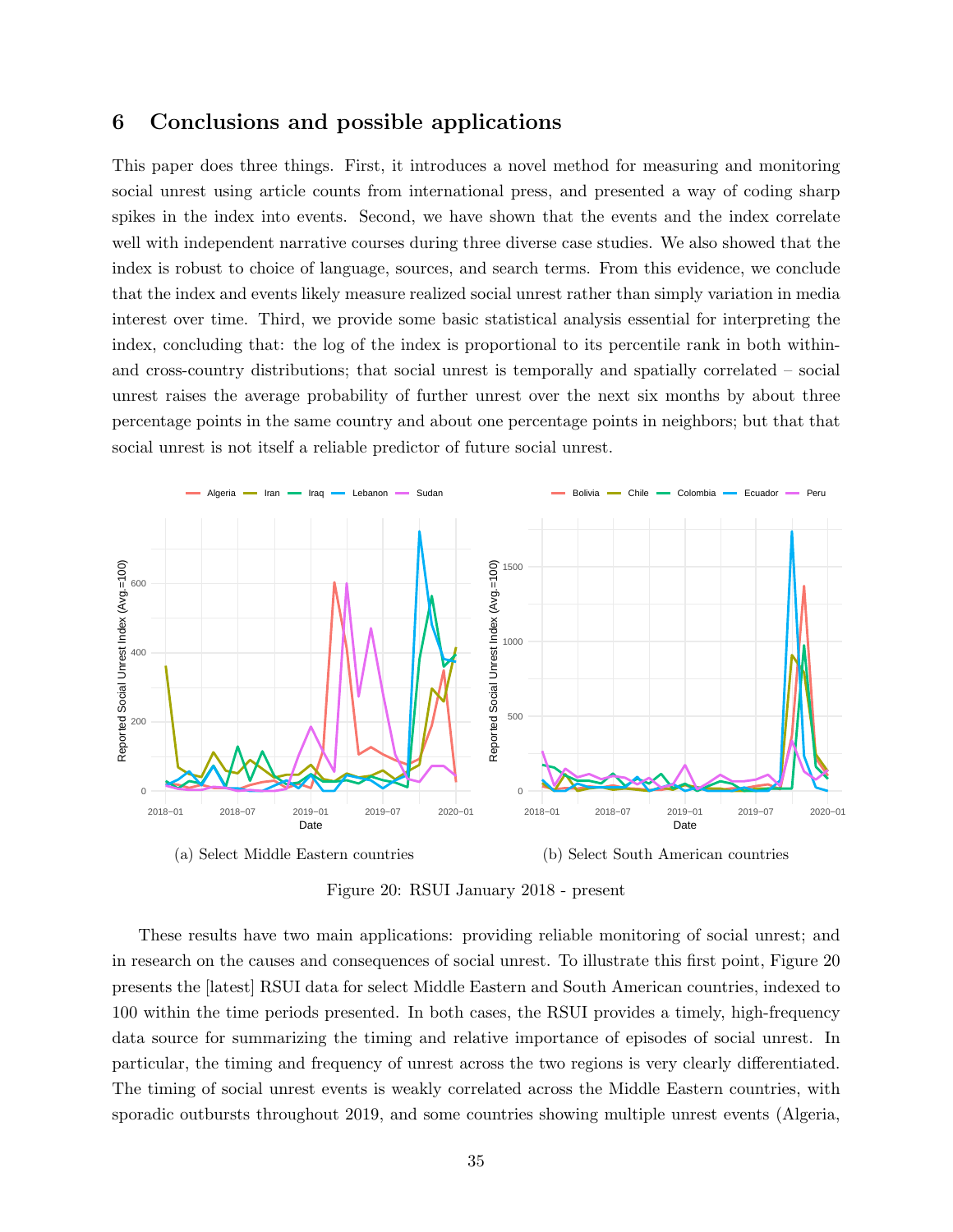## 6 Conclusions and possible applications

This paper does three things. First, it introduces a novel method for measuring and monitoring social unrest using article counts from international press, and presented a way of coding sharp spikes in the index into events. Second, we have shown that the events and the index correlate well with independent narrative courses during three diverse case studies. We also showed that the index is robust to choice of language, sources, and search terms. From this evidence, we conclude that the index and events likely measure realized social unrest rather than simply variation in media interest over time. Third, we provide some basic statistical analysis essential for interpreting the index, concluding that: the log of the index is proportional to its percentile rank in both within- and cross-country distributions; that social unrest is temporally and spatially correlated – social unrest raises the average probability of further unrest over the next six months by about three percentage points in the same country and about one percentage points in neighbors; but that that social unrest is not itself a reliable predictor of future social unrest.

(a) Select Middle Eastern countries

(b) Select South American countries

Figure 20: RSUI January 2018 - present

These results have two main applications: providing reliable monitoring of social unrest; and in research on the causes and consequences of social unrest. To illustrate this first point, Figure 20 presents the [latest] RSUI data for select Middle Eastern and South American countries, indexed to 100 within the time periods presented. In both cases, the RSUI provides a timely, high-frequency data source for summarizing the timing and relative importance of episodes of social unrest. In particular, the timing and frequency of unrest across the two regions is very clearly differentiated. The timing of social unrest events is weakly correlated across the Middle Eastern countries, with sporadic outbursts throughout 2019, and some countries showing multiple unrest events (Algeria,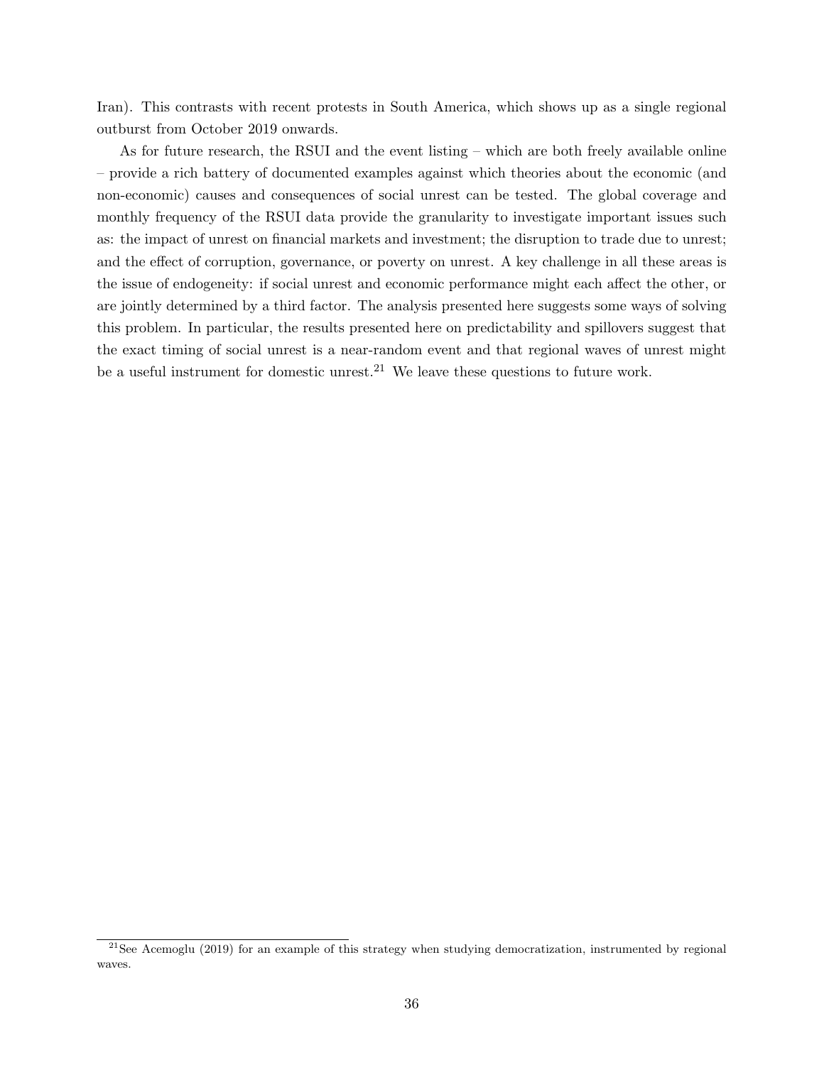Iran). This contrasts with recent protests in South America, which shows up as a single regional outburst from October 2019 onwards.

As for future research, the RSUI and the event listing – which are both freely available online – provide a rich battery of documented examples against which theories about the economic (and non-economic) causes and consequences of social unrest can be tested. The global coverage and monthly frequency of the RSUI data provide the granularity to investigate important issues such as: the impact of unrest on financial markets and investment; the disruption to trade due to unrest; and the effect of corruption, governance, or poverty on unrest. A key challenge in all these areas is the issue of endogeneity: if social unrest and economic performance might each affect the other, or are jointly determined by a third factor. The analysis presented here suggests some ways of solving this problem. In particular, the results presented here on predictability and spillovers suggest that the exact timing of social unrest is a near-random event and that regional waves of unrest might be a useful instrument for domestic unrest.[21] We leave these questions to future work.

[21] See Acemoglu (2019) for an example of this strategy when studying democratization, instrumented by regional waves.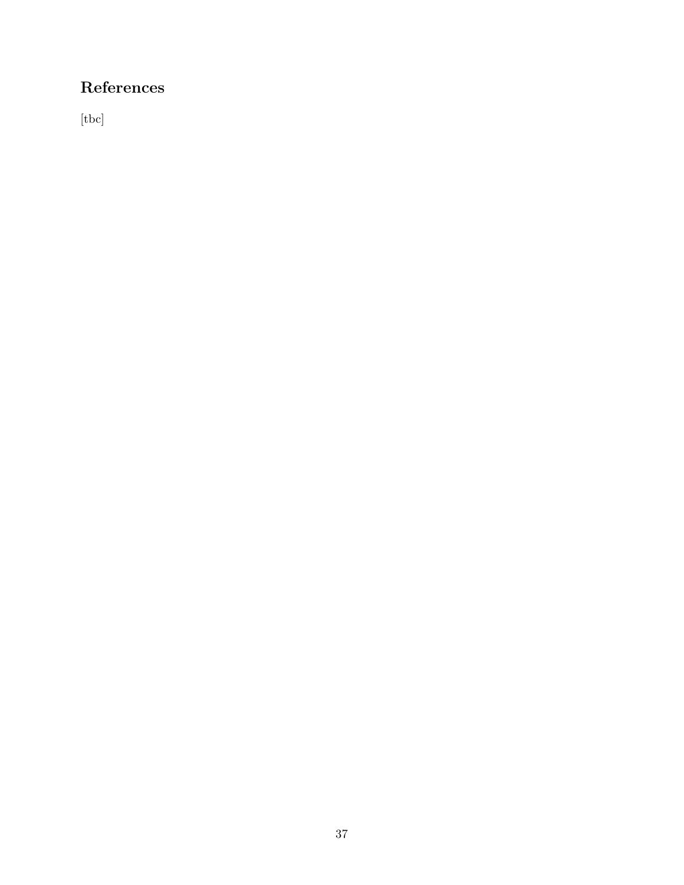# References

[tbc]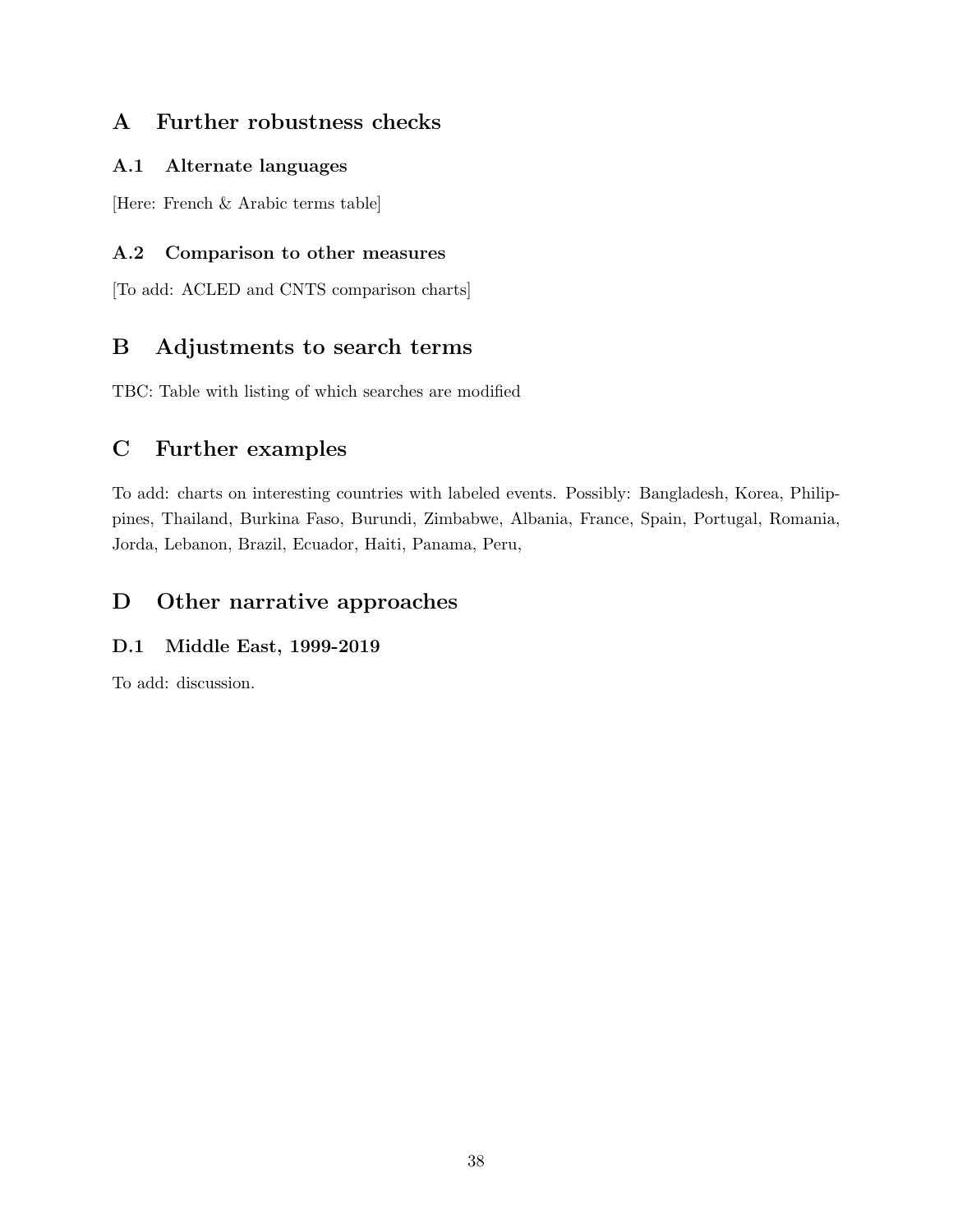# A Further robustness checks

## A.1 Alternate languages

[Here: French & Arabic terms table]

## A.2 Comparison to other measures

[To add: ACLED and CNTS comparison charts]

# B Adjustments to search terms

TBC: Table with listing of which searches are modified

# C Further examples

To add: charts on interesting countries with labeled events. Possibly: Bangladesh, Korea, Philippines, Thailand, Burkina Faso, Burundi, Zimbabwe, Albania, France, Spain, Portugal, Romania, Jorda, Lebanon, Brazil, Ecuador, Haiti, Panama, Peru,

# D Other narrative approaches

## D.1 Middle East, 1999-2019

To add: discussion.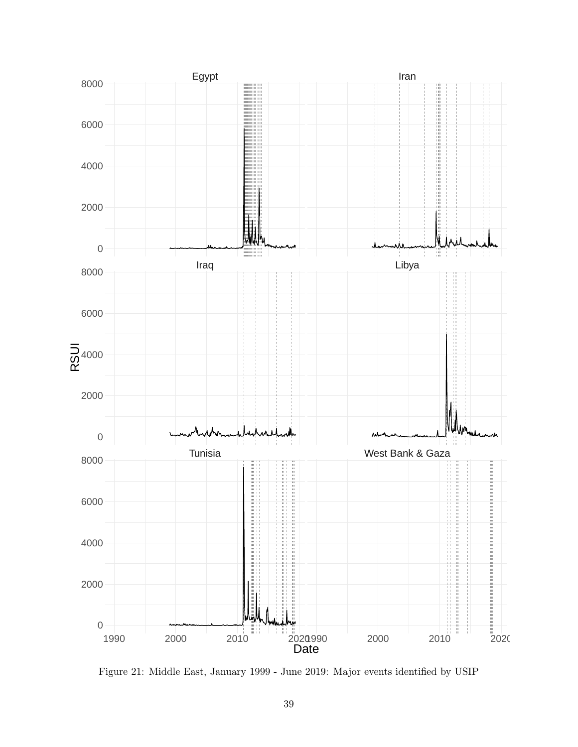Figure 21: Middle East, January 1999 - June 2019: Major events identified by USIP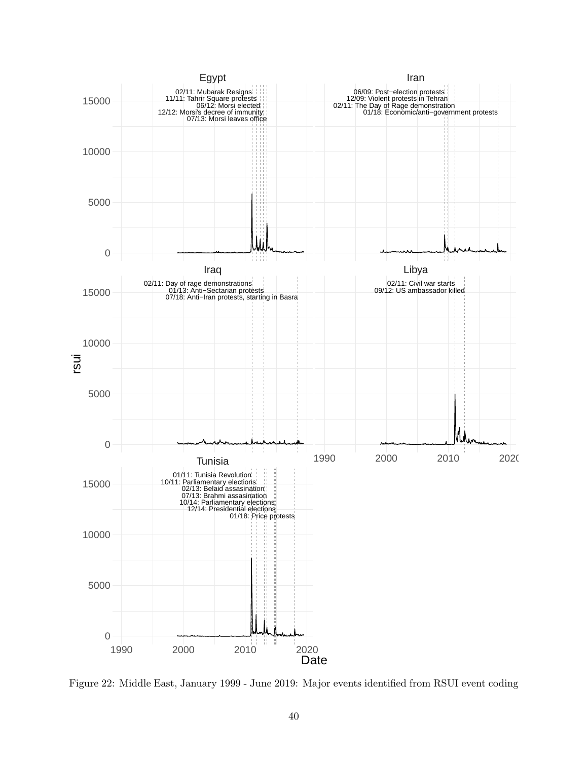Figure 22: Middle East, January 1999 - June 2019: Major events identified from RSUI event coding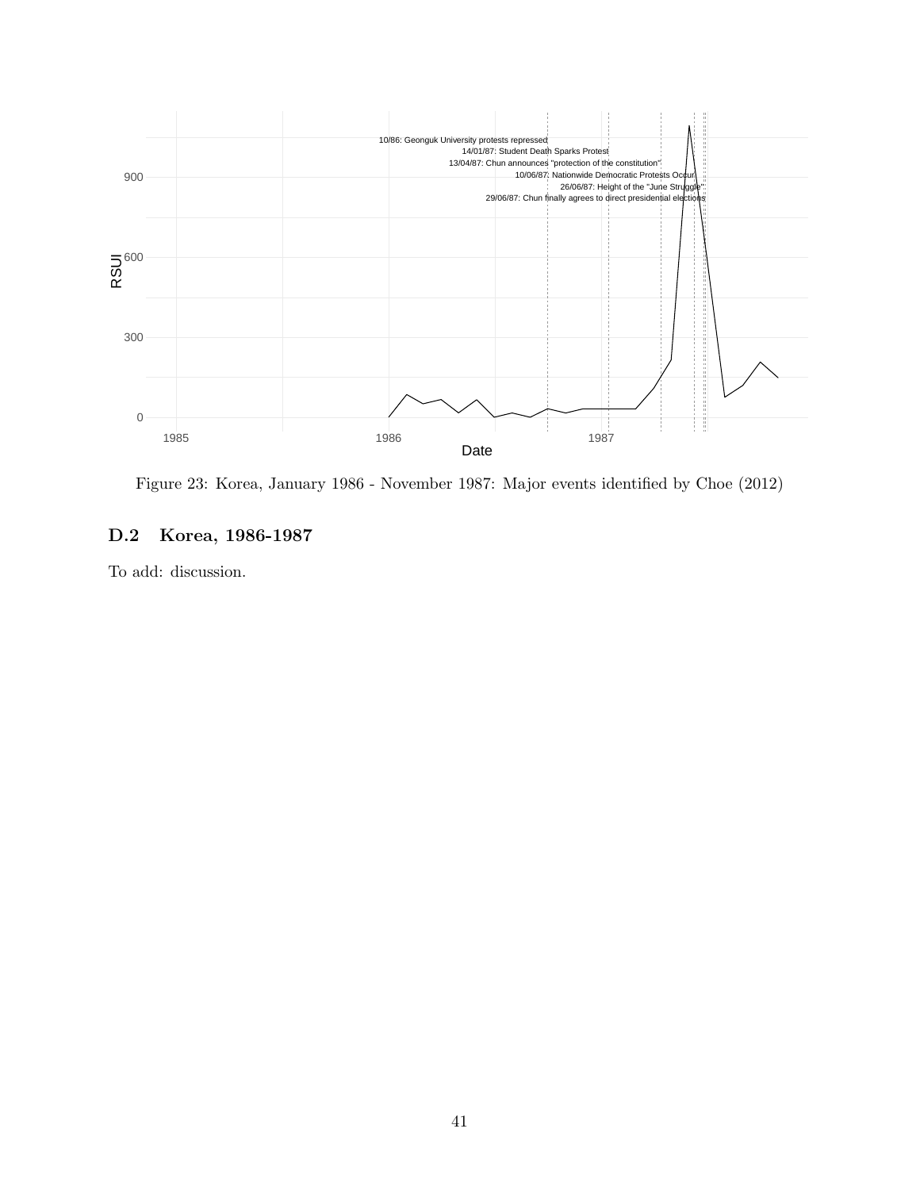Figure 23: Korea, January 1986 - November 1987: Major events identified by Choe (2012)

## D.2 Korea, 1986-1987

To add: discussion.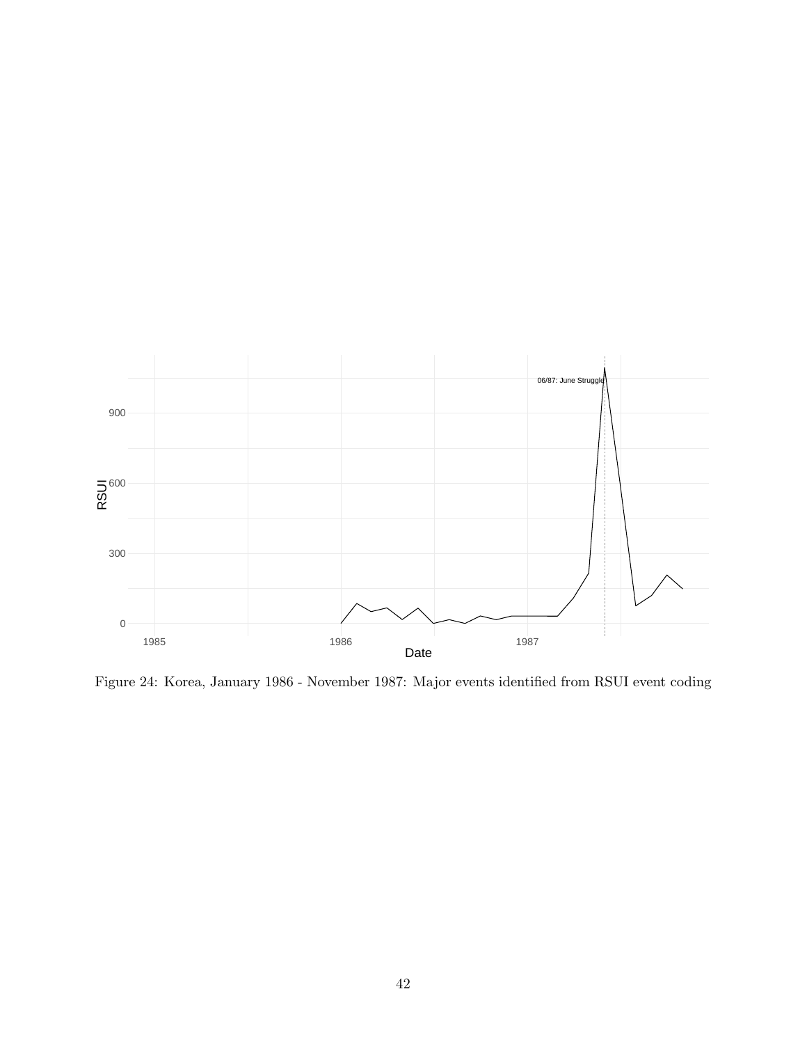Figure 24: Korea, January 1986 - November 1987: Major events identified from RSUI event coding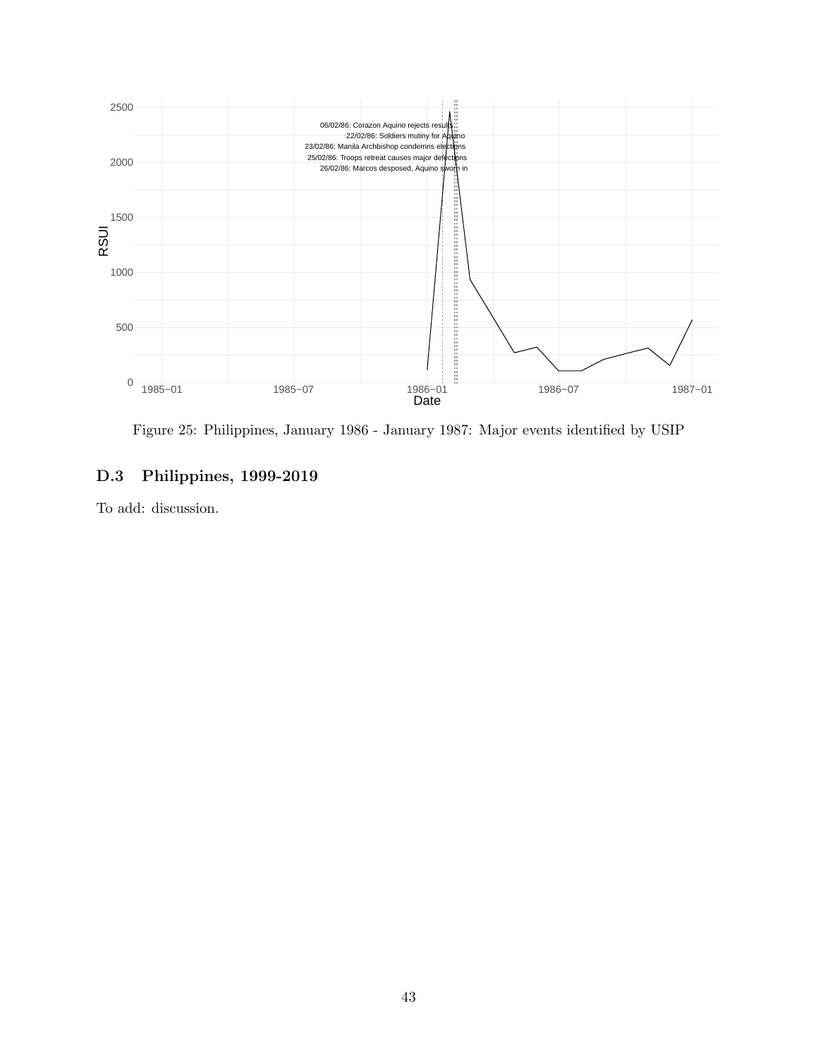Figure 25: Philippines, January 1986 - January 1987: Major events identified by USIP

## D.3 Philippines, 1999-2019

To add: discussion.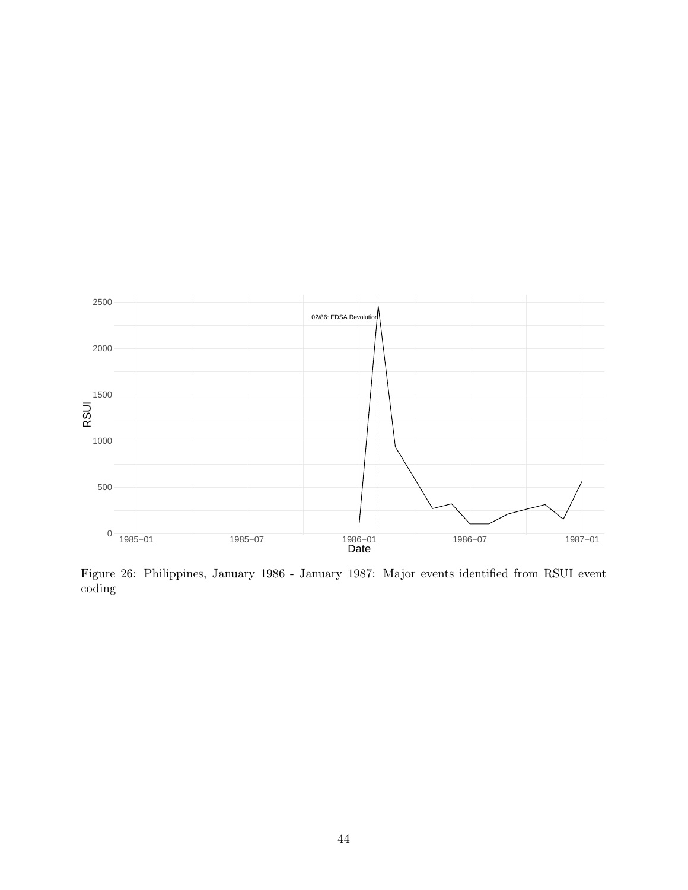Figure 26: Philippines, January 1986 - January 1987: Major events identified from RSUI event coding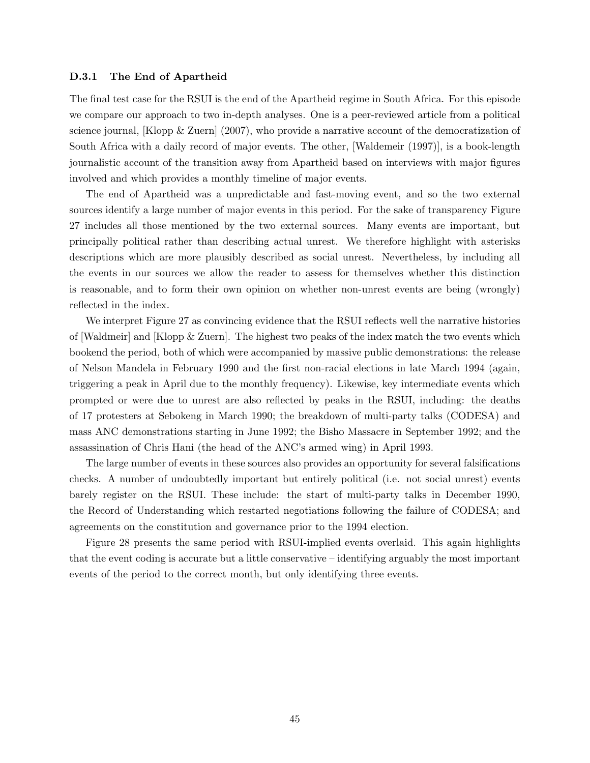### D.3.1 The End of Apartheid

The final test case for the RSUI is the end of the Apartheid regime in South Africa. For this episode we compare our approach to two in-depth analyses. One is a peer-reviewed article from a political science journal, [Klopp & Zuern] (2007), who provide a narrative account of the democratization of South Africa with a daily record of major events. The other, [Waldemeir (1997)], is a book-length journalistic account of the transition away from Apartheid based on interviews with major figures involved and which provides a monthly timeline of major events.

The end of Apartheid was a unpredictable and fast-moving event, and so the two external sources identify a large number of major events in this period. For the sake of transparency Figure 27 includes all those mentioned by the two external sources. Many events are important, but principally political rather than describing actual unrest. We therefore highlight with asterisks descriptions which are more plausibly described as social unrest. Nevertheless, by including all the events in our sources we allow the reader to assess for themselves whether this distinction is reasonable, and to form their own opinion on whether non-unrest events are being (wrongly) reflected in the index.

We interpret Figure 27 as convincing evidence that the RSUI reflects well the narrative histories of [Waldmeir] and [Klopp & Zuern]. The highest two peaks of the index match the two events which bookend the period, both of which were accompanied by massive public demonstrations: the release of Nelson Mandela in February 1990 and the first non-racial elections in late March 1994 (again, triggering a peak in April due to the monthly frequency). Likewise, key intermediate events which prompted or were due to unrest are also reflected by peaks in the RSUI, including: the deaths of 17 protesters at Sebokeng in March 1990; the breakdown of multi-party talks (CODESA) and mass ANC demonstrations starting in June 1992; the Bisho Massacre in September 1992; and the assassination of Chris Hani (the head of the ANC's armed wing) in April 1993.

The large number of events in these sources also provides an opportunity for several falsifications checks. A number of undoubtedly important but entirely political (i.e. not social unrest) events barely register on the RSUI. These include: the start of multi-party talks in December 1990, the Record of Understanding which restarted negotiations following the failure of CODESA; and agreements on the constitution and governance prior to the 1994 election.

Figure 28 presents the same period with RSUI-implied events overlaid. This again highlights that the event coding is accurate but a little conservative – identifying arguably the most important events of the period to the correct month, but only identifying three events.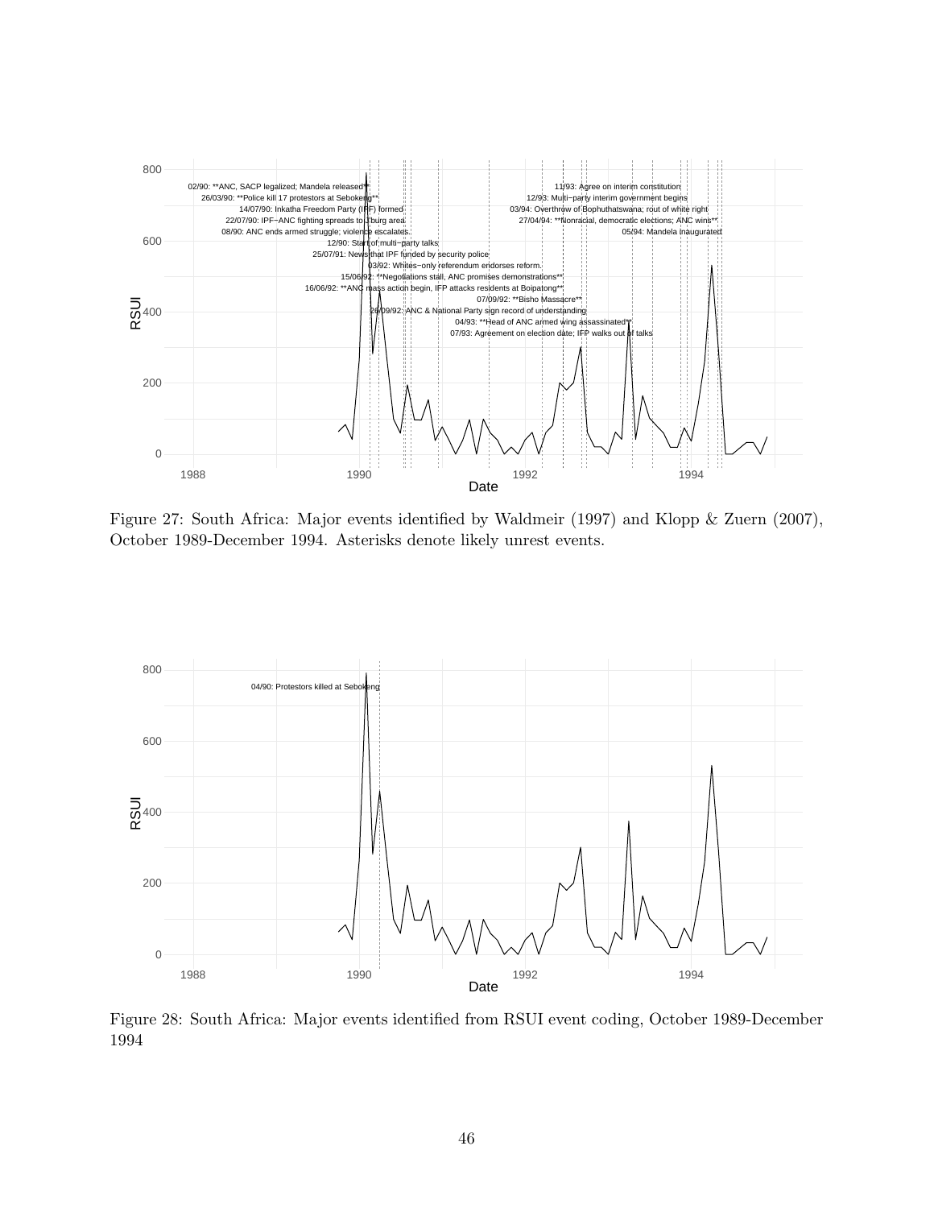Figure 27: South Africa: Major events identified by Waldmeir (1997) and Klopp & Zuern (2007), October 1989-December 1994. Asterisks denote likely unrest events.

Figure 28: South Africa: Major events identified from RSUI event coding, October 1989-December 1994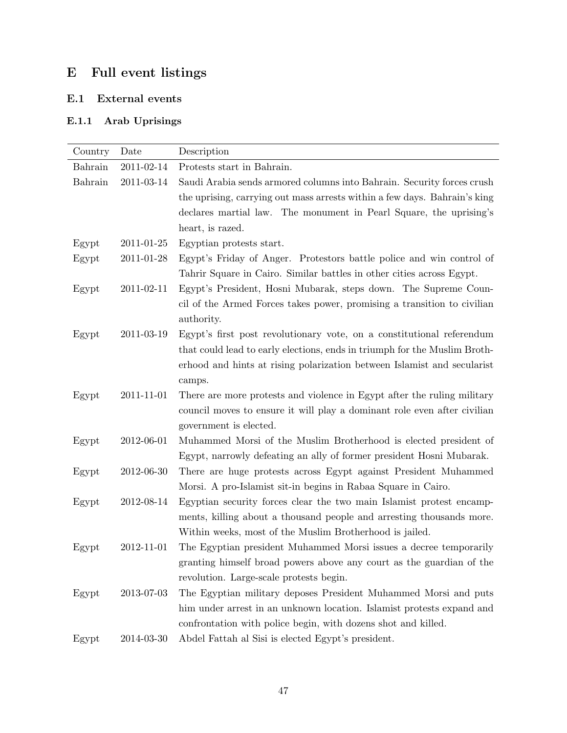# E Full event listings

## E.1 External events

### E.1.1 Arab Uprisings

| Country | Date | Description |
|---|---|---|
| Bahrain | 2011-02-14 | Protests start in Bahrain. |
| Bahrain | 2011-03-14 | Saudi Arabia sends armored columns into Bahrain. Security forces crush the uprising, carrying out mass arrests within a few days. Bahrain's king declares martial law. The monument in Pearl Square, the uprising's heart, is razed. |
| Egypt | 2011-01-25 | Egyptian protests start. |
| Egypt | 2011-01-28 | Egypt's Friday of Anger. Protestors battle police and win control of Tahrir Square in Cairo. Similar battles in other cities across Egypt. |
| Egypt | 2011-02-11 | Egypt's President, Hosni Mubarak, steps down. The Supreme Council of the Armed Forces takes power, promising a transition to civilian authority. |
| Egypt | 2011-03-19 | Egypt's first post revolutionary vote, on a constitutional referendum that could lead to early elections, ends in triumph for the Muslim Brotherhood and hints at rising polarization between Islamist and secularist camps. |
| Egypt | 2011-11-01 | There are more protests and violence in Egypt after the ruling military council moves to ensure it will play a dominant role even after civilian government is elected. |
| Egypt | 2012-06-01 | Muhammed Morsi of the Muslim Brotherhood is elected president of Egypt, narrowly defeating an ally of former president Hosni Mubarak. |
| Egypt | 2012-06-30 | There are huge protests across Egypt against President Muhammed Morsi. A pro-Islamist sit-in begins in Rabaa Square in Cairo. |
| Egypt | 2012-08-14 | Egyptian security forces clear the two main Islamist protest encampments, killing about a thousand people and arresting thousands more. Within weeks, most of the Muslim Brotherhood is jailed. |
| Egypt | 2012-11-01 | The Egyptian president Muhammed Morsi issues a decree temporarily granting himself broad powers above any court as the guardian of the revolution. Large-scale protests begin. |
| Egypt | 2013-07-03 | The Egyptian military deposes President Muhammed Morsi and puts him under arrest in an unknown location. Islamist protests expand and confrontation with police begin, with dozens shot and killed. |
| Egypt | 2014-03-30 | Abdel Fattah al Sisi is elected Egypt's president. |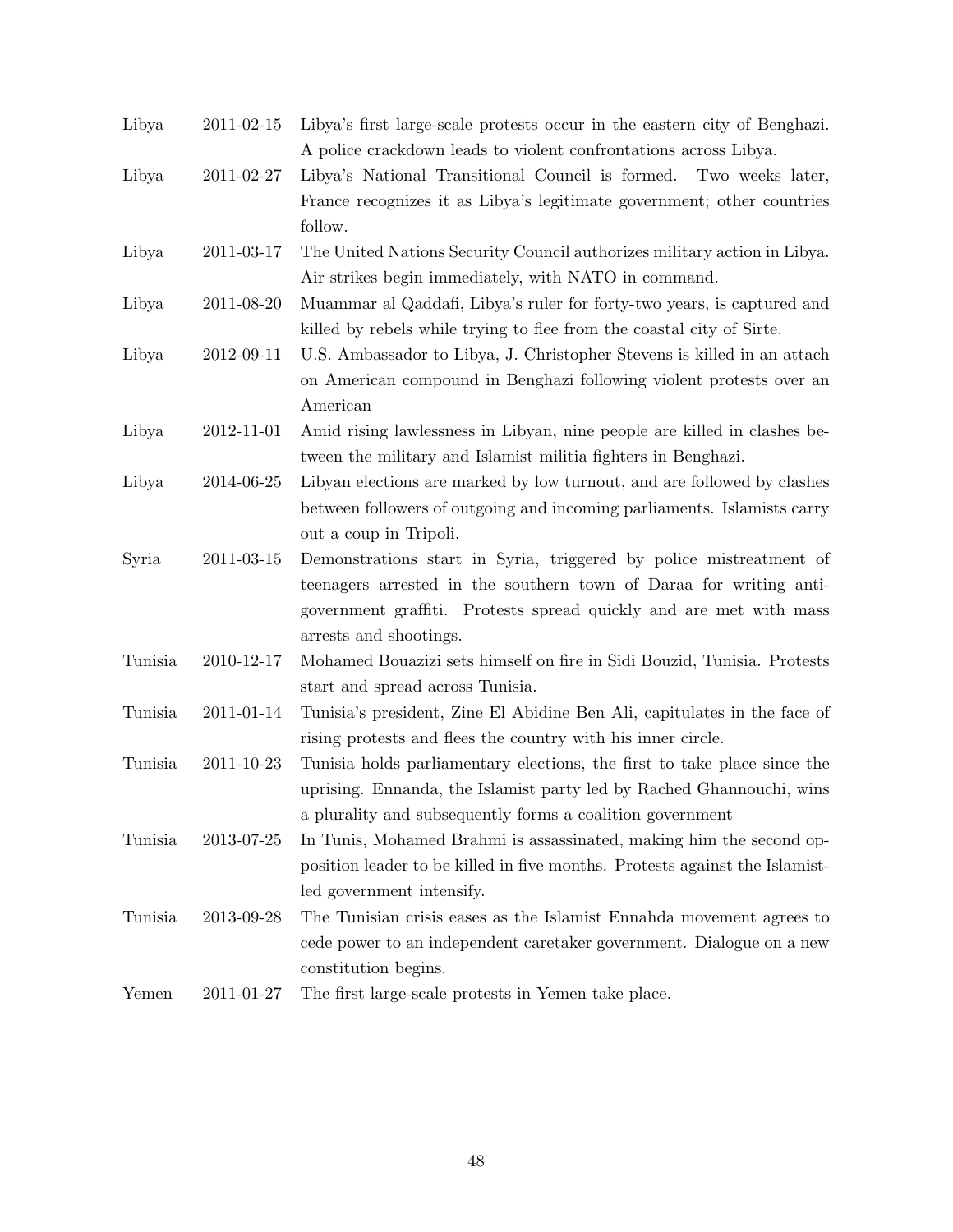| | | |
|---|---|---|
| Libya | 2011-02-15 | Libya's first large-scale protests occur in the eastern city of Benghazi. A police crackdown leads to violent confrontations across Libya. |
| Libya | 2011-02-27 | Libya's National Transitional Council is formed. Two weeks later, France recognizes it as Libya's legitimate government; other countries follow. |
| Libya | 2011-03-17 | The United Nations Security Council authorizes military action in Libya. Air strikes begin immediately, with NATO in command. |
| Libya | 2011-08-20 | Muammar al Qaddafi, Libya's ruler for forty-two years, is captured and killed by rebels while trying to flee from the coastal city of Sirte. |
| Libya | 2012-09-11 | U.S. Ambassador to Libya, J. Christopher Stevens is killed in an attach on American compound in Benghazi following violent protests over an American |
| Libya | 2012-11-01 | Amid rising lawlessness in Libyan, nine people are killed in clashes between the military and Islamist militia fighters in Benghazi. |
| Libya | 2014-06-25 | Libyan elections are marked by low turnout, and are followed by clashes between followers of outgoing and incoming parliaments. Islamists carry out a coup in Tripoli. |
| Syria | 2011-03-15 | Demonstrations start in Syria, triggered by police mistreatment of teenagers arrested in the southern town of Daraa for writing anti-government graffiti. Protests spread quickly and are met with mass arrests and shootings. |
| Tunisia | 2010-12-17 | Mohamed Bouazizi sets himself on fire in Sidi Bouzid, Tunisia. Protests start and spread across Tunisia. |
| Tunisia | 2011-01-14 | Tunisia's president, Zine El Abidine Ben Ali, capitulates in the face of rising protests and flees the country with his inner circle. |
| Tunisia | 2011-10-23 | Tunisia holds parliamentary elections, the first to take place since the uprising. Ennanda, the Islamist party led by Rached Ghannouchi, wins a plurality and subsequently forms a coalition government |
| Tunisia | 2013-07-25 | In Tunis, Mohamed Brahmi is assassinated, making him the second opposition leader to be killed in five months. Protests against the Islamist-led government intensify. |
| Tunisia | 2013-09-28 | The Tunisian crisis eases as the Islamist Ennahda movement agrees to cede power to an independent caretaker government. Dialogue on a new constitution begins. |
| Yemen | 2011-01-27 | The first large-scale protests in Yemen take place. |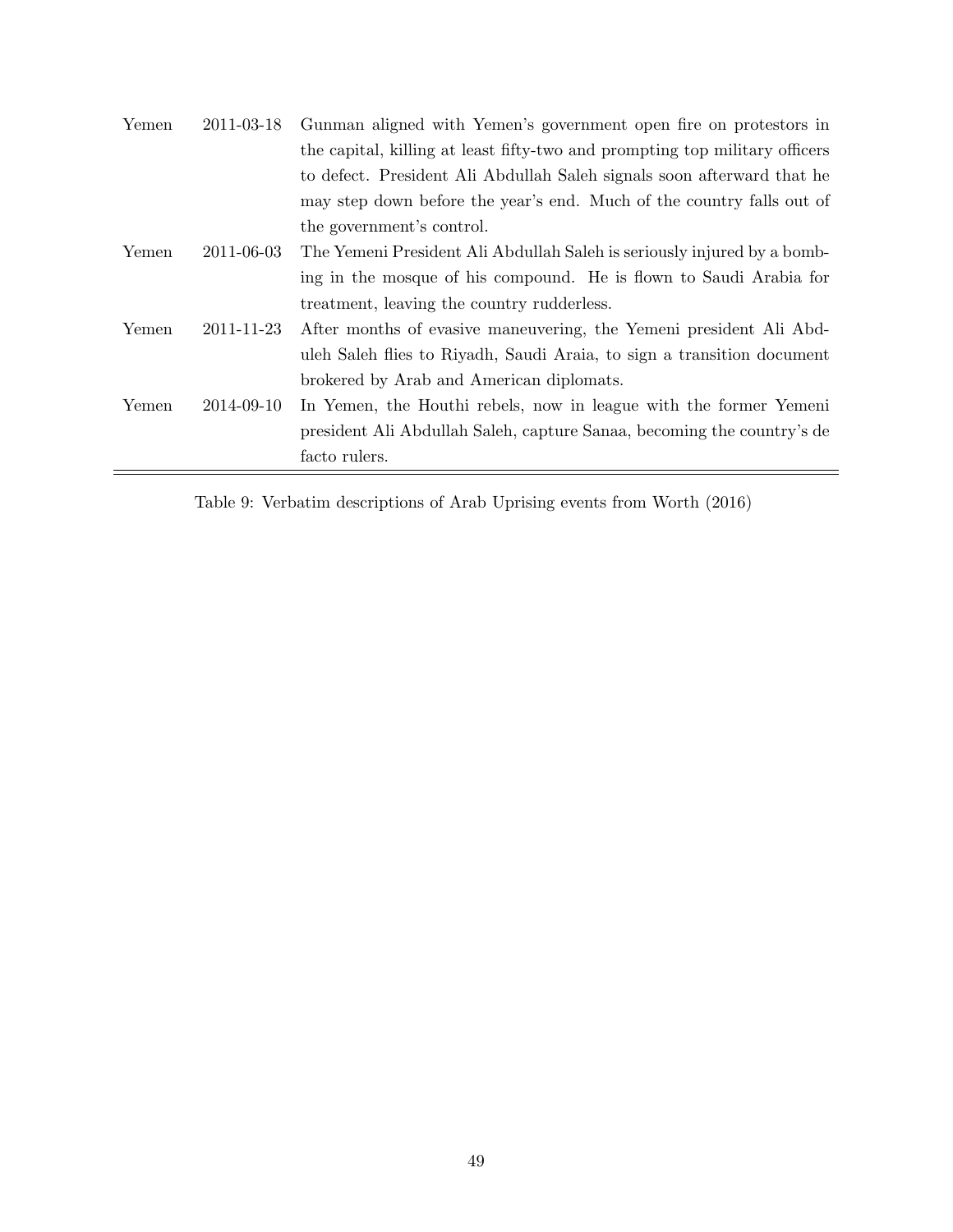| | | |
|---|---|---|
| Yemen | 2011-03-18 | Gunman aligned with Yemen's government open fire on protestors in the capital, killing at least fifty-two and prompting top military officers to defect. President Ali Abdullah Saleh signals soon afterward that he may step down before the year's end. Much of the country falls out of the government's control. |
| Yemen | 2011-06-03 | The Yemeni President Ali Abdullah Saleh is seriously injured by a bombing in the mosque of his compound. He is flown to Saudi Arabia for treatment, leaving the country rudderless. |
| Yemen | 2011-11-23 | After months of evasive maneuvering, the Yemeni president Ali Abduleh Saleh flies to Riyadh, Saudi Araia, to sign a transition document brokered by Arab and American diplomats. |
| Yemen | 2014-09-10 | In Yemen, the Houthi rebels, now in league with the former Yemeni president Ali Abdullah Saleh, capture Sanaa, becoming the country's de facto rulers. |

Table 9: Verbatim descriptions of Arab Uprising events from Worth (2016)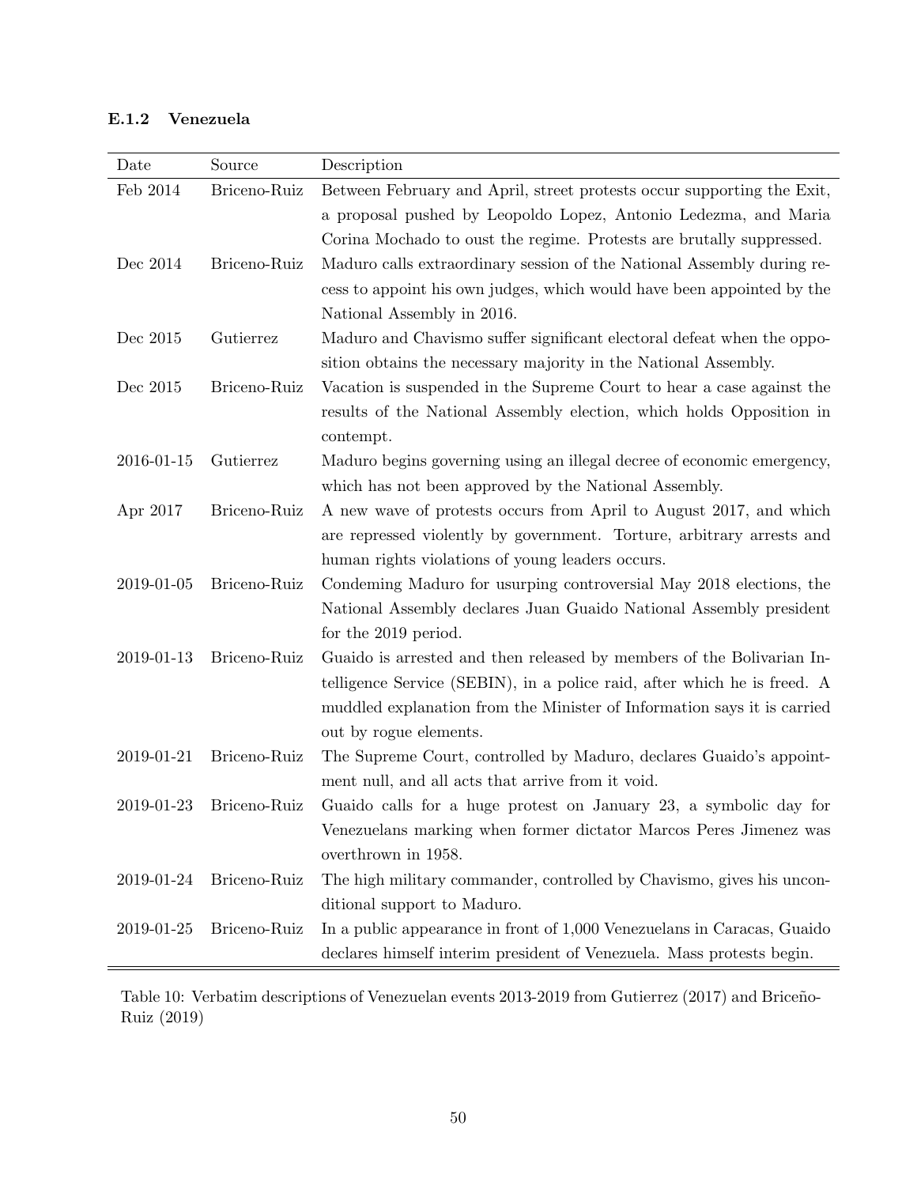### E.1.2 Venezuela

| Date | Source | Description |
|---|---|---|
| Feb 2014 | Briceno-Ruiz | Between February and April, street protests occur supporting the Exit, a proposal pushed by Leopoldo Lopez, Antonio Ledezma, and Maria Corina Mochado to oust the regime. Protests are brutally suppressed. |
| Dec 2014 | Briceno-Ruiz | Maduro calls extraordinary session of the National Assembly during recess to appoint his own judges, which would have been appointed by the National Assembly in 2016. |
| Dec 2015 | Gutierrez | Maduro and Chavismo suffer significant electoral defeat when the opposition obtains the necessary majority in the National Assembly. |
| Dec 2015 | Briceno-Ruiz | Vacation is suspended in the Supreme Court to hear a case against the results of the National Assembly election, which holds Opposition in contempt. |
| 2016-01-15 | Gutierrez | Maduro begins governing using an illegal decree of economic emergency, which has not been approved by the National Assembly. |
| Apr 2017 | Briceno-Ruiz | A new wave of protests occurs from April to August 2017, and which are repressed violently by government. Torture, arbitrary arrests and human rights violations of young leaders occurs. |
| 2019-01-05 | Briceno-Ruiz | Condeming Maduro for usurping controversial May 2018 elections, the National Assembly declares Juan Guaido National Assembly president for the 2019 period. |
| 2019-01-13 | Briceno-Ruiz | Guaido is arrested and then released by members of the Bolivarian Intelligence Service (SEBIN), in a police raid, after which he is freed. A muddled explanation from the Minister of Information says it is carried out by rogue elements. |
| 2019-01-21 | Briceno-Ruiz | The Supreme Court, controlled by Maduro, declares Guaido's appointment null, and all acts that arrive from it void. |
| 2019-01-23 | Briceno-Ruiz | Guaido calls for a huge protest on January 23, a symbolic day for Venezuelans marking when former dictator Marcos Peres Jimenez was overthrown in 1958. |
| 2019-01-24 | Briceno-Ruiz | The high military commander, controlled by Chavismo, gives his unconditional support to Maduro. |
| 2019-01-25 | Briceno-Ruiz | In a public appearance in front of 1,000 Venezuelans in Caracas, Guaido declares himself interim president of Venezuela. Mass protests begin. |

Table 10: Verbatim descriptions of Venezuelan events 2013-2019 from Gutierrez (2017) and Briceño-Ruiz (2019)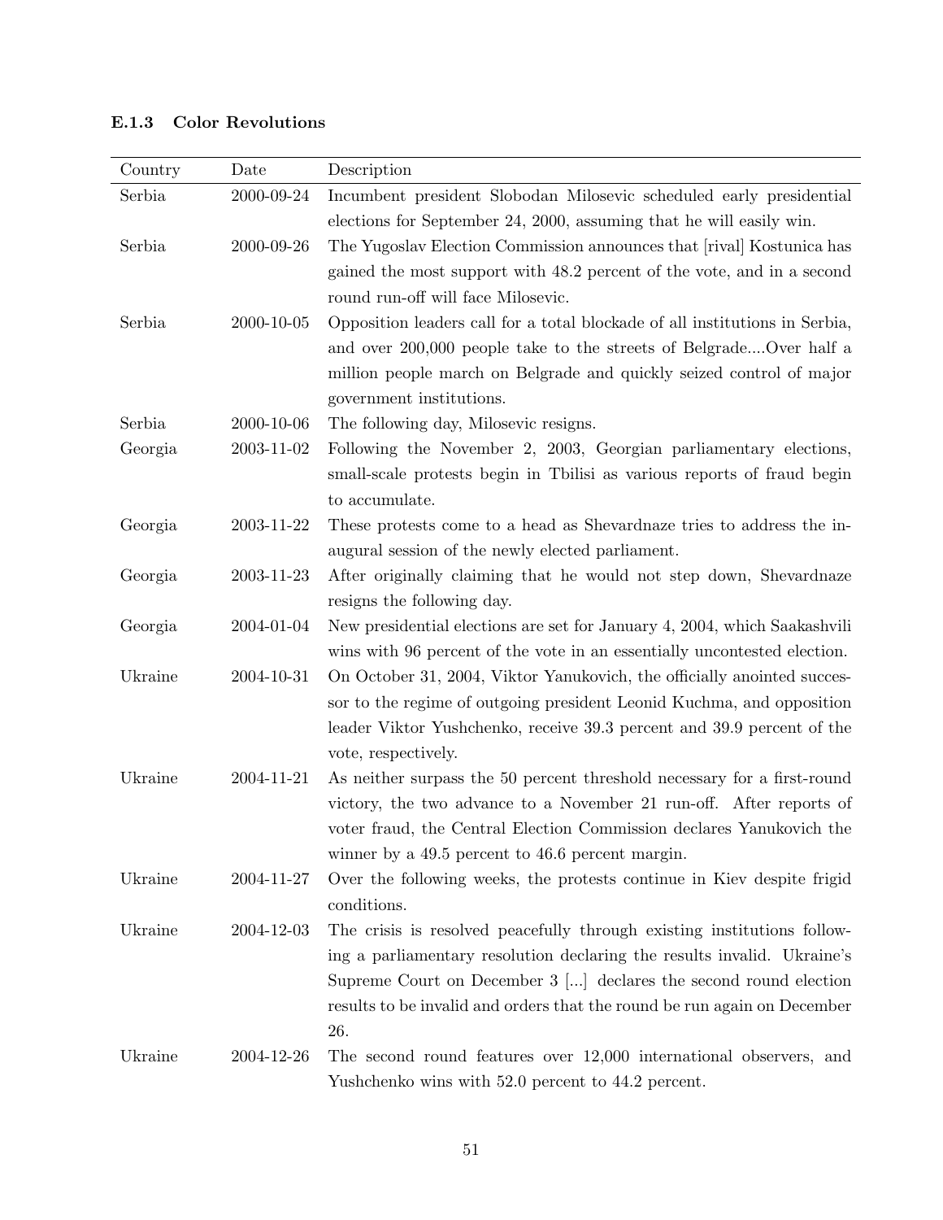### E.1.3 Color Revolutions

| Country | Date | Description |
|---|---|---|
| Serbia | 2000-09-24 | Incumbent president Slobodan Milosevic scheduled early presidential elections for September 24, 2000, assuming that he will easily win. |
| Serbia | 2000-09-26 | The Yugoslav Election Commission announces that [rival] Kostunica has gained the most support with 48.2 percent of the vote, and in a second round run-off will face Milosevic. |
| Serbia | 2000-10-05 | Opposition leaders call for a total blockade of all institutions in Serbia, and over 200,000 people take to the streets of Belgrade....Over half a million people march on Belgrade and quickly seized control of major government institutions. |
| Serbia | 2000-10-06 | The following day, Milosevic resigns. |
| Georgia | 2003-11-02 | Following the November 2, 2003, Georgian parliamentary elections, small-scale protests begin in Tbilisi as various reports of fraud begin to accumulate. |
| Georgia | 2003-11-22 | These protests come to a head as Shevardnaze tries to address the inaugural session of the newly elected parliament. |
| Georgia | 2003-11-23 | After originally claiming that he would not step down, Shevardnaze resigns the following day. |
| Georgia | 2004-01-04 | New presidential elections are set for January 4, 2004, which Saakashvili wins with 96 percent of the vote in an essentially uncontested election. |
| Ukraine | 2004-10-31 | On October 31, 2004, Viktor Yanukovich, the officially anointed successor to the regime of outgoing president Leonid Kuchma, and opposition leader Viktor Yushchenko, receive 39.3 percent and 39.9 percent of the vote, respectively. |
| Ukraine | 2004-11-21 | As neither surpass the 50 percent threshold necessary for a first-round victory, the two advance to a November 21 run-off. After reports of voter fraud, the Central Election Commission declares Yanukovich the winner by a 49.5 percent to 46.6 percent margin. |
| Ukraine | 2004-11-27 | Over the following weeks, the protests continue in Kiev despite frigid conditions. |
| Ukraine | 2004-12-03 | The crisis is resolved peacefully through existing institutions following a parliamentary resolution declaring the results invalid. Ukraine's Supreme Court on December 3 [...] declares the second round election results to be invalid and orders that the round be run again on December 26. |
| Ukraine | 2004-12-26 | The second round features over 12,000 international observers, and Yushchenko wins with 52.0 percent to 44.2 percent. |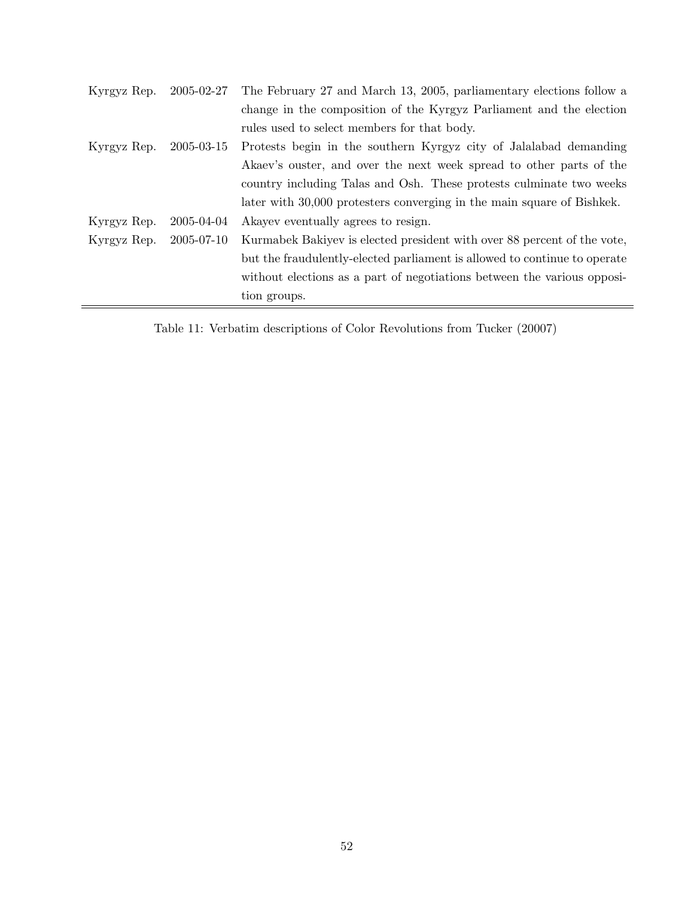| | | |
|---|---|---|
| Kyrgyz Rep. | 2005-02-27 | The February 27 and March 13, 2005, parliamentary elections follow a change in the composition of the Kyrgyz Parliament and the election rules used to select members for that body. |
| Kyrgyz Rep. | 2005-03-15 | Protests begin in the southern Kyrgyz city of Jalalabad demanding Akaev's ouster, and over the next week spread to other parts of the country including Talas and Osh. These protests culminate two weeks later with 30,000 protesters converging in the main square of Bishkek. |
| Kyrgyz Rep. | 2005-04-04 | Akayev eventually agrees to resign. |
| Kyrgyz Rep. | 2005-07-10 | Kurmabek Bakiyev is elected president with over 88 percent of the vote, but the fraudulently-elected parliament is allowed to continue to operate without elections as a part of negotiations between the various opposition groups. |

Table 11: Verbatim descriptions of Color Revolutions from Tucker (20007)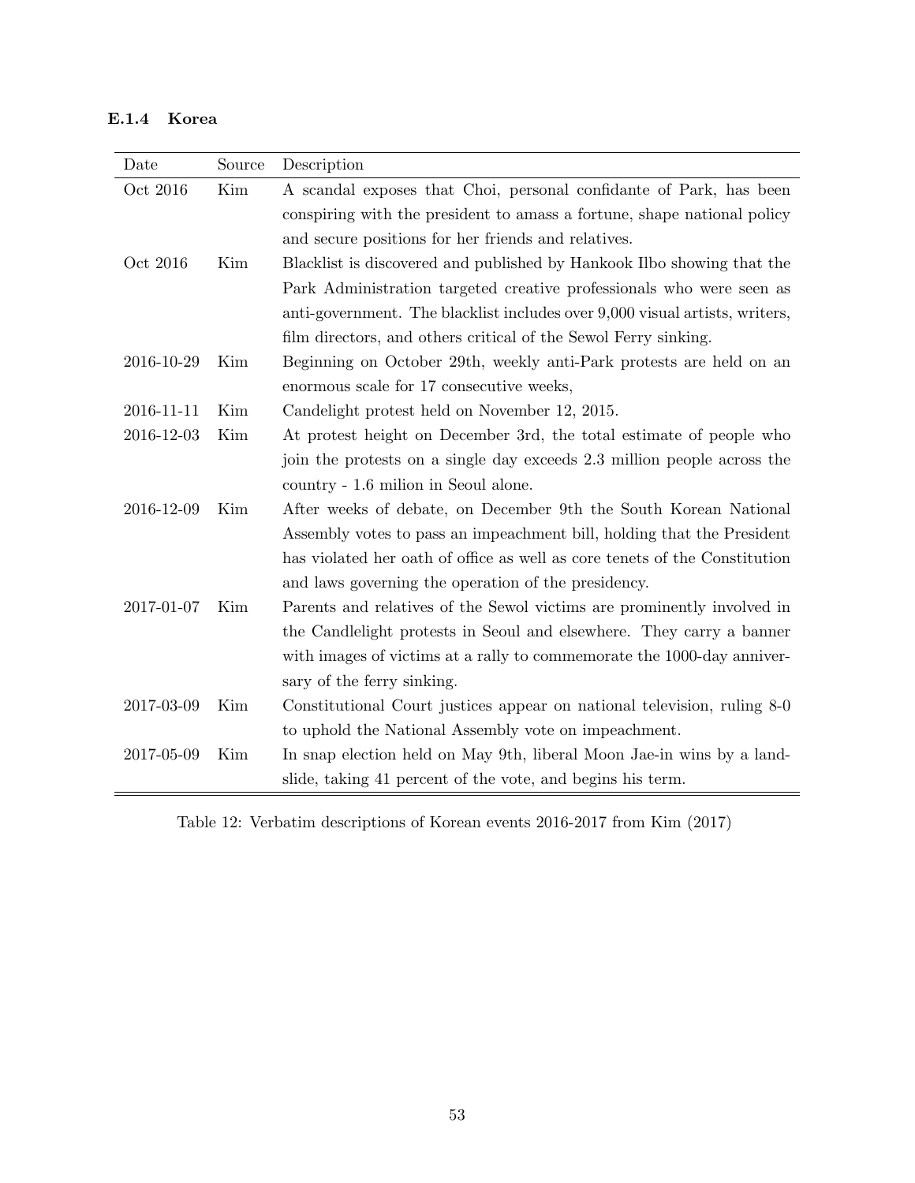#### E.1.4 Korea

| Date | Source | Description |
|---|---|---|
| Oct 2016 | Kim | A scandal exposes that Choi, personal confidante of Park, has been conspiring with the president to amass a fortune, shape national policy and secure positions for her friends and relatives. |
| Oct 2016 | Kim | Blacklist is discovered and published by Hankook Ilbo showing that the Park Administration targeted creative professionals who were seen as anti-government. The blacklist includes over 9,000 visual artists, writers, film directors, and others critical of the Sewol Ferry sinking. |
| 2016-10-29 | Kim | Beginning on October 29th, weekly anti-Park protests are held on an enormous scale for 17 consecutive weeks, |
| 2016-11-11 | Kim | Candelight protest held on November 12, 2015. |
| 2016-12-03 | Kim | At protest height on December 3rd, the total estimate of people who join the protests on a single day exceeds 2.3 million people across the country - 1.6 milion in Seoul alone. |
| 2016-12-09 | Kim | After weeks of debate, on December 9th the South Korean National Assembly votes to pass an impeachment bill, holding that the President has violated her oath of office as well as core tenets of the Constitution and laws governing the operation of the presidency. |
| 2017-01-07 | Kim | Parents and relatives of the Sewol victims are prominently involved in the Candlelight protests in Seoul and elsewhere. They carry a banner with images of victims at a rally to commemorate the 1000-day anniversary of the ferry sinking. |
| 2017-03-09 | Kim | Constitutional Court justices appear on national television, ruling 8-0 to uphold the National Assembly vote on impeachment. |
| 2017-05-09 | Kim | In snap election held on May 9th, liberal Moon Jae-in wins by a landslide, taking 41 percent of the vote, and begins his term. |

Table 12: Verbatim descriptions of Korean events 2016-2017 from Kim (2017)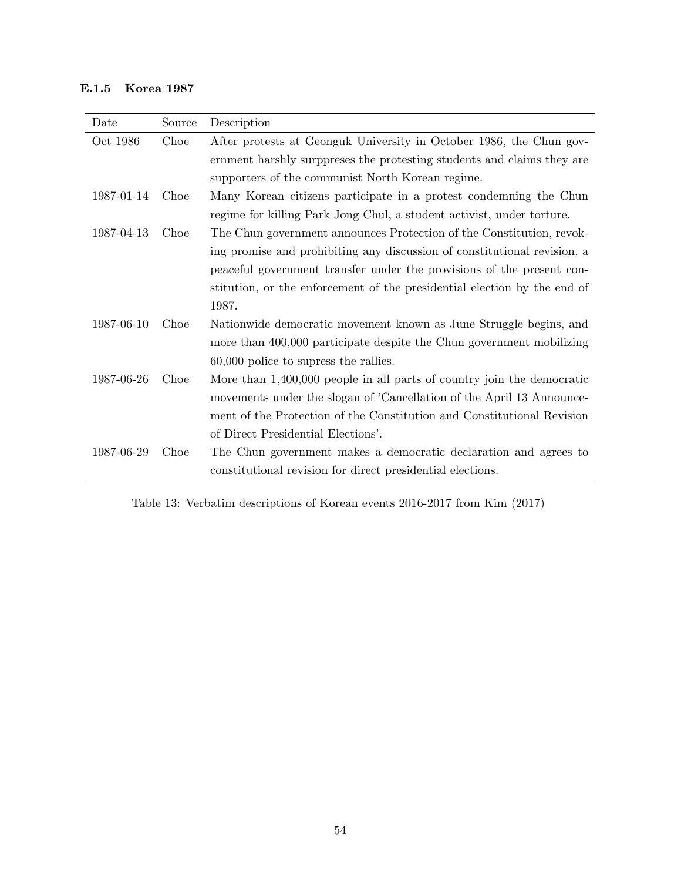#### E.1.5 Korea 1987

| Date | Source | Description |
|---|---|---|
| Oct 1986 | Choe | After protests at Geonguk University in October 1986, the Chun government harshly surppreses the protesting students and claims they are supporters of the communist North Korean regime. |
| 1987-01-14 | Choe | Many Korean citizens participate in a protest condemning the Chun regime for killing Park Jong Chul, a student activist, under torture. |
| 1987-04-13 | Choe | The Chun government announces Protection of the Constitution, revoking promise and prohibiting any discussion of constitutional revision, a peaceful government transfer under the provisions of the present constitution, or the enforcement of the presidential election by the end of 1987. |
| 1987-06-10 | Choe | Nationwide democratic movement known as June Struggle begins, and more than 400,000 participate despite the Chun government mobilizing 60,000 police to supress the rallies. |
| 1987-06-26 | Choe | More than 1,400,000 people in all parts of country join the democratic movements under the slogan of 'Cancellation of the April 13 Announcement of the Protection of the Constitution and Constitutional Revision of Direct Presidential Elections'. |
| 1987-06-29 | Choe | The Chun government makes a democratic declaration and agrees to constitutional revision for direct presidential elections. |

Table 13: Verbatim descriptions of Korean events 2016-2017 from Kim (2017)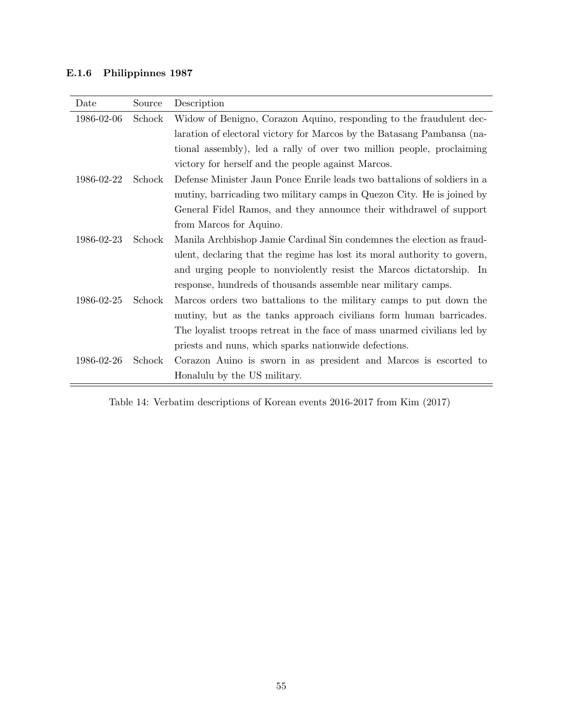### E.1.6 Philippinnes 1987

| Date | Source | Description |
|---|---|---|
| 1986-02-06 | Schock | Widow of Benigno, Corazon Aquino, responding to the fraudulent declaration of electoral victory for Marcos by the Batasang Pambansa (national assembly), led a rally of over two million people, proclaiming victory for herself and the people against Marcos. |
| 1986-02-22 | Schock | Defense Minister Jaun Ponce Enrile leads two battalions of soldiers in a mutiny, barricading two military camps in Quezon City. He is joined by General Fidel Ramos, and they announce their withdrawel of support from Marcos for Aquino. |
| 1986-02-23 | Schock | Manila Archbishop Jamie Cardinal Sin condemnes the election as fraudulent, declaring that the regime has lost its moral authority to govern, and urging people to nonviolently resist the Marcos dictatorship. In response, hundreds of thousands assemble near military camps. |
| 1986-02-25 | Schock | Marcos orders two battalions to the military camps to put down the mutiny, but as the tanks approach civilians form human barricades. The loyalist troops retreat in the face of mass unarmed civilians led by priests and nuns, which sparks nationwide defections. |
| 1986-02-26 | Schock | Corazon Auino is sworn in as president and Marcos is escorted to Honalulu by the US military. |

Table 14: Verbatim descriptions of Korean events 2016-2017 from Kim (2017)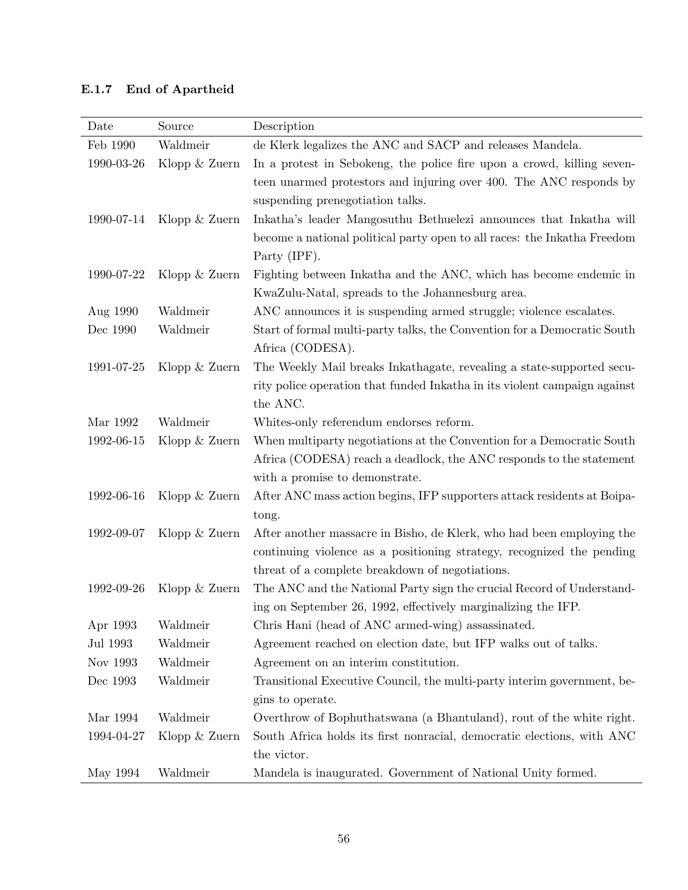### E.1.7 End of Apartheid

| Date | Source | Description |
|---|---|---|
| Feb 1990 | Waldmeir | de Klerk legalizes the ANC and SACP and releases Mandela. |
| 1990-03-26 | Klopp & Zuern | In a protest in Sebokeng, the police fire upon a crowd, killing seventeen unarmed protestors and injuring over 400. The ANC responds by suspending prenegotiation talks. |
| 1990-07-14 | Klopp & Zuern | Inkatha's leader Mangosuthu Bethuelezi announces that Inkatha will become a national political party open to all races: the Inkatha Freedom Party (IPF). |
| 1990-07-22 | Klopp & Zuern | Fighting between Inkatha and the ANC, which has become endemic in KwaZulu-Natal, spreads to the Johannesburg area. |
| Aug 1990 | Waldmeir | ANC announces it is suspending armed struggle; violence escalates. |
| Dec 1990 | Waldmeir | Start of formal multi-party talks, the Convention for a Democratic South Africa (CODESA). |
| 1991-07-25 | Klopp & Zuern | The Weekly Mail breaks Inkathagate, revealing a state-supported security police operation that funded Inkatha in its violent campaign against the ANC. |
| Mar 1992 | Waldmeir | Whites-only referendum endorses reform. |
| 1992-06-15 | Klopp & Zuern | When multiparty negotiations at the Convention for a Democratic South Africa (CODESA) reach a deadlock, the ANC responds to the statement with a promise to demonstrate. |
| 1992-06-16 | Klopp & Zuern | After ANC mass action begins, IFP supporters attack residents at Boipatong. |
| 1992-09-07 | Klopp & Zuern | After another massacre in Bisho, de Klerk, who had been employing the continuing violence as a positioning strategy, recognized the pending threat of a complete breakdown of negotiations. |
| 1992-09-26 | Klopp & Zuern | The ANC and the National Party sign the crucial Record of Understanding on September 26, 1992, effectively marginalizing the IFP. |
| Apr 1993 | Waldmeir | Chris Hani (head of ANC armed-wing) assassinated. |
| Jul 1993 | Waldmeir | Agreement reached on election date, but IFP walks out of talks. |
| Nov 1993 | Waldmeir | Agreement on an interim constitution. |
| Dec 1993 | Waldmeir | Transitional Executive Council, the multi-party interim government, begins to operate. |
| Mar 1994 | Waldmeir | Overthrow of Bophuthatswana (a Bhantuland), rout of the white right. |
| 1994-04-27 | Klopp & Zuern | South Africa holds its first nonracial, democratic elections, with ANC the victor. |
| May 1994 | Waldmeir | Mandela is inaugurated. Government of National Unity formed. |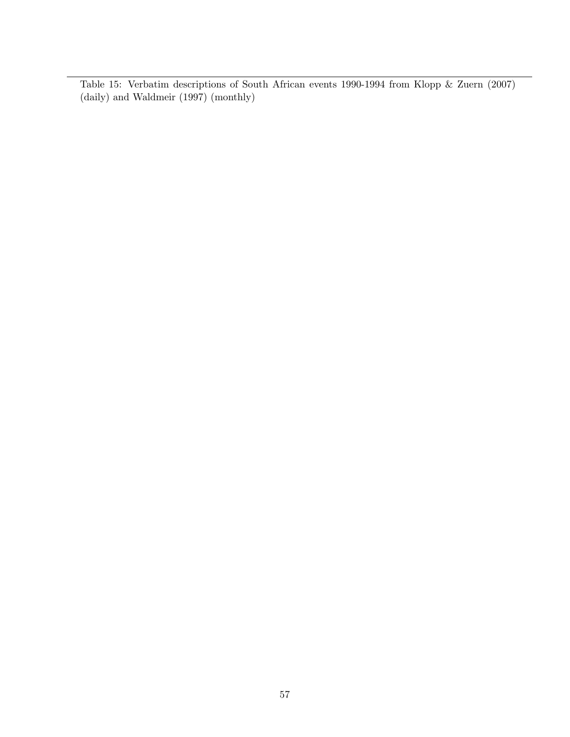Table 15: Verbatim descriptions of South African events 1990-1994 from Klopp & Zuern (2007) (daily) and Waldmeir (1997) (monthly)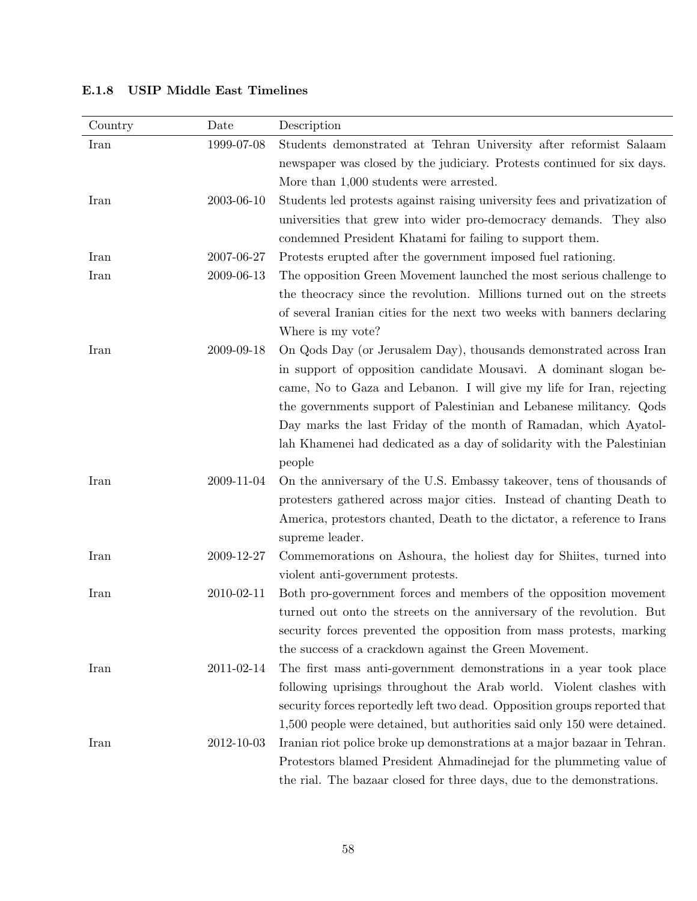### E.1.8 USIP Middle East Timelines

| Country | Date | Description |
|---|---|---|
| Iran | 1999-07-08 | Students demonstrated at Tehran University after reformist Salaam newspaper was closed by the judiciary. Protests continued for six days. More than 1,000 students were arrested. |
| Iran | 2003-06-10 | Students led protests against raising university fees and privatization of universities that grew into wider pro-democracy demands. They also condemned President Khatami for failing to support them. |
| Iran | 2007-06-27 | Protests erupted after the government imposed fuel rationing. |
| Iran | 2009-06-13 | The opposition Green Movement launched the most serious challenge to the theocracy since the revolution. Millions turned out on the streets of several Iranian cities for the next two weeks with banners declaring Where is my vote? |
| Iran | 2009-09-18 | On Qods Day (or Jerusalem Day), thousands demonstrated across Iran in support of opposition candidate Mousavi. A dominant slogan became, No to Gaza and Lebanon. I will give my life for Iran, rejecting the governments support of Palestinian and Lebanese militancy. Qods Day marks the last Friday of the month of Ramadan, which Ayatollah Khamenei had dedicated as a day of solidarity with the Palestinian people |
| Iran | 2009-11-04 | On the anniversary of the U.S. Embassy takeover, tens of thousands of protesters gathered across major cities. Instead of chanting Death to America, protestors chanted, Death to the dictator, a reference to Irans supreme leader. |
| Iran | 2009-12-27 | Commemorations on Ashoura, the holiest day for Shiites, turned into violent anti-government protests. |
| Iran | 2010-02-11 | Both pro-government forces and members of the opposition movement turned out onto the streets on the anniversary of the revolution. But security forces prevented the opposition from mass protests, marking the success of a crackdown against the Green Movement. |
| Iran | 2011-02-14 | The first mass anti-government demonstrations in a year took place following uprisings throughout the Arab world. Violent clashes with security forces reportedly left two dead. Opposition groups reported that 1,500 people were detained, but authorities said only 150 were detained. |
| Iran | 2012-10-03 | Iranian riot police broke up demonstrations at a major bazaar in Tehran. Protestors blamed President Ahmadinejad for the plummeting value of the rial. The bazaar closed for three days, due to the demonstrations. |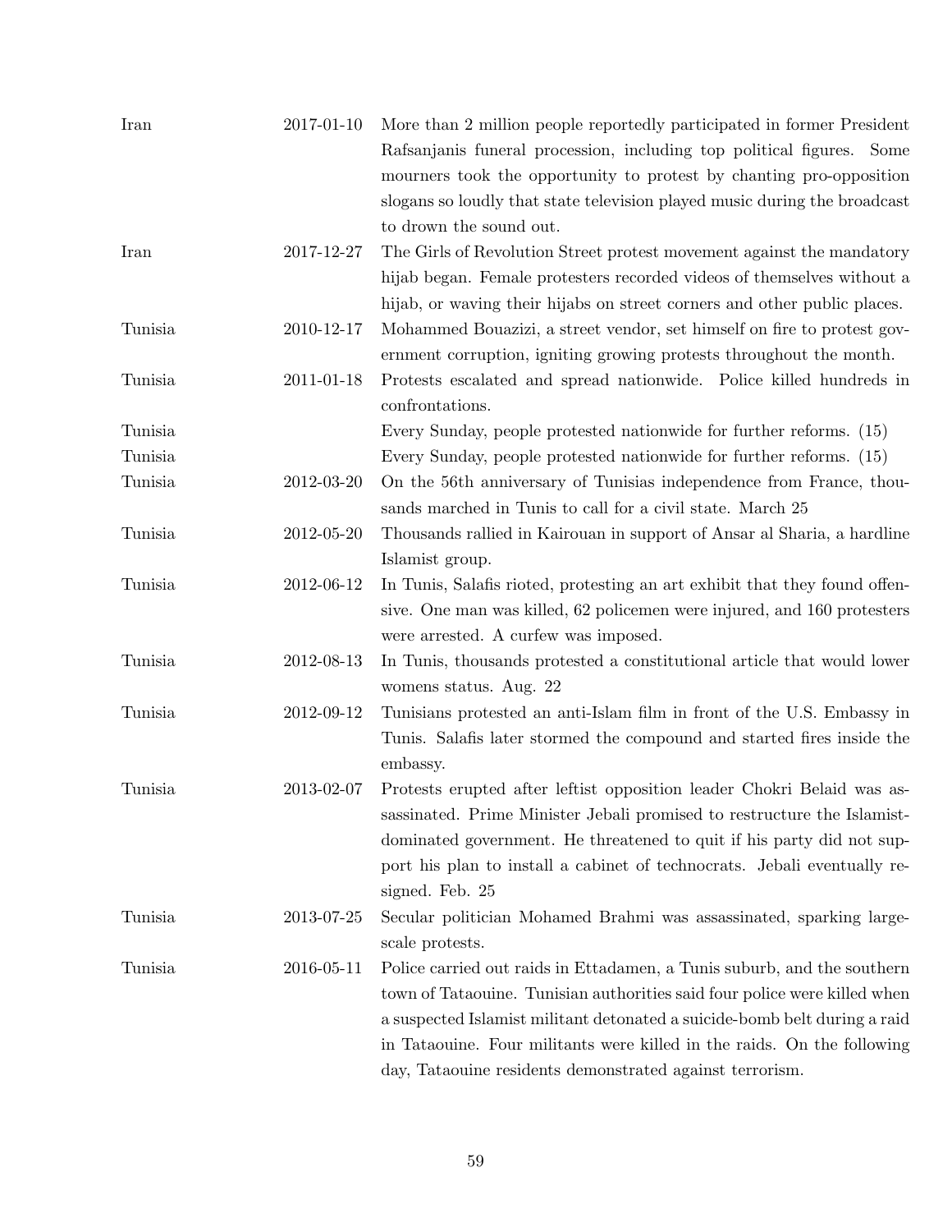| | | |
|---|---|---|
| Iran | 2017-01-10 | More than 2 million people reportedly participated in former President Rafsanjanis funeral procession, including top political figures. Some mourners took the opportunity to protest by chanting pro-opposition slogans so loudly that state television played music during the broadcast to drown the sound out. |
| Iran | 2017-12-27 | The Girls of Revolution Street protest movement against the mandatory hijab began. Female protesters recorded videos of themselves without a hijab, or waving their hijabs on street corners and other public places. |
| Tunisia | 2010-12-17 | Mohammed Bouazizi, a street vendor, set himself on fire to protest government corruption, igniting growing protests throughout the month. |
| Tunisia | 2011-01-18 | Protests escalated and spread nationwide. Police killed hundreds in confrontations. |
| Tunisia | | Every Sunday, people protested nationwide for further reforms. (15) |
| Tunisia | | Every Sunday, people protested nationwide for further reforms. (15) |
| Tunisia | 2012-03-20 | On the 56th anniversary of Tunisias independence from France, thousands marched in Tunis to call for a civil state. March 25 |
| Tunisia | 2012-05-20 | Thousands rallied in Kairouan in support of Ansar al Sharia, a hardline Islamist group. |
| Tunisia | 2012-06-12 | In Tunis, Salafis rioted, protesting an art exhibit that they found offensive. One man was killed, 62 policemen were injured, and 160 protesters were arrested. A curfew was imposed. |
| Tunisia | 2012-08-13 | In Tunis, thousands protested a constitutional article that would lower womens status. Aug. 22 |
| Tunisia | 2012-09-12 | Tunisians protested an anti-Islam film in front of the U.S. Embassy in Tunis. Salafis later stormed the compound and started fires inside the embassy. |
| Tunisia | 2013-02-07 | Protests erupted after leftist opposition leader Chokri Belaid was assassinated. Prime Minister Jebali promised to restructure the Islamist-dominated government. He threatened to quit if his party did not support his plan to install a cabinet of technocrats. Jebali eventually resigned. Feb. 25 |
| Tunisia | 2013-07-25 | Secular politician Mohamed Brahmi was assassinated, sparking large-scale protests. |
| Tunisia | 2016-05-11 | Police carried out raids in Ettadamen, a Tunis suburb, and the southern town of Tataouine. Tunisian authorities said four police were killed when a suspected Islamist militant detonated a suicide-bomb belt during a raid in Tataouine. Four militants were killed in the raids. On the following day, Tataouine residents demonstrated against terrorism. |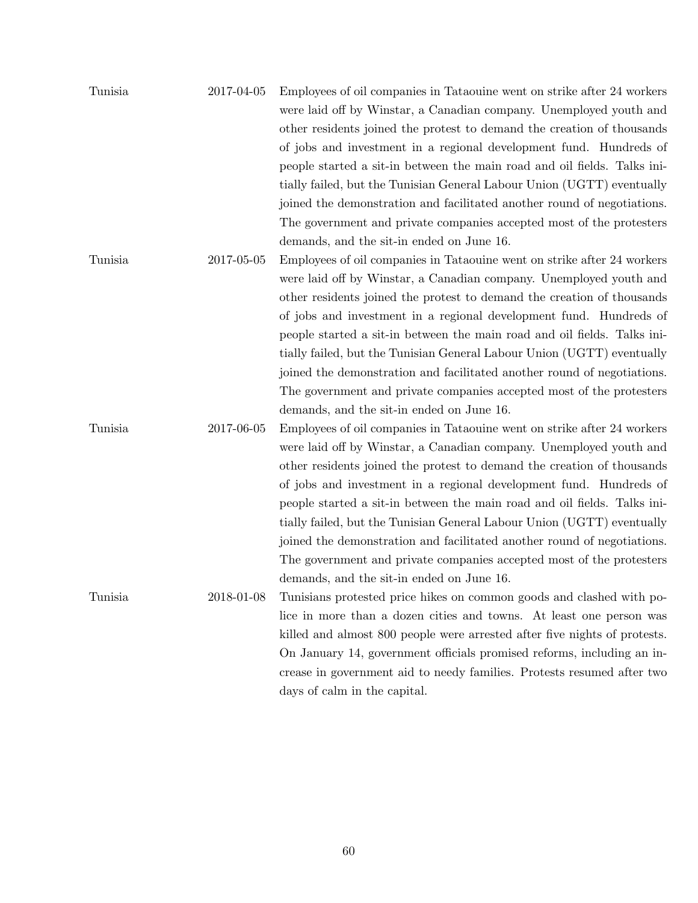| | | |
|---|---|---|
| Tunisia | 2017-04-05 | Employees of oil companies in Tataouine went on strike after 24 workers were laid off by Winstar, a Canadian company. Unemployed youth and other residents joined the protest to demand the creation of thousands of jobs and investment in a regional development fund. Hundreds of people started a sit-in between the main road and oil fields. Talks initially failed, but the Tunisian General Labour Union (UGTT) eventually joined the demonstration and facilitated another round of negotiations. The government and private companies accepted most of the protesters demands, and the sit-in ended on June 16. |
| Tunisia | 2017-05-05 | Employees of oil companies in Tataouine went on strike after 24 workers were laid off by Winstar, a Canadian company. Unemployed youth and other residents joined the protest to demand the creation of thousands of jobs and investment in a regional development fund. Hundreds of people started a sit-in between the main road and oil fields. Talks initially failed, but the Tunisian General Labour Union (UGTT) eventually joined the demonstration and facilitated another round of negotiations. The government and private companies accepted most of the protesters demands, and the sit-in ended on June 16. |
| Tunisia | 2017-06-05 | Employees of oil companies in Tataouine went on strike after 24 workers were laid off by Winstar, a Canadian company. Unemployed youth and other residents joined the protest to demand the creation of thousands of jobs and investment in a regional development fund. Hundreds of people started a sit-in between the main road and oil fields. Talks initially failed, but the Tunisian General Labour Union (UGTT) eventually joined the demonstration and facilitated another round of negotiations. The government and private companies accepted most of the protesters demands, and the sit-in ended on June 16. |
| Tunisia | 2018-01-08 | Tunisians protested price hikes on common goods and clashed with police in more than a dozen cities and towns. At least one person was killed and almost 800 people were arrested after five nights of protests. On January 14, government officials promised reforms, including an increase in government aid to needy families. Protests resumed after two days of calm in the capital. |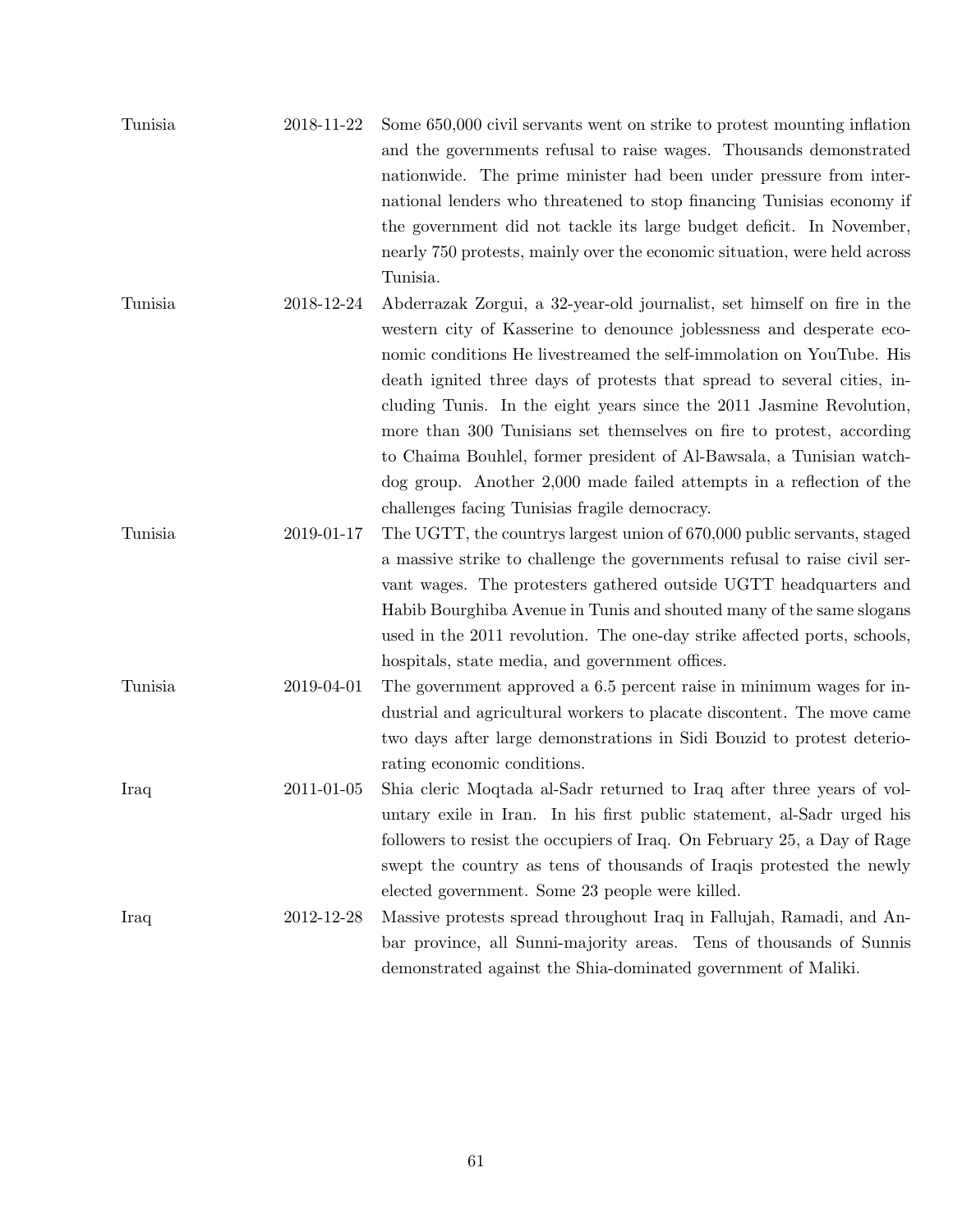| | | |
|---|---|---|
| Tunisia | 2018-11-22 | Some 650,000 civil servants went on strike to protest mounting inflation and the governments refusal to raise wages. Thousands demonstrated nationwide. The prime minister had been under pressure from international lenders who threatened to stop financing Tunisias economy if the government did not tackle its large budget deficit. In November, nearly 750 protests, mainly over the economic situation, were held across Tunisia. |
| Tunisia | 2018-12-24 | Abderrazak Zorgui, a 32-year-old journalist, set himself on fire in the western city of Kasserine to denounce joblessness and desperate economic conditions He livestreamed the self-immolation on YouTube. His death ignited three days of protests that spread to several cities, including Tunis. In the eight years since the 2011 Jasmine Revolution, more than 300 Tunisians set themselves on fire to protest, according to Chaima Bouhlel, former president of Al-Bawsala, a Tunisian watchdog group. Another 2,000 made failed attempts in a reflection of the challenges facing Tunisias fragile democracy. |
| Tunisia | 2019-01-17 | The UGTT, the countrys largest union of 670,000 public servants, staged a massive strike to challenge the governments refusal to raise civil servant wages. The protesters gathered outside UGTT headquarters and Habib Bourghiba Avenue in Tunis and shouted many of the same slogans used in the 2011 revolution. The one-day strike affected ports, schools, hospitals, state media, and government offices. |
| Tunisia | 2019-04-01 | The government approved a 6.5 percent raise in minimum wages for industrial and agricultural workers to placate discontent. The move came two days after large demonstrations in Sidi Bouzid to protest deteriorating economic conditions. |
| Iraq | 2011-01-05 | Shia cleric Moqtada al-Sadr returned to Iraq after three years of voluntary exile in Iran. In his first public statement, al-Sadr urged his followers to resist the occupiers of Iraq. On February 25, a Day of Rage swept the country as tens of thousands of Iraqis protested the newly elected government. Some 23 people were killed. |
| Iraq | 2012-12-28 | Massive protests spread throughout Iraq in Fallujah, Ramadi, and Anbar province, all Sunni-majority areas. Tens of thousands of Sunnis demonstrated against the Shia-dominated government of Maliki. |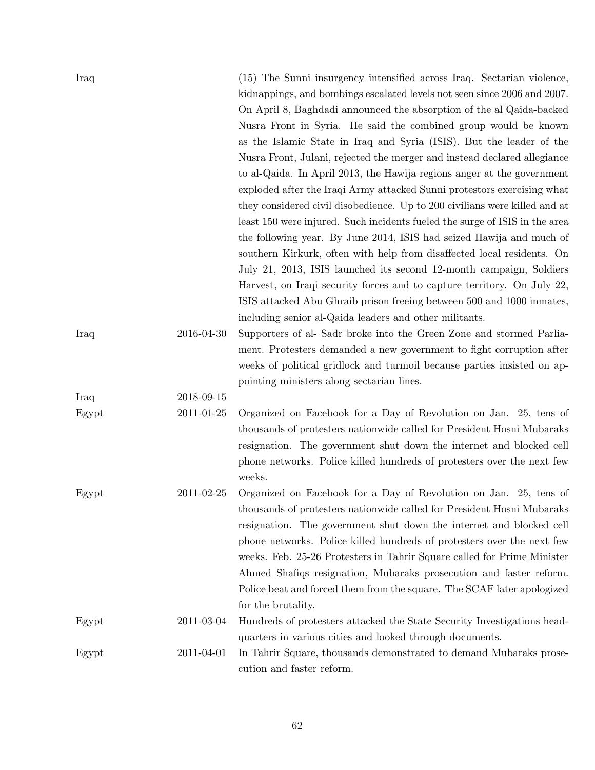| | | |
|---|---|---|
| Iraq | | (15) The Sunni insurgency intensified across Iraq. Sectarian violence, kidnappings, and bombings escalated levels not seen since 2006 and 2007. On April 8, Baghdadi announced the absorption of the al Qaida-backed Nusra Front in Syria. He said the combined group would be known as the Islamic State in Iraq and Syria (ISIS). But the leader of the Nusra Front, Julani, rejected the merger and instead declared allegiance to al-Qaida. In April 2013, the Hawija regions anger at the government exploded after the Iraqi Army attacked Sunni protestors exercising what they considered civil disobedience. Up to 200 civilians were killed and at least 150 were injured. Such incidents fueled the surge of ISIS in the area the following year. By June 2014, ISIS had seized Hawija and much of southern Kirkurk, often with help from disaffected local residents. On July 21, 2013, ISIS launched its second 12-month campaign, Soldiers Harvest, on Iraqi security forces and to capture territory. On July 22, ISIS attacked Abu Ghraib prison freeing between 500 and 1000 inmates, including senior al-Qaida leaders and other militants. |
| Iraq | 2016-04-30 | Supporters of al- Sadr broke into the Green Zone and stormed Parliament. Protesters demanded a new government to fight corruption after weeks of political gridlock and turmoil because parties insisted on appointing ministers along sectarian lines. |
| Iraq | 2018-09-15 | |
| Egypt | 2011-01-25 | Organized on Facebook for a Day of Revolution on Jan. 25, tens of thousands of protesters nationwide called for President Hosni Mubaraks resignation. The government shut down the internet and blocked cell phone networks. Police killed hundreds of protesters over the next few weeks. |
| Egypt | 2011-02-25 | Organized on Facebook for a Day of Revolution on Jan. 25, tens of thousands of protesters nationwide called for President Hosni Mubaraks resignation. The government shut down the internet and blocked cell phone networks. Police killed hundreds of protesters over the next few weeks. Feb. 25-26 Protesters in Tahrir Square called for Prime Minister Ahmed Shafiqs resignation, Mubaraks prosecution and faster reform. Police beat and forced them from the square. The SCAF later apologized for the brutality. |
| Egypt | 2011-03-04 | Hundreds of protesters attacked the State Security Investigations headquarters in various cities and looked through documents. |
| Egypt | 2011-04-01 | In Tahrir Square, thousands demonstrated to demand Mubaraks prosecution and faster reform. |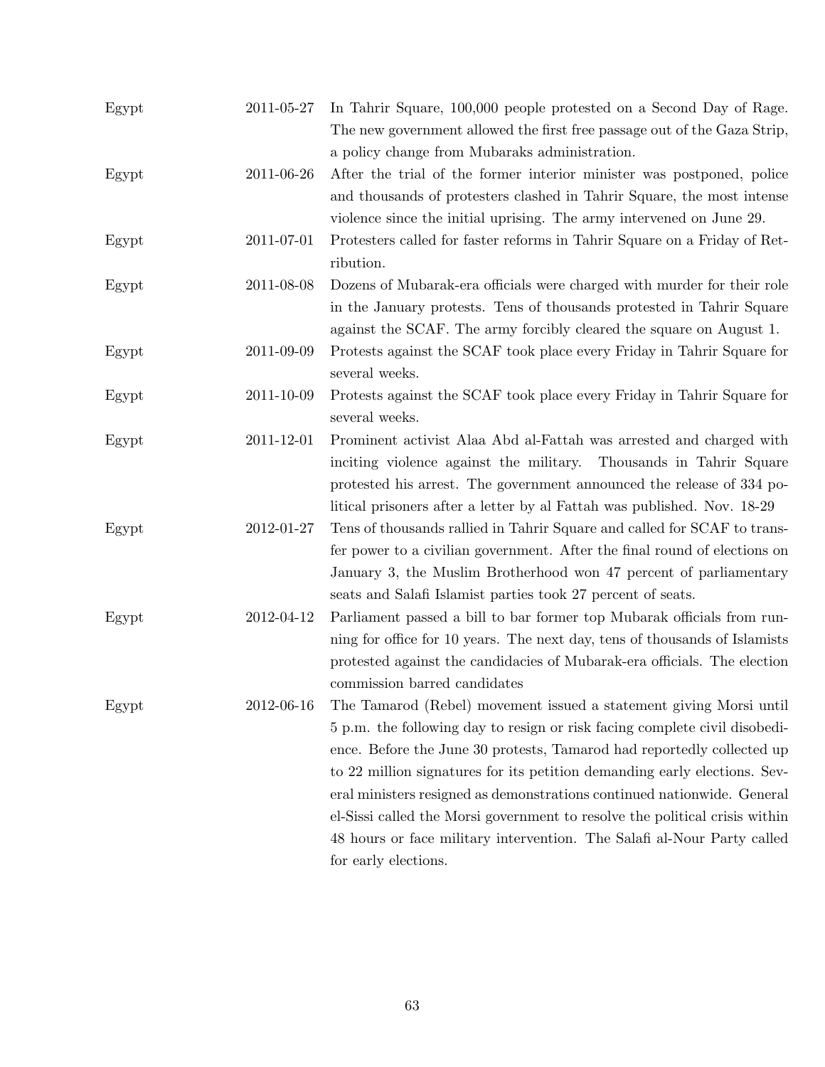| | | |
|---|---|---|
| Egypt | 2011-05-27 | In Tahrir Square, 100,000 people protested on a Second Day of Rage. The new government allowed the first free passage out of the Gaza Strip, a policy change from Mubaraks administration. |
| Egypt | 2011-06-26 | After the trial of the former interior minister was postponed, police and thousands of protesters clashed in Tahrir Square, the most intense violence since the initial uprising. The army intervened on June 29. |
| Egypt | 2011-07-01 | Protesters called for faster reforms in Tahrir Square on a Friday of Retribution. |
| Egypt | 2011-08-08 | Dozens of Mubarak-era officials were charged with murder for their role in the January protests. Tens of thousands protested in Tahrir Square against the SCAF. The army forcibly cleared the square on August 1. |
| Egypt | 2011-09-09 | Protests against the SCAF took place every Friday in Tahrir Square for several weeks. |
| Egypt | 2011-10-09 | Protests against the SCAF took place every Friday in Tahrir Square for several weeks. |
| Egypt | 2011-12-01 | Prominent activist Alaa Abd al-Fattah was arrested and charged with inciting violence against the military. Thousands in Tahrir Square protested his arrest. The government announced the release of 334 political prisoners after a letter by al Fattah was published. Nov. 18-29 |
| Egypt | 2012-01-27 | Tens of thousands rallied in Tahrir Square and called for SCAF to transfer power to a civilian government. After the final round of elections on January 3, the Muslim Brotherhood won 47 percent of parliamentary seats and Salafi Islamist parties took 27 percent of seats. |
| Egypt | 2012-04-12 | Parliament passed a bill to bar former top Mubarak officials from running for office for 10 years. The next day, tens of thousands of Islamists protested against the candidacies of Mubarak-era officials. The election commission barred candidates |
| Egypt | 2012-06-16 | The Tamarod (Rebel) movement issued a statement giving Morsi until 5 p.m. the following day to resign or risk facing complete civil disobedience. Before the June 30 protests, Tamarod had reportedly collected up to 22 million signatures for its petition demanding early elections. Several ministers resigned as demonstrations continued nationwide. General el-Sissi called the Morsi government to resolve the political crisis within 48 hours or face military intervention. The Salafi al-Nour Party called for early elections. |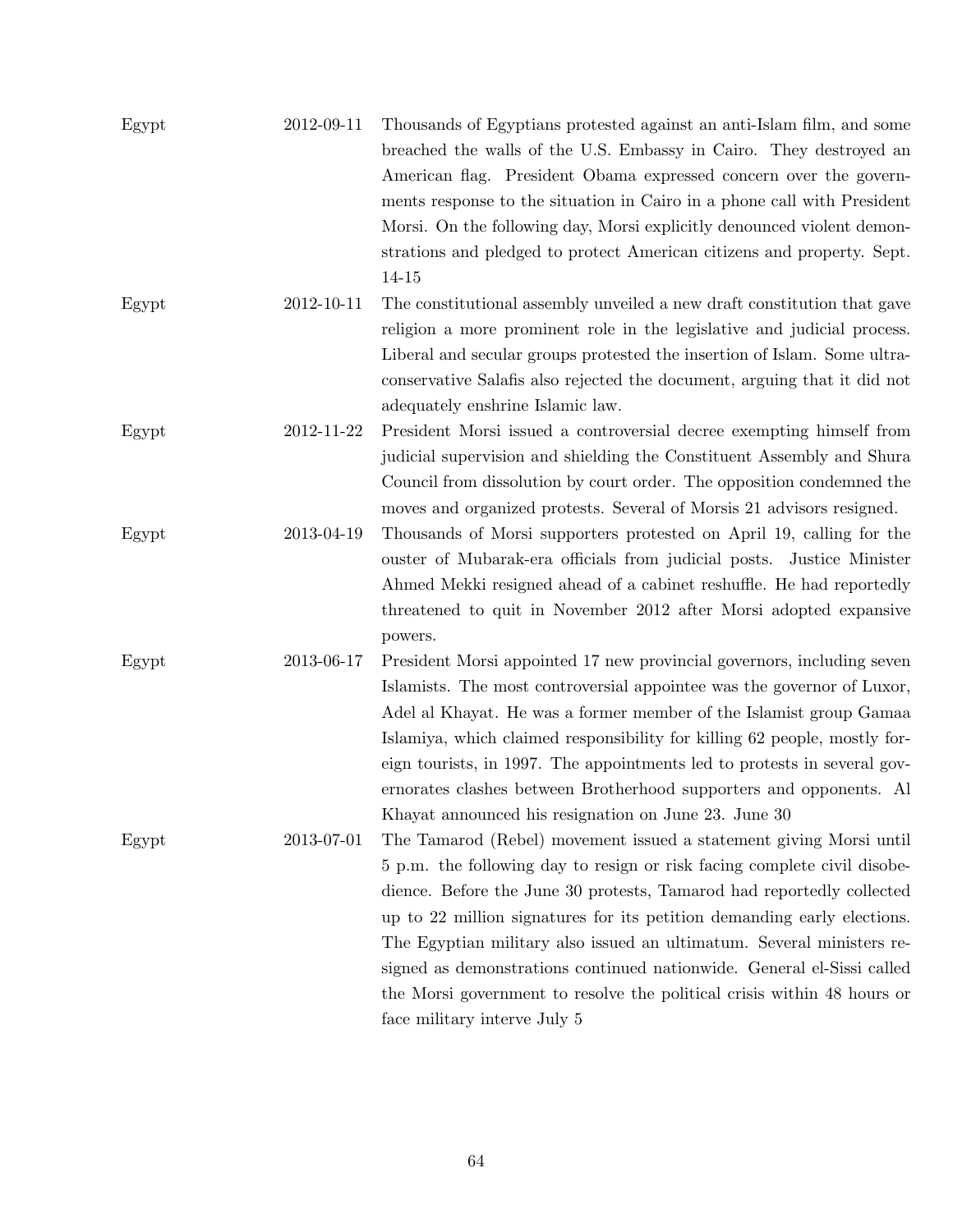| | | |
|---|---|---|
| Egypt | 2012-09-11 | Thousands of Egyptians protested against an anti-Islam film, and some breached the walls of the U.S. Embassy in Cairo. They destroyed an American flag. President Obama expressed concern over the governments response to the situation in Cairo in a phone call with President Morsi. On the following day, Morsi explicitly denounced violent demonstrations and pledged to protect American citizens and property. Sept. 14-15 |
| Egypt | 2012-10-11 | The constitutional assembly unveiled a new draft constitution that gave religion a more prominent role in the legislative and judicial process. Liberal and secular groups protested the insertion of Islam. Some ultra-conservative Salafis also rejected the document, arguing that it did not adequately enshrine Islamic law. |
| Egypt | 2012-11-22 | President Morsi issued a controversial decree exempting himself from judicial supervision and shielding the Constituent Assembly and Shura Council from dissolution by court order. The opposition condemned the moves and organized protests. Several of Morsis 21 advisors resigned. |
| Egypt | 2013-04-19 | Thousands of Morsi supporters protested on April 19, calling for the ouster of Mubarak-era officials from judicial posts. Justice Minister Ahmed Mekki resigned ahead of a cabinet reshuffle. He had reportedly threatened to quit in November 2012 after Morsi adopted expansive powers. |
| Egypt | 2013-06-17 | President Morsi appointed 17 new provincial governors, including seven Islamists. The most controversial appointee was the governor of Luxor, Adel al Khayat. He was a former member of the Islamist group Gamaa Islamiya, which claimed responsibility for killing 62 people, mostly foreign tourists, in 1997. The appointments led to protests in several governorates clashes between Brotherhood supporters and opponents. Al Khayat announced his resignation on June 23. June 30 |
| Egypt | 2013-07-01 | The Tamarod (Rebel) movement issued a statement giving Morsi until 5 p.m. the following day to resign or risk facing complete civil disobedience. Before the June 30 protests, Tamarod had reportedly collected up to 22 million signatures for its petition demanding early elections. The Egyptian military also issued an ultimatum. Several ministers resigned as demonstrations continued nationwide. General el-Sissi called the Morsi government to resolve the political crisis within 48 hours or face military interve July 5 |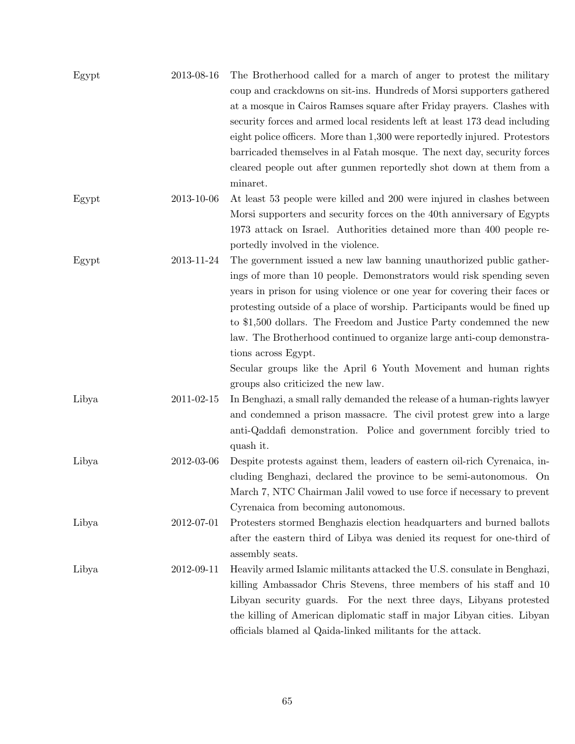| | | |
|---|---|---|
| Egypt | 2013-08-16 | The Brotherhood called for a march of anger to protest the military coup and crackdowns on sit-ins. Hundreds of Morsi supporters gathered at a mosque in Cairos Ramses square after Friday prayers. Clashes with security forces and armed local residents left at least 173 dead including eight police officers. More than 1,300 were reportedly injured. Protestors barricaded themselves in al Fatah mosque. The next day, security forces cleared people out after gunmen reportedly shot down at them from a minaret. |
| Egypt | 2013-10-06 | At least 53 people were killed and 200 were injured in clashes between Morsi supporters and security forces on the 40th anniversary of Egypts 1973 attack on Israel. Authorities detained more than 400 people reportedly involved in the violence. |
| Egypt | 2013-11-24 | The government issued a new law banning unauthorized public gatherings of more than 10 people. Demonstrators would risk spending seven years in prison for using violence or one year for covering their faces or protesting outside of a place of worship. Participants would be fined up to $1,500 dollars. The Freedom and Justice Party condemned the new law. The Brotherhood continued to organize large anti-coup demonstrations across Egypt. Secular groups like the April 6 Youth Movement and human rights groups also criticized the new law. |
| Libya | 2011-02-15 | In Benghazi, a small rally demanded the release of a human-rights lawyer and condemned a prison massacre. The civil protest grew into a large anti-Qaddafi demonstration. Police and government forcibly tried to quash it. |
| Libya | 2012-03-06 | Despite protests against them, leaders of eastern oil-rich Cyrenaica, including Benghazi, declared the province to be semi-autonomous. On March 7, NTC Chairman Jalil vowed to use force if necessary to prevent Cyrenaica from becoming autonomous. |
| Libya | 2012-07-01 | Protesters stormed Benghazis election headquarters and burned ballots after the eastern third of Libya was denied its request for one-third of assembly seats. |
| Libya | 2012-09-11 | Heavily armed Islamic militants attacked the U.S. consulate in Benghazi, killing Ambassador Chris Stevens, three members of his staff and 10 Libyan security guards. For the next three days, Libyans protested the killing of American diplomatic staff in major Libyan cities. Libyan officials blamed al Qaida-linked militants for the attack. |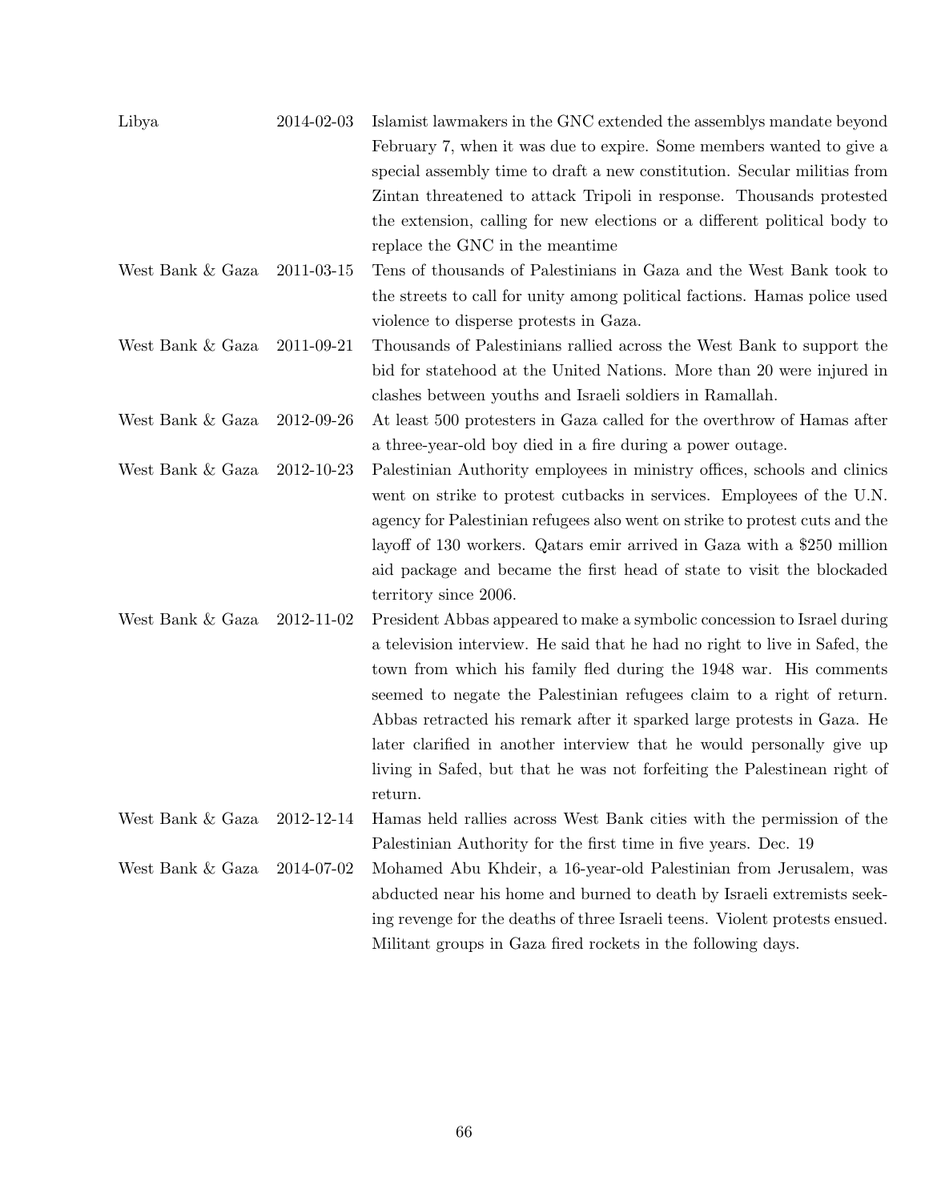| | | |
|---|---|---|
| Libya | 2014-02-03 | Islamist lawmakers in the GNC extended the assemblys mandate beyond February 7, when it was due to expire. Some members wanted to give a special assembly time to draft a new constitution. Secular militias from Zintan threatened to attack Tripoli in response. Thousands protested the extension, calling for new elections or a different political body to replace the GNC in the meantime |
| West Bank & Gaza | 2011-03-15 | Tens of thousands of Palestinians in Gaza and the West Bank took to the streets to call for unity among political factions. Hamas police used violence to disperse protests in Gaza. |
| West Bank & Gaza | 2011-09-21 | Thousands of Palestinians rallied across the West Bank to support the bid for statehood at the United Nations. More than 20 were injured in clashes between youths and Israeli soldiers in Ramallah. |
| West Bank & Gaza | 2012-09-26 | At least 500 protesters in Gaza called for the overthrow of Hamas after a three-year-old boy died in a fire during a power outage. |
| West Bank & Gaza | 2012-10-23 | Palestinian Authority employees in ministry offices, schools and clinics went on strike to protest cutbacks in services. Employees of the U.N. agency for Palestinian refugees also went on strike to protest cuts and the layoff of 130 workers. Qatars emir arrived in Gaza with a $250 million aid package and became the first head of state to visit the blockaded territory since 2006. |
| West Bank & Gaza | 2012-11-02 | President Abbas appeared to make a symbolic concession to Israel during a television interview. He said that he had no right to live in Safed, the town from which his family fled during the 1948 war. His comments seemed to negate the Palestinian refugees claim to a right of return. Abbas retracted his remark after it sparked large protests in Gaza. He later clarified in another interview that he would personally give up living in Safed, but that he was not forfeiting the Palestinean right of return. |
| West Bank & Gaza | 2012-12-14 | Hamas held rallies across West Bank cities with the permission of the Palestinian Authority for the first time in five years. Dec. 19 |
| West Bank & Gaza | 2014-07-02 | Mohamed Abu Khdeir, a 16-year-old Palestinian from Jerusalem, was abducted near his home and burned to death by Israeli extremists seeking revenge for the deaths of three Israeli teens. Violent protests ensued. Militant groups in Gaza fired rockets in the following days. |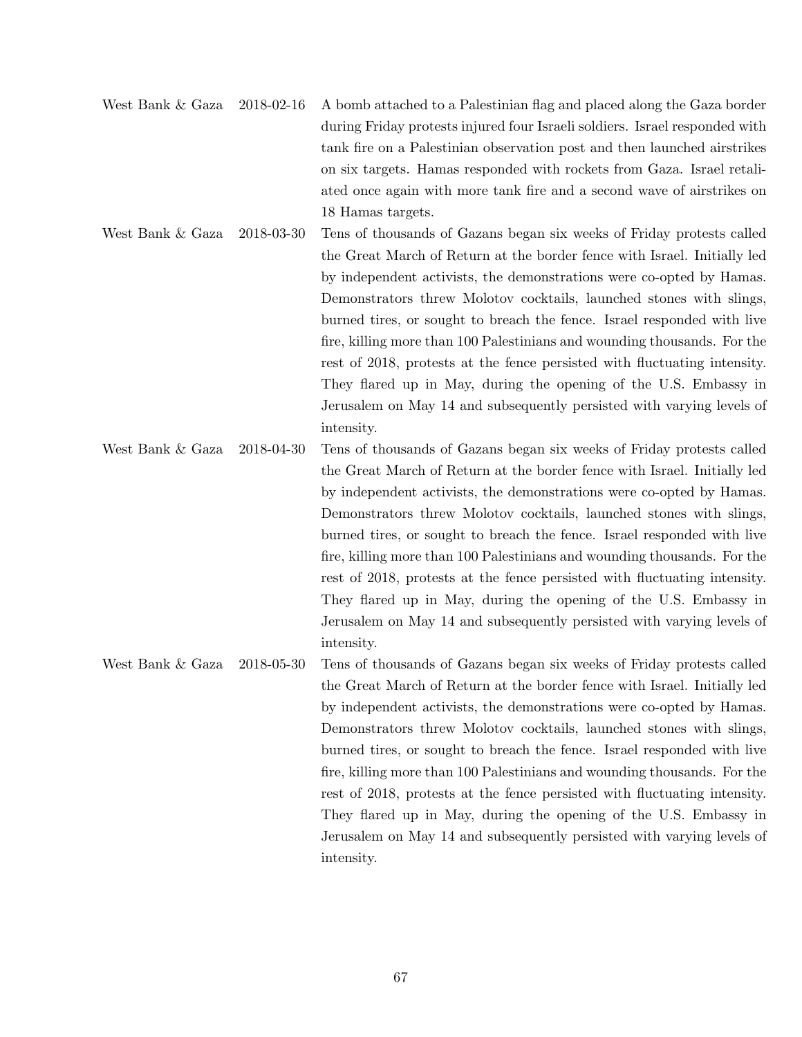| | | |
|---|---|---|
| West Bank & Gaza | 2018-02-16 | A bomb attached to a Palestinian flag and placed along the Gaza border during Friday protests injured four Israeli soldiers. Israel responded with tank fire on a Palestinian observation post and then launched airstrikes on six targets. Hamas responded with rockets from Gaza. Israel retaliated once again with more tank fire and a second wave of airstrikes on 18 Hamas targets. |
| West Bank & Gaza | 2018-03-30 | Tens of thousands of Gazans began six weeks of Friday protests called the Great March of Return at the border fence with Israel. Initially led by independent activists, the demonstrations were co-opted by Hamas. Demonstrators threw Molotov cocktails, launched stones with slings, burned tires, or sought to breach the fence. Israel responded with live fire, killing more than 100 Palestinians and wounding thousands. For the rest of 2018, protests at the fence persisted with fluctuating intensity. They flared up in May, during the opening of the U.S. Embassy in Jerusalem on May 14 and subsequently persisted with varying levels of intensity. |
| West Bank & Gaza | 2018-04-30 | Tens of thousands of Gazans began six weeks of Friday protests called the Great March of Return at the border fence with Israel. Initially led by independent activists, the demonstrations were co-opted by Hamas. Demonstrators threw Molotov cocktails, launched stones with slings, burned tires, or sought to breach the fence. Israel responded with live fire, killing more than 100 Palestinians and wounding thousands. For the rest of 2018, protests at the fence persisted with fluctuating intensity. They flared up in May, during the opening of the U.S. Embassy in Jerusalem on May 14 and subsequently persisted with varying levels of intensity. |
| West Bank & Gaza | 2018-05-30 | Tens of thousands of Gazans began six weeks of Friday protests called the Great March of Return at the border fence with Israel. Initially led by independent activists, the demonstrations were co-opted by Hamas. Demonstrators threw Molotov cocktails, launched stones with slings, burned tires, or sought to breach the fence. Israel responded with live fire, killing more than 100 Palestinians and wounding thousands. For the rest of 2018, protests at the fence persisted with fluctuating intensity. They flared up in May, during the opening of the U.S. Embassy in Jerusalem on May 14 and subsequently persisted with varying levels of intensity. |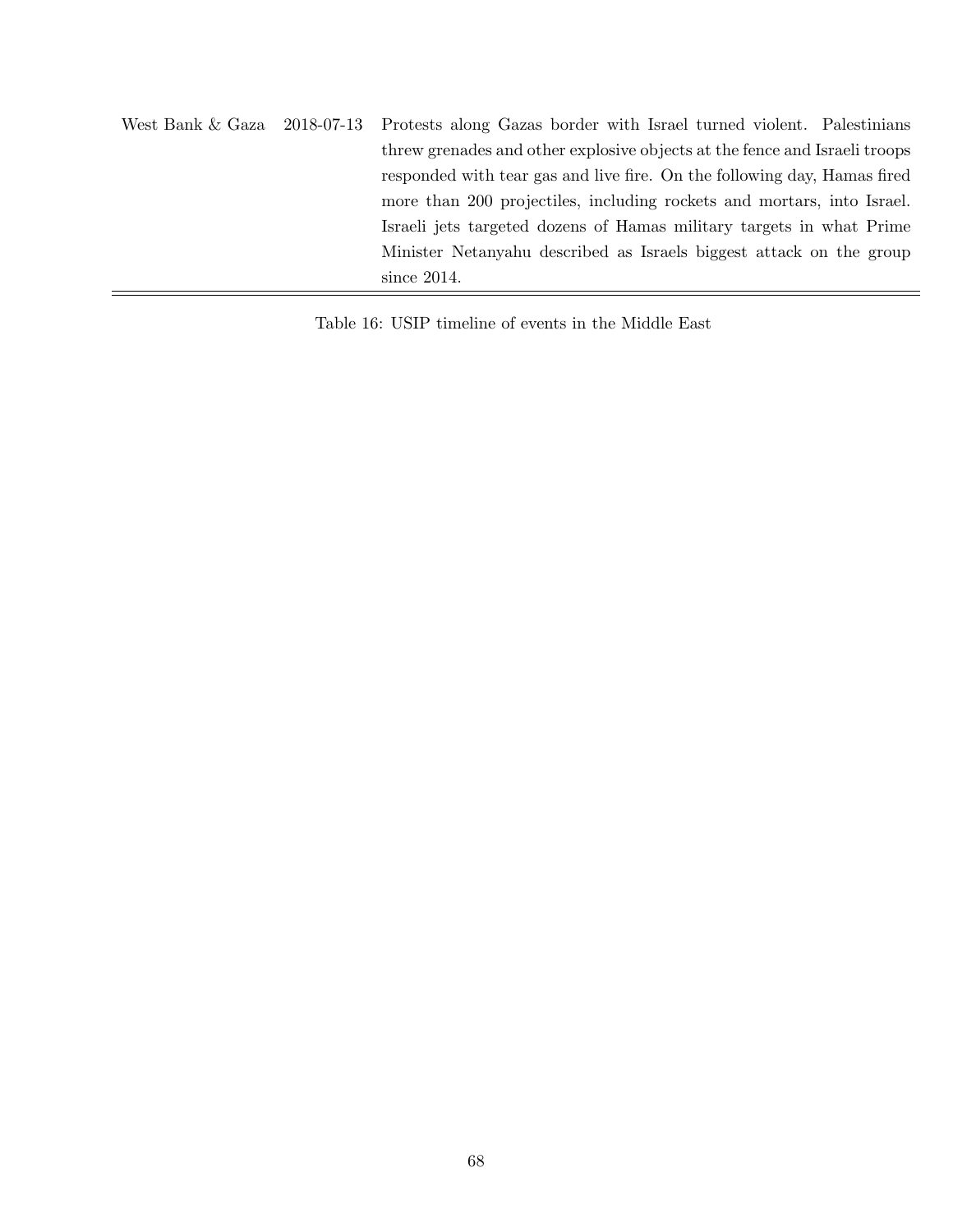| | | |
|---|---|---|
| West Bank & Gaza | 2018-07-13 | Protests along Gazas border with Israel turned violent. Palestinians threw grenades and other explosive objects at the fence and Israeli troops responded with tear gas and live fire. On the following day, Hamas fired more than 200 projectiles, including rockets and mortars, into Israel. Israeli jets targeted dozens of Hamas military targets in what Prime Minister Netanyahu described as Israels biggest attack on the group since 2014. |

Table 16: USIP timeline of events in the Middle East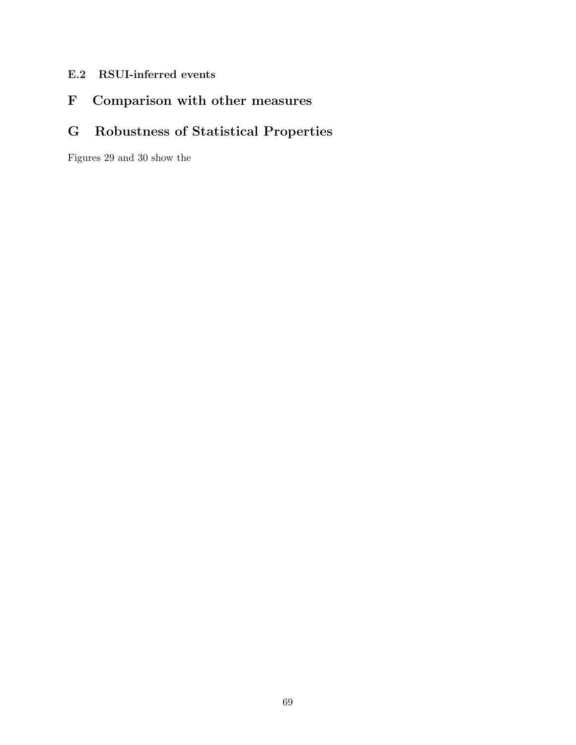### E.2 RSUI-inferred events

## F Comparison with other measures

## G Robustness of Statistical Properties

Figures 29 and 30 show the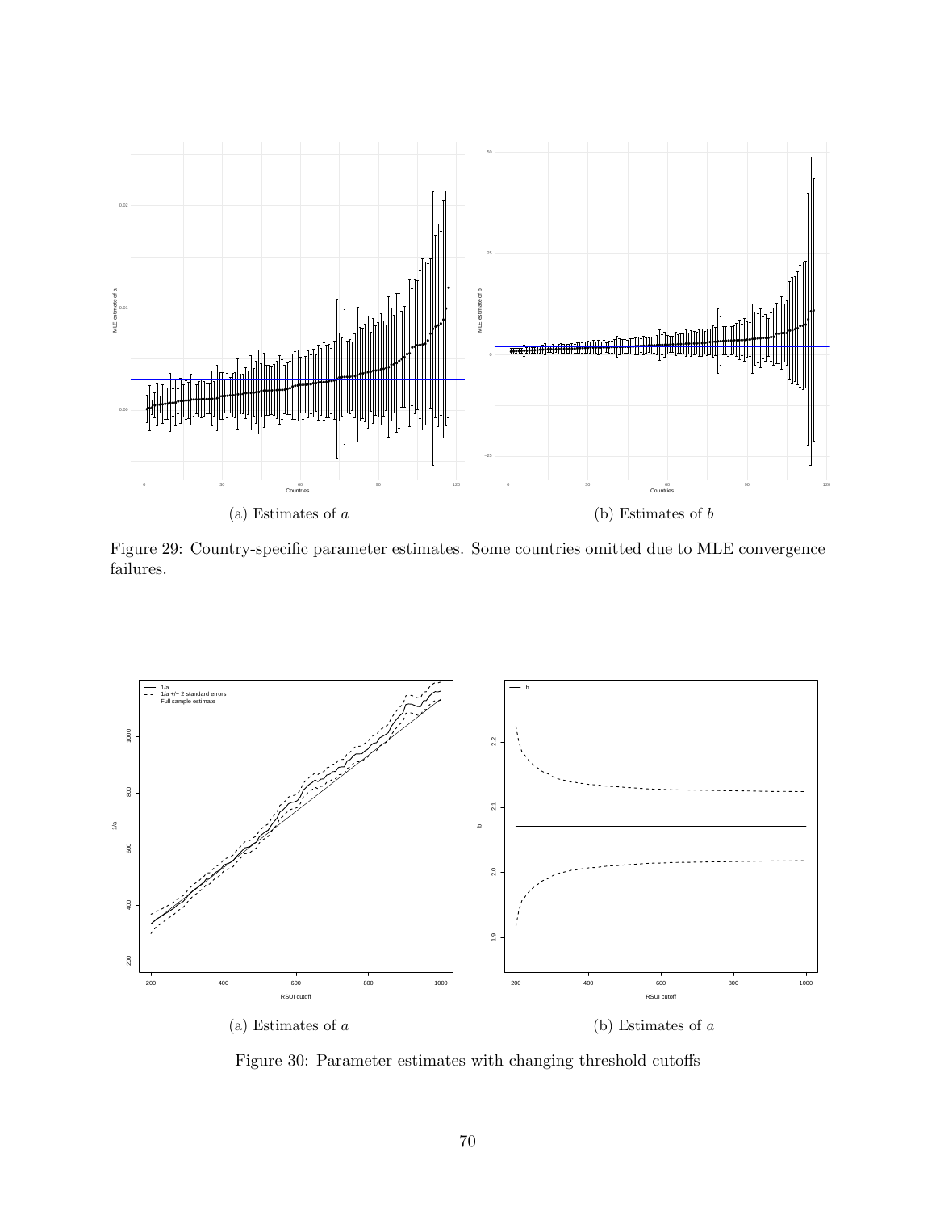MLE estimate of a

0.02

0.01

0.00

0

30

60

90

120

Countries

MLE estimate of b

50

25

0

-25

0

30

60

90

120

Countries

(a) Estimates of $a$

(b) Estimates of $b$

Figure 29: Country-specific parameter estimates. Some countries omitted due to MLE convergence failures.

1/a

1/a +/− 2 standard errors

Full sample estimate

1/a

1000

800

600

400

200

200

400

600

800

1000

RSUI cutoff

b

b

2.2

2.1

2.0

1.9

200

400

600

800

1000

RSUI cutoff

(a) Estimates of $a$

(b) Estimates of $a$

Figure 30: Parameter estimates with changing threshold cutoffs